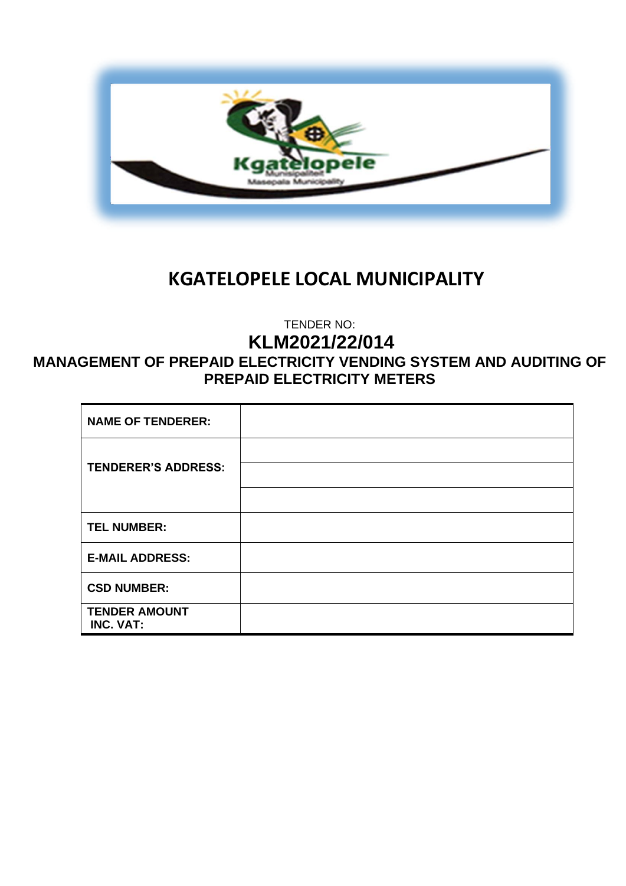# KGATELOPELE LOCAL MUNICIPALITY

TENDER NO:

## KLM2021/22/014

## MANAGEMENT OF PREPAID ELECTRICITY VENDING SYSTEM AND AUDITING OF PREPAID ELECTRICITY METERS

| | |
|---|---|
| **NAME OF TENDERER:** | |
| **TENDERER'S ADDRESS:** | |
| | |
| | |
| **TEL NUMBER:** | |
| **E-MAIL ADDRESS:** | |
| **CSD NUMBER:** | |
| **TENDER AMOUNT INC. VAT:** | |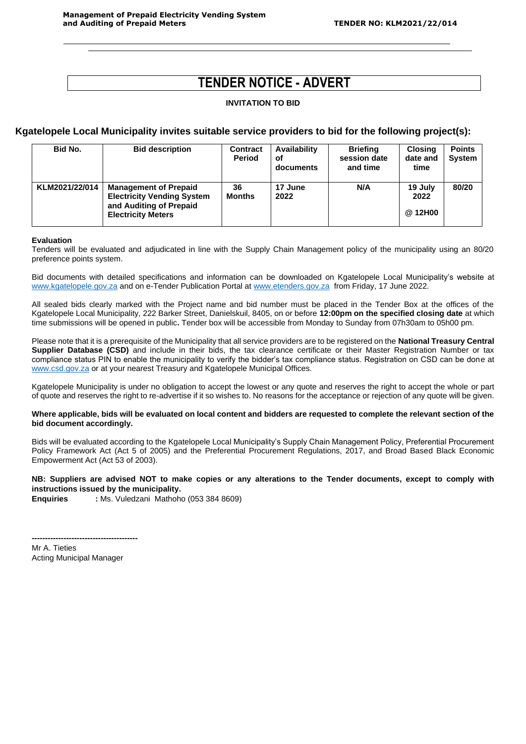# TENDER NOTICE - ADVERT

**INVITATION TO BID**

## Kgatelopele Local Municipality invites suitable service providers to bid for the following project(s):

| Bid No. | Bid description | Contract Period | Availability of documents | Briefing session date and time | Closing date and time | Points System |
|---|---|---|---|---|---|---|
| KLM2021/22/014 | **Management of Prepaid Electricity Vending System and Auditing of Prepaid Electricity Meters** | 36 Months | 17 June 2022 | N/A | 19 July 2022 @ 12H00 | 80/20 |

**Evaluation**

Tenders will be evaluated and adjudicated in line with the Supply Chain Management policy of the municipality using an 80/20 preference points system.

Bid documents with detailed specifications and information can be downloaded on Kgatelopele Local Municipality's website at www.kgatelopele.gov.za and on e-Tender Publication Portal at www.etenders.gov.za from Friday, 17 June 2022.

All sealed bids clearly marked with the Project name and bid number must be placed in the Tender Box at the offices of the Kgatelopele Local Municipality, 222 Barker Street, Danielskuil, 8405, on or before **12:00pm on the specified closing date** at which time submissions will be opened in public**.** Tender box will be accessible from Monday to Sunday from 07h30am to 05h00 pm.

Please note that it is a prerequisite of the Municipality that all service providers are to be registered on the **National Treasury Central Supplier Database (CSD)** and include in their bids, the tax clearance certificate or their Master Registration Number or tax compliance status PIN to enable the municipality to verify the bidder's tax compliance status. Registration on CSD can be done at www.csd.gov.za or at your nearest Treasury and Kgatelopele Municipal Offices.

Kgatelopele Municipality is under no obligation to accept the lowest or any quote and reserves the right to accept the whole or part of quote and reserves the right to re-advertise if it so wishes to. No reasons for the acceptance or rejection of any quote will be given.

**Where applicable, bids will be evaluated on local content and bidders are requested to complete the relevant section of the bid document accordingly.**

Bids will be evaluated according to the Kgatelopele Local Municipality's Supply Chain Management Policy, Preferential Procurement Policy Framework Act (Act 5 of 2005) and the Preferential Procurement Regulations, 2017, and Broad Based Black Economic Empowerment Act (Act 53 of 2003).

**NB: Suppliers are advised NOT to make copies or any alterations to the Tender documents, except to comply with instructions issued by the municipality.**

**Enquiries** **:** Ms. Vuledzani Mathoho (053 384 8609)

----------------------------------------

Mr A. Tieties
Acting Municipal Manager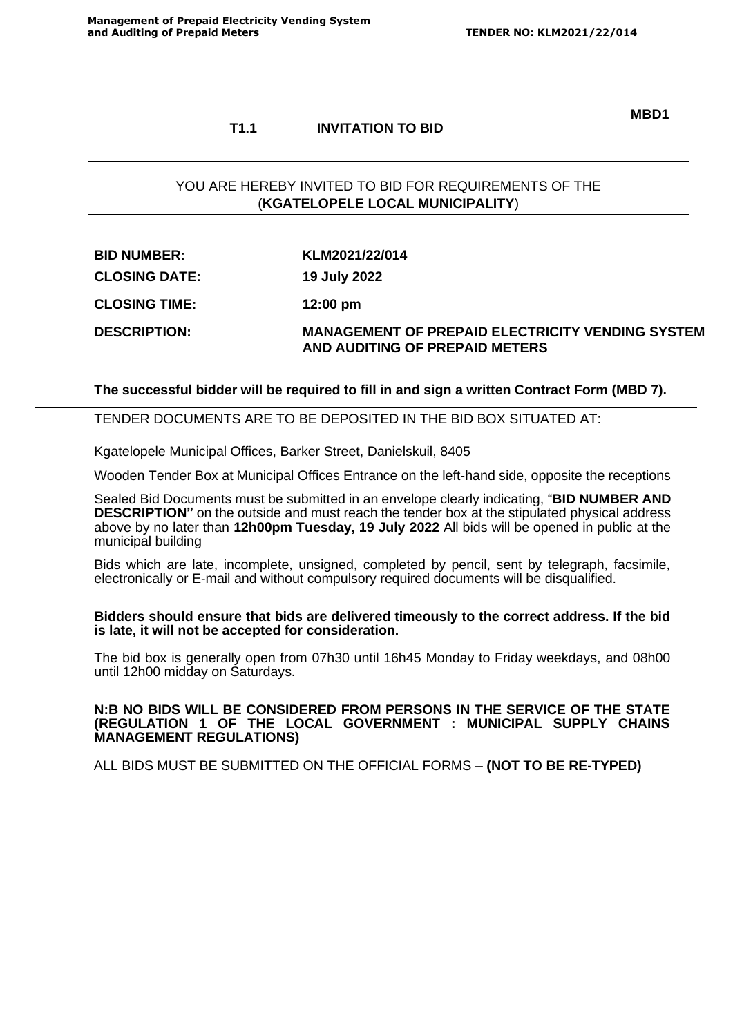MBD1

## T1.1 INVITATION TO BID

YOU ARE HEREBY INVITED TO BID FOR REQUIREMENTS OF THE (**KGATELOPELE LOCAL MUNICIPALITY**)

| | |
|---|---|
| **BID NUMBER:** | **KLM2021/22/014** |
| **CLOSING DATE:** | **19 July 2022** |
| **CLOSING TIME:** | **12:00 pm** |
| **DESCRIPTION:** | **MANAGEMENT OF PREPAID ELECTRICITY VENDING SYSTEM AND AUDITING OF PREPAID METERS** |

**The successful bidder will be required to fill in and sign a written Contract Form (MBD 7).**

TENDER DOCUMENTS ARE TO BE DEPOSITED IN THE BID BOX SITUATED AT:

Kgatelopele Municipal Offices, Barker Street, Danielskuil, 8405

Wooden Tender Box at Municipal Offices Entrance on the left-hand side, opposite the receptions

Sealed Bid Documents must be submitted in an envelope clearly indicating, "**BID NUMBER AND DESCRIPTION"** on the outside and must reach the tender box at the stipulated physical address above by no later than **12h00pm Tuesday, 19 July 2022** All bids will be opened in public at the municipal building

Bids which are late, incomplete, unsigned, completed by pencil, sent by telegraph, facsimile, electronically or E-mail and without compulsory required documents will be disqualified.

**Bidders should ensure that bids are delivered timeously to the correct address. If the bid is late, it will not be accepted for consideration.**

The bid box is generally open from 07h30 until 16h45 Monday to Friday weekdays, and 08h00 until 12h00 midday on Saturdays.

**N:B NO BIDS WILL BE CONSIDERED FROM PERSONS IN THE SERVICE OF THE STATE (REGULATION 1 OF THE LOCAL GOVERNMENT : MUNICIPAL SUPPLY CHAINS MANAGEMENT REGULATIONS)**

ALL BIDS MUST BE SUBMITTED ON THE OFFICIAL FORMS – **(NOT TO BE RE-TYPED)**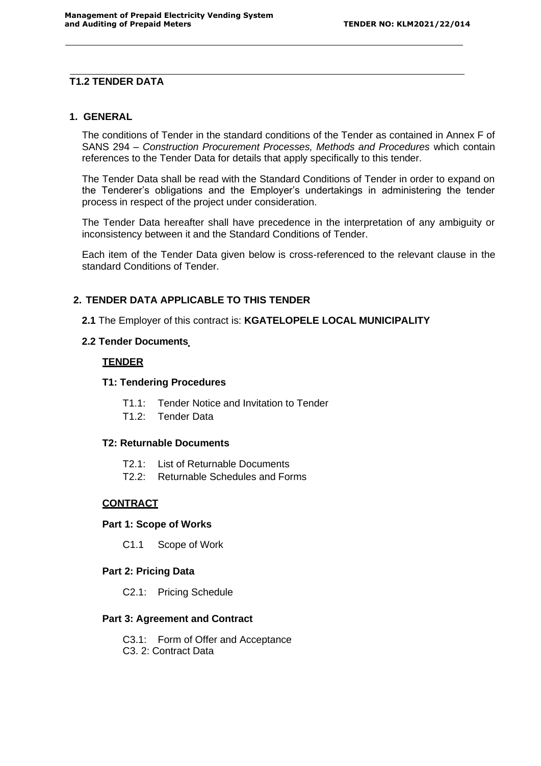## T1.2 TENDER DATA

### 1. GENERAL

The conditions of Tender in the standard conditions of the Tender as contained in Annex F of SANS 294 – *Construction Procurement Processes, Methods and Procedures* which contain references to the Tender Data for details that apply specifically to this tender.

The Tender Data shall be read with the Standard Conditions of Tender in order to expand on the Tenderer's obligations and the Employer's undertakings in administering the tender process in respect of the project under consideration.

The Tender Data hereafter shall have precedence in the interpretation of any ambiguity or inconsistency between it and the Standard Conditions of Tender.

Each item of the Tender Data given below is cross-referenced to the relevant clause in the standard Conditions of Tender.

### 2. TENDER DATA APPLICABLE TO THIS TENDER

**2.1** The Employer of this contract is: **KGATELOPELE LOCAL MUNICIPALITY**

**2.2 Tender Documents**

**TENDER**

**T1: Tendering Procedures**

- T1.1: Tender Notice and Invitation to Tender
- T1.2: Tender Data

**T2: Returnable Documents**

- T2.1: List of Returnable Documents
- T2.2: Returnable Schedules and Forms

**CONTRACT**

**Part 1: Scope of Works**

- C1.1 Scope of Work

**Part 2: Pricing Data**

- C2.1: Pricing Schedule

**Part 3: Agreement and Contract**

- C3.1: Form of Offer and Acceptance
- C3. 2: Contract Data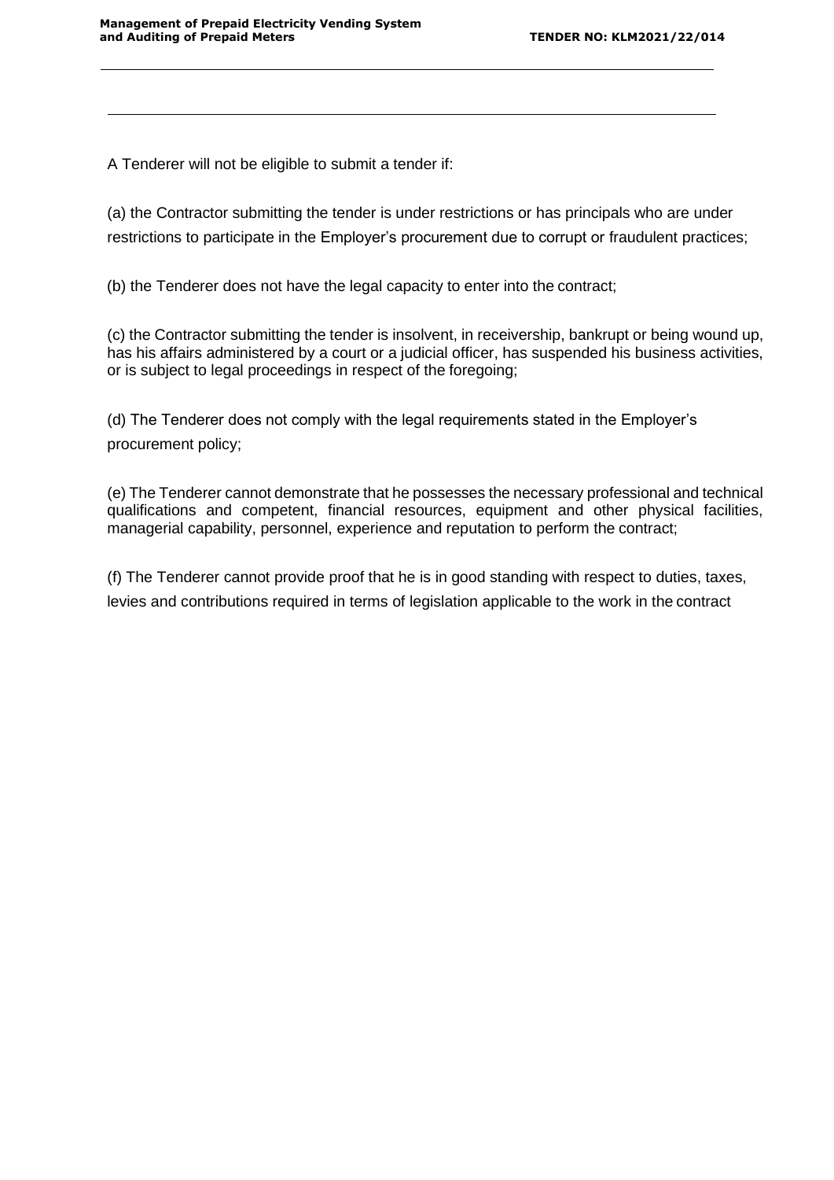A Tenderer will not be eligible to submit a tender if:

(a) the Contractor submitting the tender is under restrictions or has principals who are under restrictions to participate in the Employer's procurement due to corrupt or fraudulent practices;

(b) the Tenderer does not have the legal capacity to enter into the contract;

(c) the Contractor submitting the tender is insolvent, in receivership, bankrupt or being wound up, has his affairs administered by a court or a judicial officer, has suspended his business activities, or is subject to legal proceedings in respect of the foregoing;

(d) The Tenderer does not comply with the legal requirements stated in the Employer's procurement policy;

(e) The Tenderer cannot demonstrate that he possesses the necessary professional and technical qualifications and competent, financial resources, equipment and other physical facilities, managerial capability, personnel, experience and reputation to perform the contract;

(f) The Tenderer cannot provide proof that he is in good standing with respect to duties, taxes, levies and contributions required in terms of legislation applicable to the work in the contract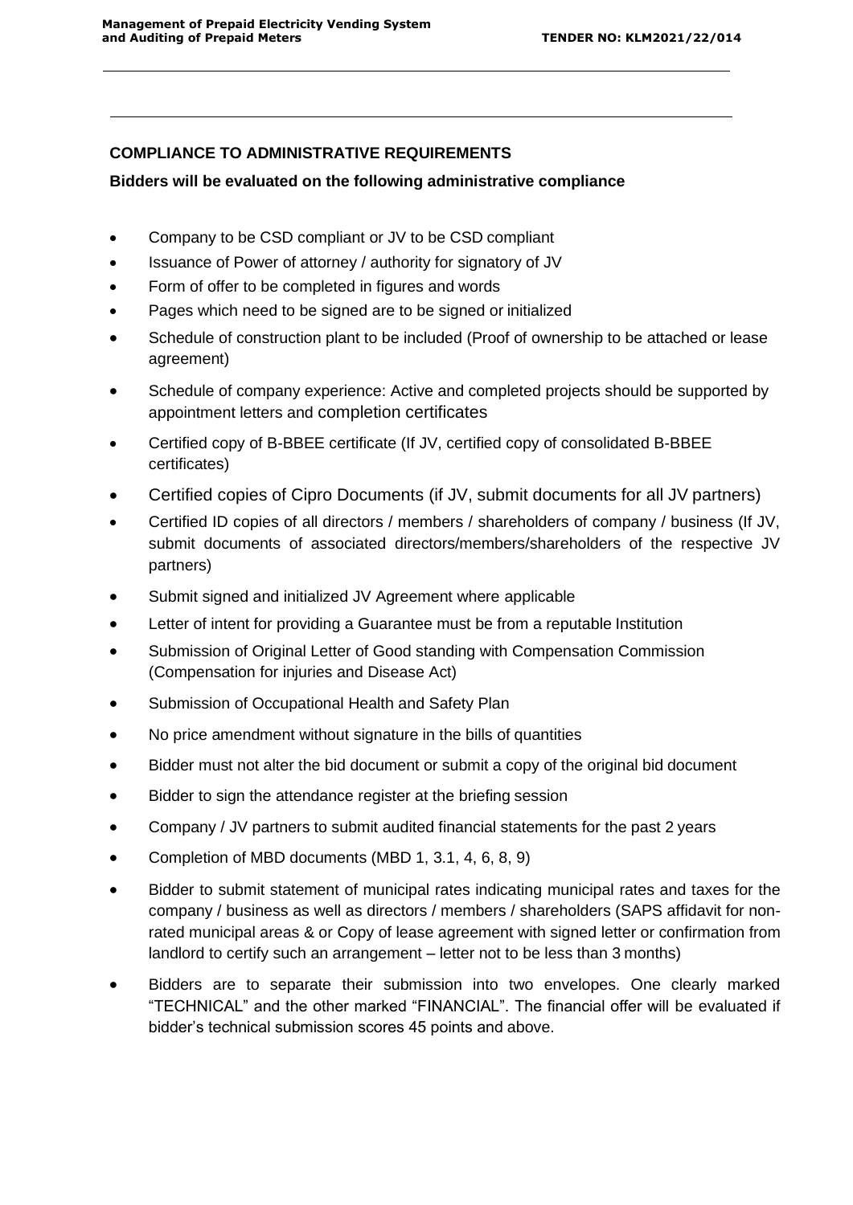**COMPLIANCE TO ADMINISTRATIVE REQUIREMENTS**

**Bidders will be evaluated on the following administrative compliance**

- Company to be CSD compliant or JV to be CSD compliant
- Issuance of Power of attorney / authority for signatory of JV
- Form of offer to be completed in figures and words
- Pages which need to be signed are to be signed or initialized
- Schedule of construction plant to be included (Proof of ownership to be attached or lease agreement)
- Schedule of company experience: Active and completed projects should be supported by appointment letters and completion certificates
- Certified copy of B-BBEE certificate (If JV, certified copy of consolidated B-BBEE certificates)
- Certified copies of Cipro Documents (if JV, submit documents for all JV partners)
- Certified ID copies of all directors / members / shareholders of company / business (If JV, submit documents of associated directors/members/shareholders of the respective JV partners)
- Submit signed and initialized JV Agreement where applicable
- Letter of intent for providing a Guarantee must be from a reputable Institution
- Submission of Original Letter of Good standing with Compensation Commission (Compensation for injuries and Disease Act)
- Submission of Occupational Health and Safety Plan
- No price amendment without signature in the bills of quantities
- Bidder must not alter the bid document or submit a copy of the original bid document
- Bidder to sign the attendance register at the briefing session
- Company / JV partners to submit audited financial statements for the past 2 years
- Completion of MBD documents (MBD 1, 3.1, 4, 6, 8, 9)
- Bidder to submit statement of municipal rates indicating municipal rates and taxes for the company / business as well as directors / members / shareholders (SAPS affidavit for non-rated municipal areas & or Copy of lease agreement with signed letter or confirmation from landlord to certify such an arrangement – letter not to be less than 3 months)
- Bidders are to separate their submission into two envelopes. One clearly marked "TECHNICAL" and the other marked "FINANCIAL". The financial offer will be evaluated if bidder's technical submission scores 45 points and above.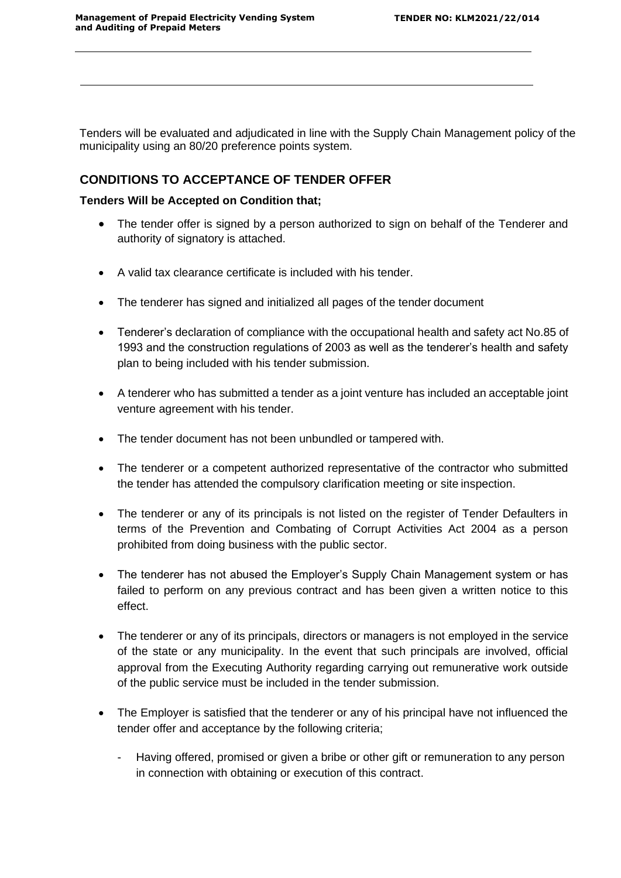Tenders will be evaluated and adjudicated in line with the Supply Chain Management policy of the municipality using an 80/20 preference points system.

## CONDITIONS TO ACCEPTANCE OF TENDER OFFER

**Tenders Will be Accepted on Condition that;**

- The tender offer is signed by a person authorized to sign on behalf of the Tenderer and authority of signatory is attached.
- A valid tax clearance certificate is included with his tender.
- The tenderer has signed and initialized all pages of the tender document
- Tenderer's declaration of compliance with the occupational health and safety act No.85 of 1993 and the construction regulations of 2003 as well as the tenderer's health and safety plan to being included with his tender submission.
- A tenderer who has submitted a tender as a joint venture has included an acceptable joint venture agreement with his tender.
- The tender document has not been unbundled or tampered with.
- The tenderer or a competent authorized representative of the contractor who submitted the tender has attended the compulsory clarification meeting or site inspection.
- The tenderer or any of its principals is not listed on the register of Tender Defaulters in terms of the Prevention and Combating of Corrupt Activities Act 2004 as a person prohibited from doing business with the public sector.
- The tenderer has not abused the Employer's Supply Chain Management system or has failed to perform on any previous contract and has been given a written notice to this effect.
- The tenderer or any of its principals, directors or managers is not employed in the service of the state or any municipality. In the event that such principals are involved, official approval from the Executing Authority regarding carrying out remunerative work outside of the public service must be included in the tender submission.
- The Employer is satisfied that the tenderer or any of his principal have not influenced the tender offer and acceptance by the following criteria;
  - Having offered, promised or given a bribe or other gift or remuneration to any person in connection with obtaining or execution of this contract.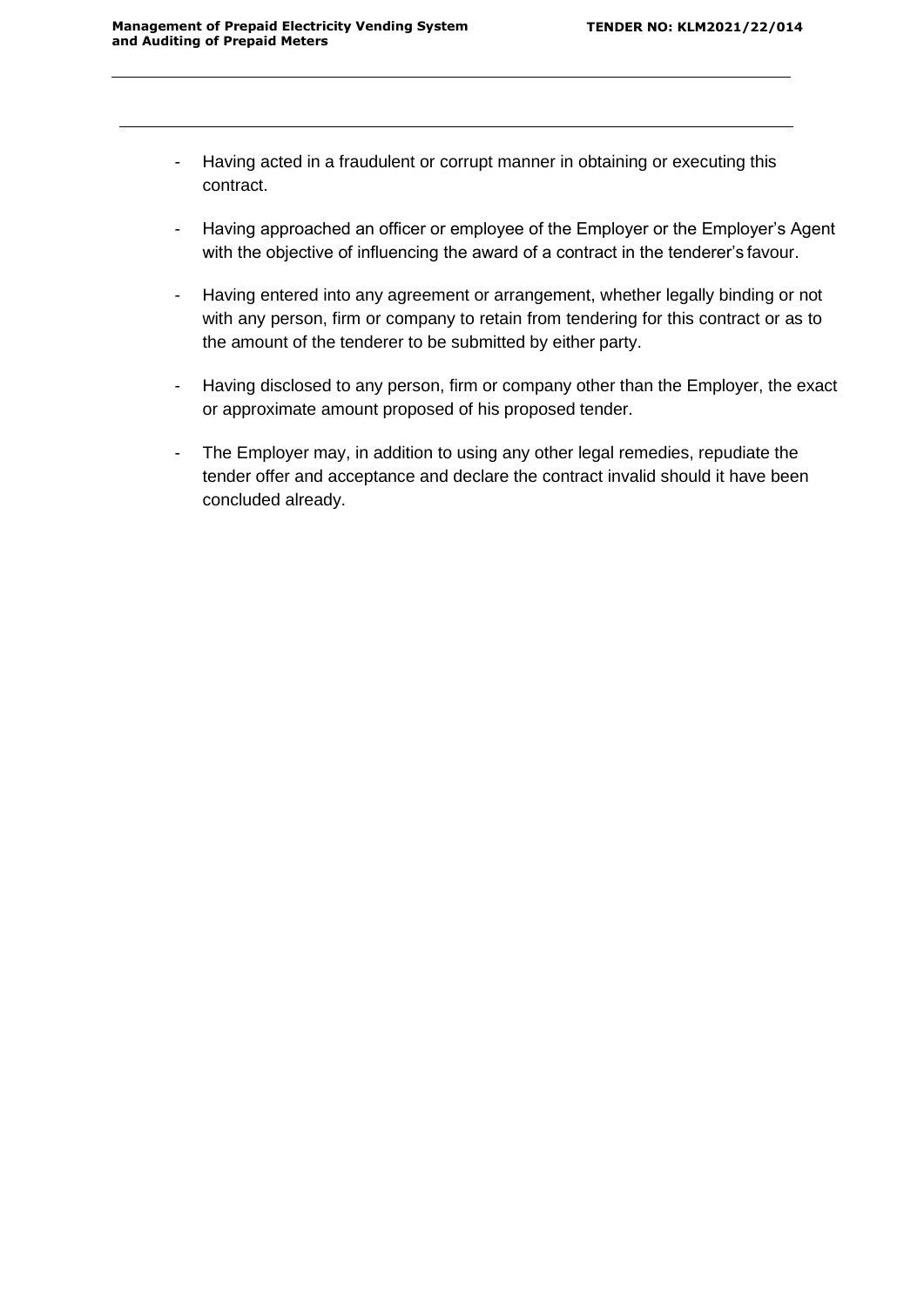- Having acted in a fraudulent or corrupt manner in obtaining or executing this contract.

- Having approached an officer or employee of the Employer or the Employer's Agent with the objective of influencing the award of a contract in the tenderer's favour.

- Having entered into any agreement or arrangement, whether legally binding or not with any person, firm or company to retain from tendering for this contract or as to the amount of the tenderer to be submitted by either party.

- Having disclosed to any person, firm or company other than the Employer, the exact or approximate amount proposed of his proposed tender.

- The Employer may, in addition to using any other legal remedies, repudiate the tender offer and acceptance and declare the contract invalid should it have been concluded already.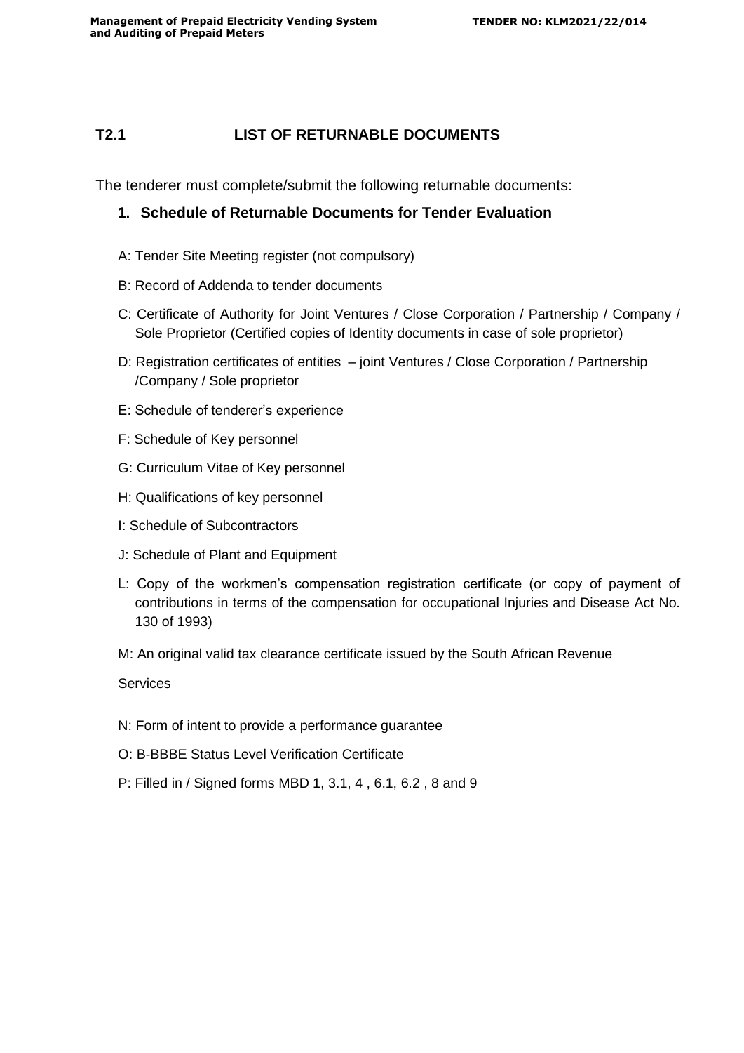## T2.1 LIST OF RETURNABLE DOCUMENTS

The tenderer must complete/submit the following returnable documents:

### 1. Schedule of Returnable Documents for Tender Evaluation

A: Tender Site Meeting register (not compulsory)

B: Record of Addenda to tender documents

C: Certificate of Authority for Joint Ventures / Close Corporation / Partnership / Company / Sole Proprietor (Certified copies of Identity documents in case of sole proprietor)

D: Registration certificates of entities – joint Ventures / Close Corporation / Partnership /Company / Sole proprietor

E: Schedule of tenderer's experience

F: Schedule of Key personnel

G: Curriculum Vitae of Key personnel

H: Qualifications of key personnel

I: Schedule of Subcontractors

J: Schedule of Plant and Equipment

L: Copy of the workmen's compensation registration certificate (or copy of payment of contributions in terms of the compensation for occupational Injuries and Disease Act No. 130 of 1993)

M: An original valid tax clearance certificate issued by the South African Revenue Services

N: Form of intent to provide a performance guarantee

O: B-BBBE Status Level Verification Certificate

P: Filled in / Signed forms MBD 1, 3.1, 4 , 6.1, 6.2 , 8 and 9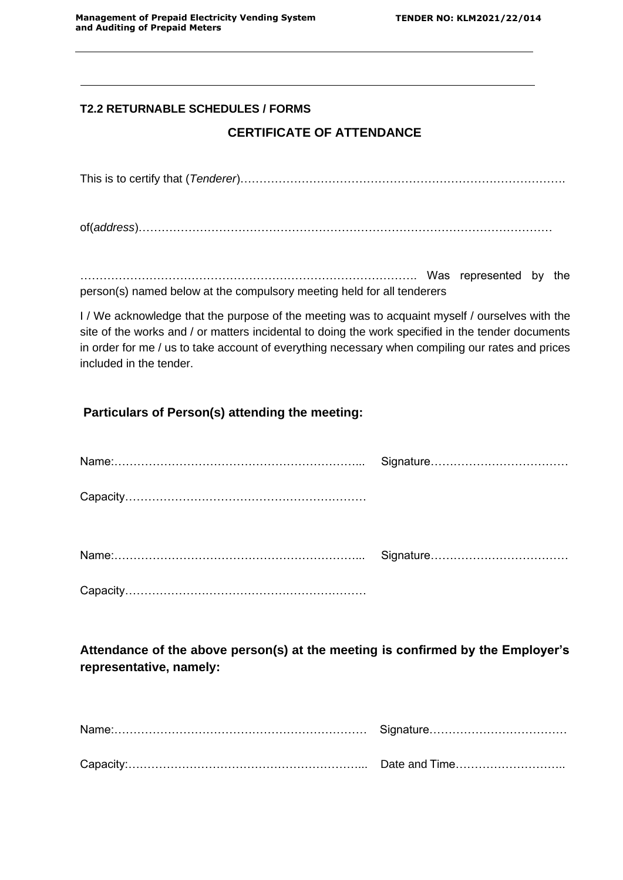**T2.2 RETURNABLE SCHEDULES / FORMS**

## CERTIFICATE OF ATTENDANCE

This is to certify that (*Tenderer*)…………………………………………………………………………….

of(*address*)………………………………………………………………………………………………

……………………………………………………………………………. Was represented by the person(s) named below at the compulsory meeting held for all tenderers

I / We acknowledge that the purpose of the meeting was to acquaint myself / ourselves with the site of the works and / or matters incidental to doing the work specified in the tender documents in order for me / us to take account of everything necessary when compiling our rates and prices included in the tender.

**Particulars of Person(s) attending the meeting:**

Name:………………………………………………………... Signature………………………………

Capacity……………………………………………………

Name:………………………………………………………... Signature………………………………

Capacity……………………………………………………

**Attendance of the above person(s) at the meeting is confirmed by the Employer's representative, namely:**

Name:………………………………………………………… Signature………………………………

Capacity:…………………………………………………... Date and Time………………………..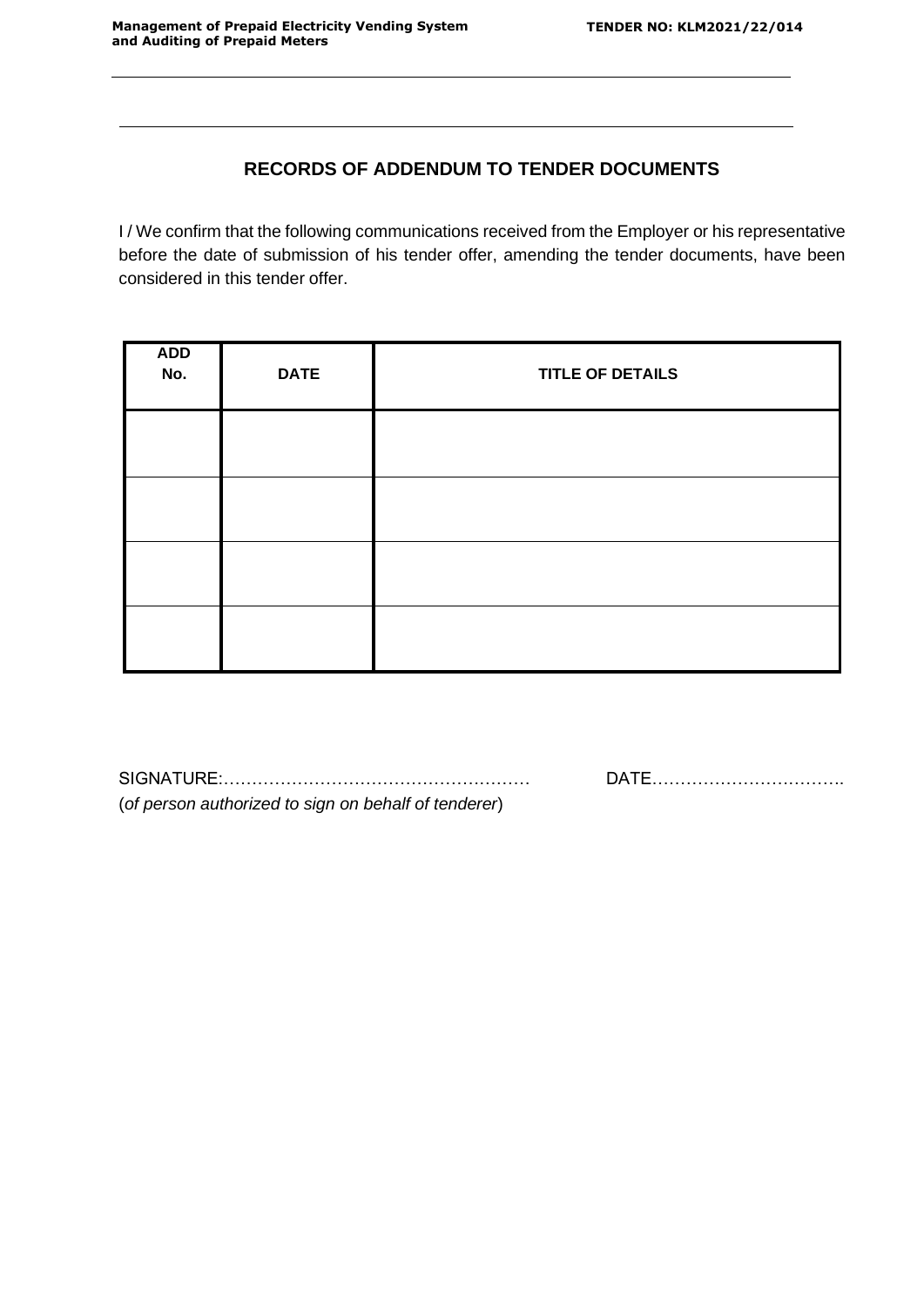## RECORDS OF ADDENDUM TO TENDER DOCUMENTS

I / We confirm that the following communications received from the Employer or his representative before the date of submission of his tender offer, amending the tender documents, have been considered in this tender offer.

| ADD No. | DATE | TITLE OF DETAILS |
|---|---|---|
| | | |
| | | |
| | | |
| | | |

SIGNATURE:……………………………………………… DATE…………………………….

(*of person authorized to sign on behalf of tenderer*)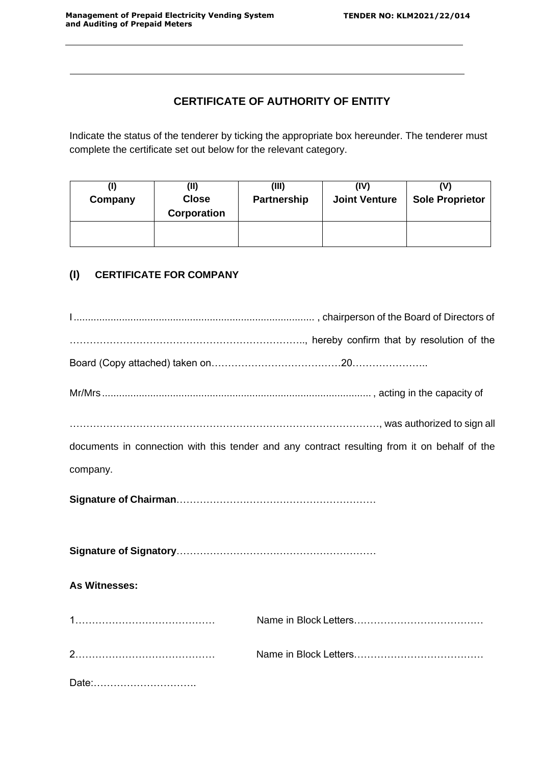## CERTIFICATE OF AUTHORITY OF ENTITY

Indicate the status of the tenderer by ticking the appropriate box hereunder. The tenderer must complete the certificate set out below for the relevant category.

| (I) Company | (II) Close Corporation | (III) Partnership | (IV) Joint Venture | (V) Sole Proprietor |
|---|---|---|---|---|
| | | | | |

### (I) CERTIFICATE FOR COMPANY

I..................................................................................... , chairperson of the Board of Directors of ……………………………………………………………., hereby confirm that by resolution of the Board (Copy attached) taken on…………………………………20…………………..

Mr/Mrs............................................................................................. , acting in the capacity of

………………………………………………………………………………, was authorized to sign all documents in connection with this tender and any contract resulting from it on behalf of the company.

**Signature of Chairman**……………………………………………………

**Signature of Signatory**……………………………………………………

**As Witnesses:**

1…………………………………… Name in Block Letters…………………………………

2…………………………………… Name in Block Letters…………………………………

Date:………………………….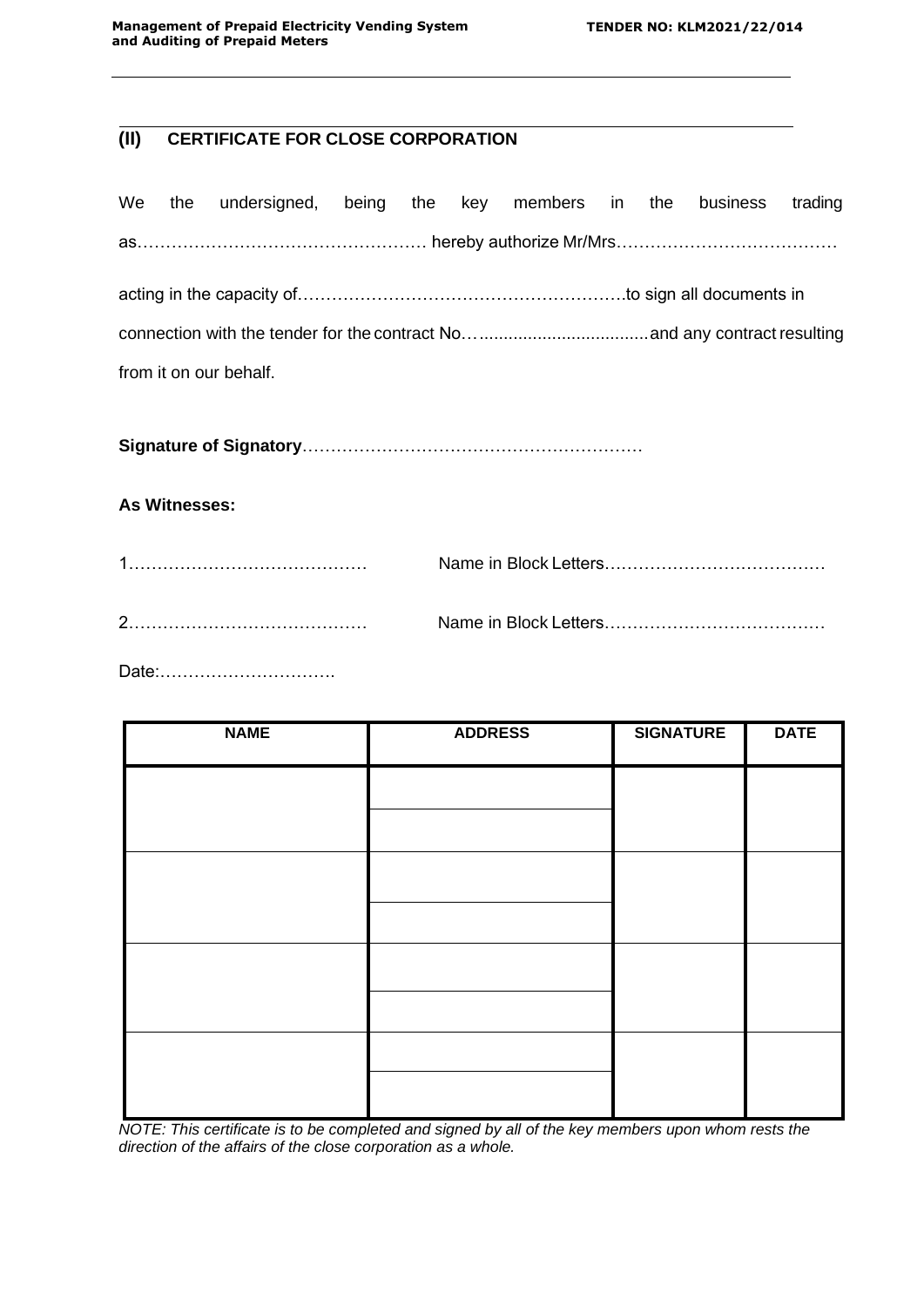## (II) CERTIFICATE FOR CLOSE CORPORATION

We the undersigned, being the key members in the business trading as…………………………………………… hereby authorize Mr/Mrs…………………………………

acting in the capacity of…………………………………………………to sign all documents in connection with the tender for the contract No…..................................and any contract resulting from it on our behalf.

**Signature of Signatory**……………………………………………………

**As Witnesses:**

1…………………………………… Name in Block Letters…………………………………

2…………………………………… Name in Block Letters…………………………………

Date:………………………….

| NAME | ADDRESS | SIGNATURE | DATE |
|---|---|---|---|
| | | | |
| | | | |
| | | | |
| | | | |

*NOTE: This certificate is to be completed and signed by all of the key members upon whom rests the direction of the affairs of the close corporation as a whole.*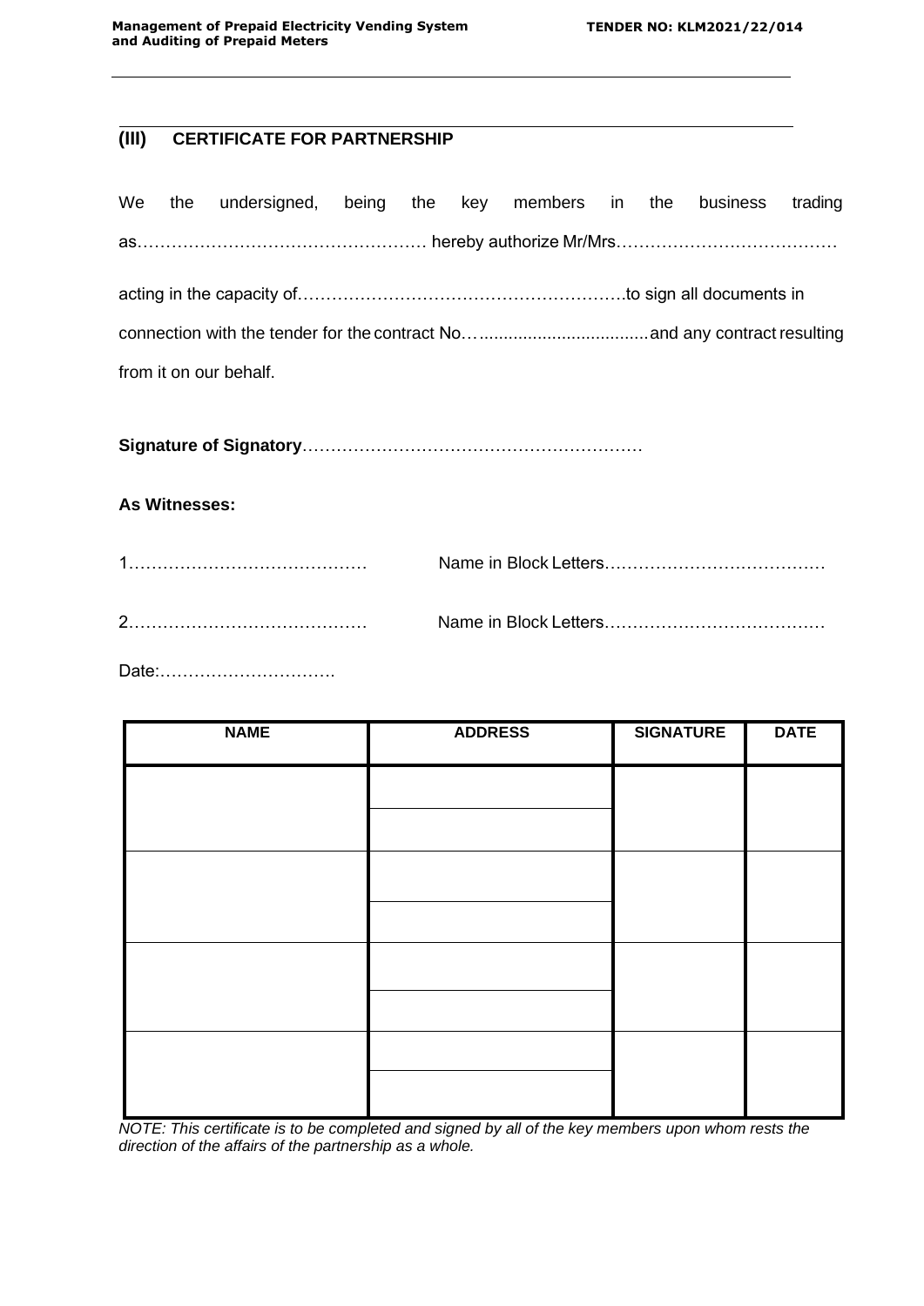## (III) CERTIFICATE FOR PARTNERSHIP

We the undersigned, being the key members in the business trading as…………………………………………… hereby authorize Mr/Mrs…………………………………

acting in the capacity of………………………………………………….to sign all documents in connection with the tender for the contract No…..................................and any contract resulting from it on our behalf.

**Signature of Signatory**……………………………………………………

**As Witnesses:**

1…………………………………… Name in Block Letters…………………………………

2…………………………………… Name in Block Letters…………………………………

Date:………………………….

| NAME | ADDRESS | SIGNATURE | DATE |
|---|---|---|---|
| | | | |
| | | | |
| | | | |
| | | | |
| | | | |
| | | | |
| | | | |
| | | | |

*NOTE: This certificate is to be completed and signed by all of the key members upon whom rests the direction of the affairs of the partnership as a whole.*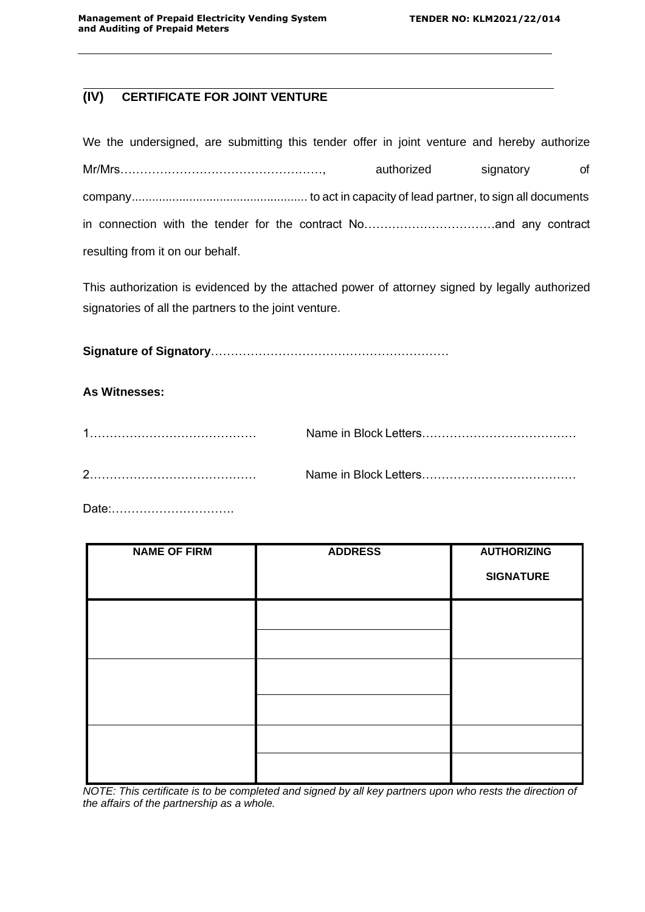## (IV) CERTIFICATE FOR JOINT VENTURE

We the undersigned, are submitting this tender offer in joint venture and hereby authorize Mr/Mrs……………………………………………, authorized signatory of company.................................................... to act in capacity of lead partner, to sign all documents in connection with the tender for the contract No……………………………and any contract resulting from it on our behalf.

This authorization is evidenced by the attached power of attorney signed by legally authorized signatories of all the partners to the joint venture.

**Signature of Signatory**……………………………………………………

**As Witnesses:**

1…………………………………… Name in Block Letters…………………………………

2…………………………………… Name in Block Letters…………………………………

Date:………………………….

| NAME OF FIRM | ADDRESS | AUTHORIZING SIGNATURE |
|---|---|---|
| | | |
| | | |
| | | |
| | | |
| | | |
| | | |

*NOTE: This certificate is to be completed and signed by all key partners upon who rests the direction of the affairs of the partnership as a whole.*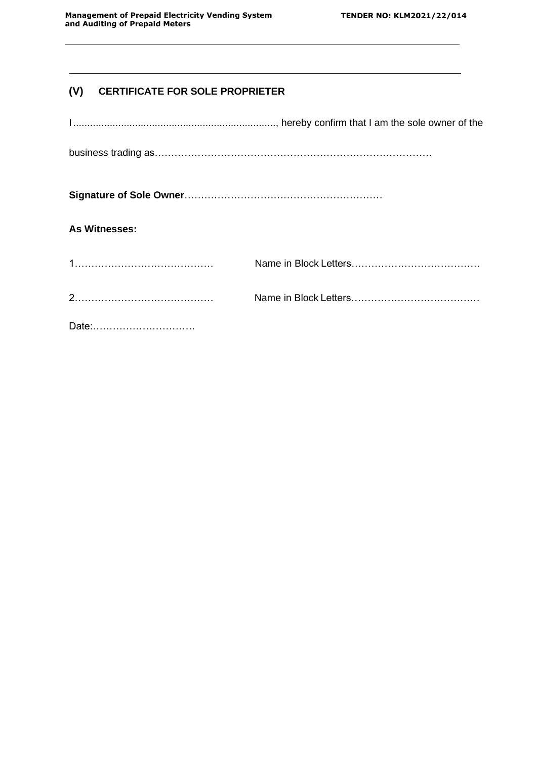## (V) CERTIFICATE FOR SOLE PROPRIETER

I........................................................................, hereby confirm that I am the sole owner of the

business trading as……………………………………………………………………….

**Signature of Sole Owner**……………………………………………………

**As Witnesses:**

1……………………………………  Name in Block Letters…………………………………

2……………………………………  Name in Block Letters…………………………………

Date:………………………….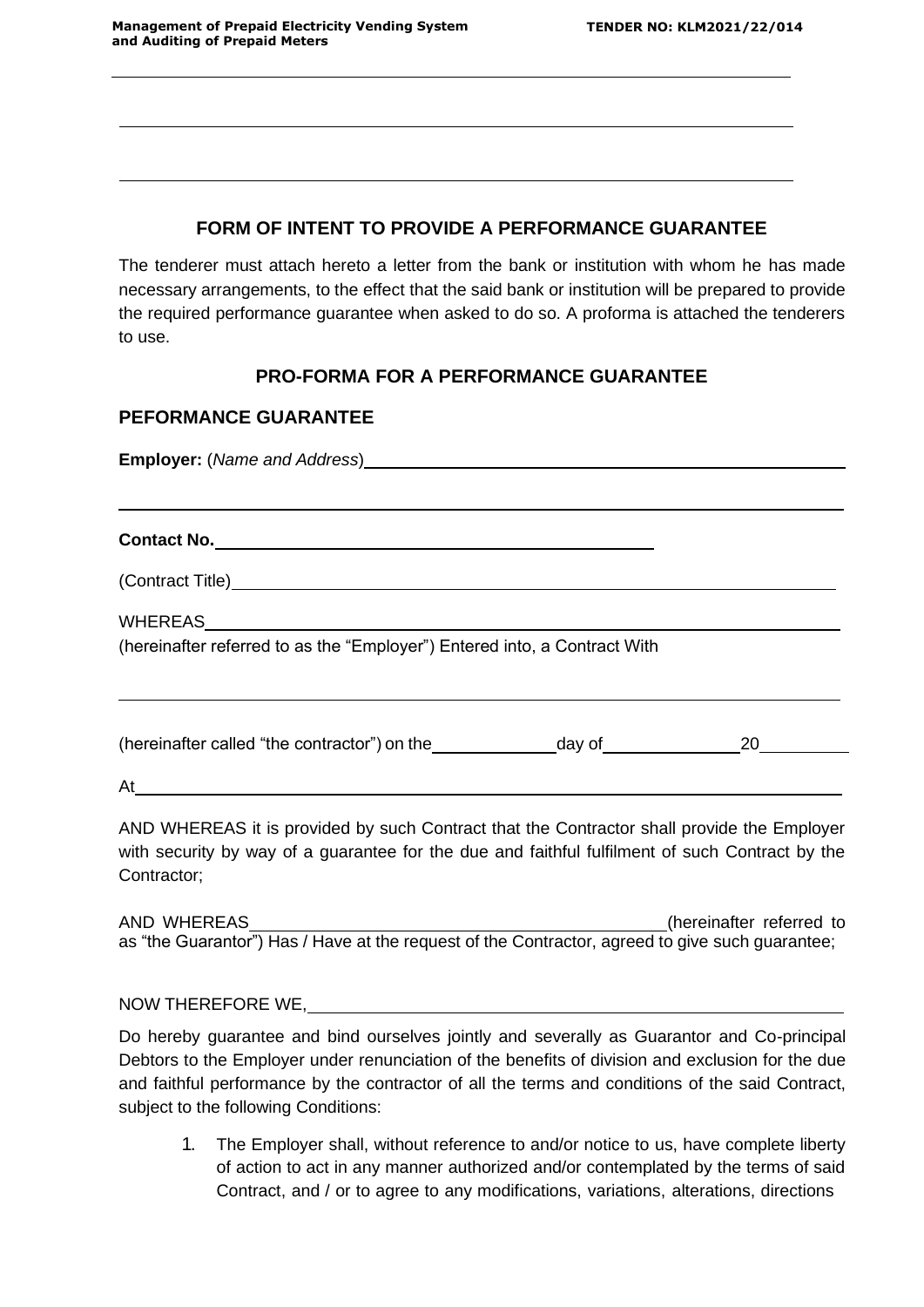## FORM OF INTENT TO PROVIDE A PERFORMANCE GUARANTEE

The tenderer must attach hereto a letter from the bank or institution with whom he has made necessary arrangements, to the effect that the said bank or institution will be prepared to provide the required performance guarantee when asked to do so. A proforma is attached the tenderers to use.

## PRO-FORMA FOR A PERFORMANCE GUARANTEE

## PEFORMANCE GUARANTEE

**Employer:** (*Name and Address*)______________________________________________

______________________________________________________________________

**Contact No.**________________________________________

(Contract Title)____________________________________________________________

WHEREAS_________________________________________________________________
(hereinafter referred to as the "Employer") Entered into, a Contract With

______________________________________________________________________

(hereinafter called "the contractor") on the____________day of_____________20________

At_____________________________________________________________________

AND WHEREAS it is provided by such Contract that the Contractor shall provide the Employer with security by way of a guarantee for the due and faithful fulfilment of such Contract by the Contractor;

AND WHEREAS________________________________________(hereinafter referred to as "the Guarantor") Has / Have at the request of the Contractor, agreed to give such guarantee;

NOW THEREFORE WE,____________________________________________________

Do hereby guarantee and bind ourselves jointly and severally as Guarantor and Co-principal Debtors to the Employer under renunciation of the benefits of division and exclusion for the due and faithful performance by the contractor of all the terms and conditions of the said Contract, subject to the following Conditions:

1. The Employer shall, without reference to and/or notice to us, have complete liberty of action to act in any manner authorized and/or contemplated by the terms of said Contract, and / or to agree to any modifications, variations, alterations, directions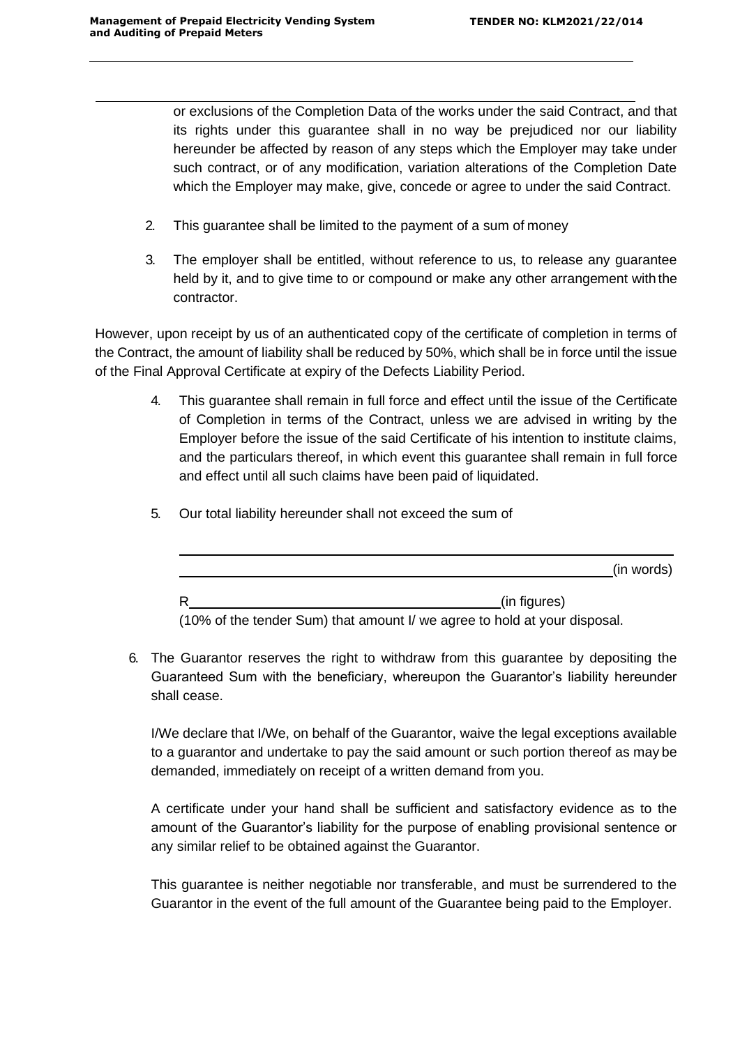or exclusions of the Completion Data of the works under the said Contract, and that its rights under this guarantee shall in no way be prejudiced nor our liability hereunder be affected by reason of any steps which the Employer may take under such contract, or of any modification, variation alterations of the Completion Date which the Employer may make, give, concede or agree to under the said Contract.

2. This guarantee shall be limited to the payment of a sum of money

3. The employer shall be entitled, without reference to us, to release any guarantee held by it, and to give time to or compound or make any other arrangement with the contractor.

However, upon receipt by us of an authenticated copy of the certificate of completion in terms of the Contract, the amount of liability shall be reduced by 50%, which shall be in force until the issue of the Final Approval Certificate at expiry of the Defects Liability Period.

4. This guarantee shall remain in full force and effect until the issue of the Certificate of Completion in terms of the Contract, unless we are advised in writing by the Employer before the issue of the said Certificate of his intention to institute claims, and the particulars thereof, in which event this guarantee shall remain in full force and effect until all such claims have been paid of liquidated.

5. Our total liability hereunder shall not exceed the sum of

   ______________________________________________________________

   ______________________________________________________________ (in words)

   R__________________________________________ (in figures)

   (10% of the tender Sum) that amount I/ we agree to hold at your disposal.

6. The Guarantor reserves the right to withdraw from this guarantee by depositing the Guaranteed Sum with the beneficiary, whereupon the Guarantor's liability hereunder shall cease.

   I/We declare that I/We, on behalf of the Guarantor, waive the legal exceptions available to a guarantor and undertake to pay the said amount or such portion thereof as may be demanded, immediately on receipt of a written demand from you.

   A certificate under your hand shall be sufficient and satisfactory evidence as to the amount of the Guarantor's liability for the purpose of enabling provisional sentence or any similar relief to be obtained against the Guarantor.

   This guarantee is neither negotiable nor transferable, and must be surrendered to the Guarantor in the event of the full amount of the Guarantee being paid to the Employer.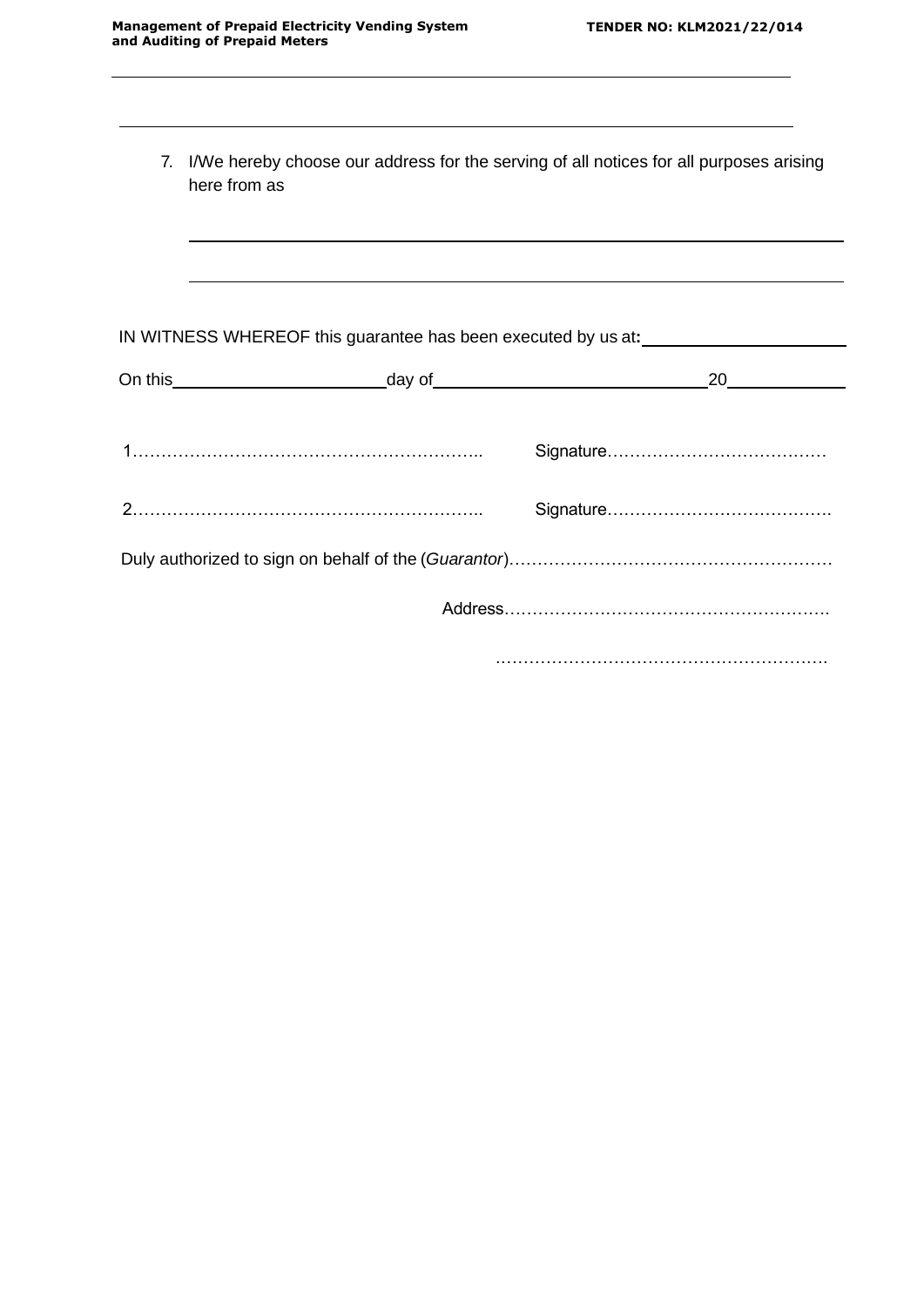7. I/We hereby choose our address for the serving of all notices for all purposes arising here from as

___________________________________________________________________________

___________________________________________________________________________

IN WITNESS WHEREOF this guarantee has been executed by us at: ______________________

On this ______________________ day of ____________________________ 20 ____________

1…………………………………………………….. Signature…………………………………

2…………………………………………………….. Signature………………………………….

Duly authorized to sign on behalf of the (*Guarantor*)…………………………………………………

Address………………………………………………….

………………………………………………….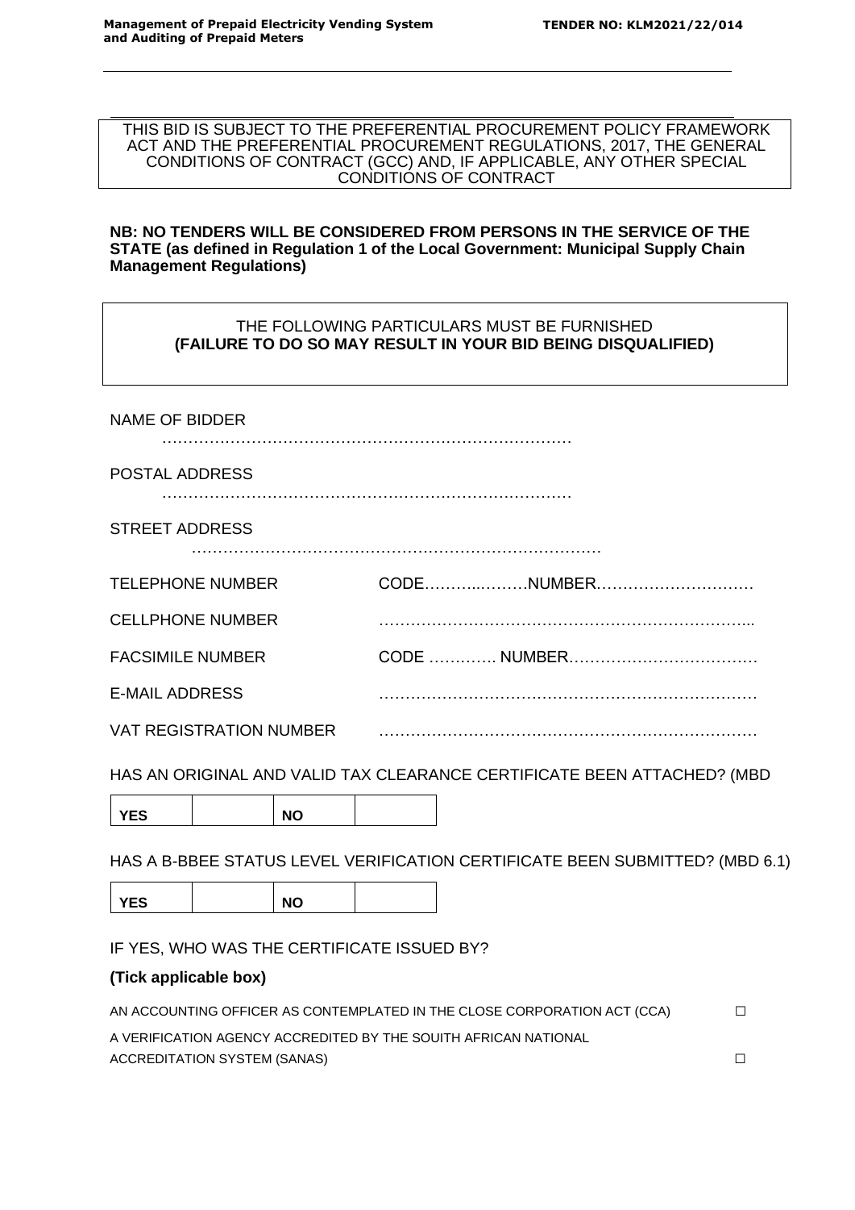THIS BID IS SUBJECT TO THE PREFERENTIAL PROCUREMENT POLICY FRAMEWORK ACT AND THE PREFERENTIAL PROCUREMENT REGULATIONS, 2017, THE GENERAL CONDITIONS OF CONTRACT (GCC) AND, IF APPLICABLE, ANY OTHER SPECIAL CONDITIONS OF CONTRACT

**NB: NO TENDERS WILL BE CONSIDERED FROM PERSONS IN THE SERVICE OF THE STATE (as defined in Regulation 1 of the Local Government: Municipal Supply Chain Management Regulations)**

THE FOLLOWING PARTICULARS MUST BE FURNISHED
**(FAILURE TO DO SO MAY RESULT IN YOUR BID BEING DISQUALIFIED)**

NAME OF BIDDER ……………………………………………………………………

POSTAL ADDRESS ……………………………………………………………………

STREET ADDRESS ……………………………………………………………………

TELEPHONE NUMBER CODE…………………NUMBER…………………………

CELLPHONE NUMBER ……………………………………………………………...

FACSIMILE NUMBER CODE …………. NUMBER………………………………

E-MAIL ADDRESS ………………………………………………………………

VAT REGISTRATION NUMBER ………………………………………………………………

HAS AN ORIGINAL AND VALID TAX CLEARANCE CERTIFICATE BEEN ATTACHED? (MBD

| YES | | NO | |
|---|---|---|---|

HAS A B-BBEE STATUS LEVEL VERIFICATION CERTIFICATE BEEN SUBMITTED? (MBD 6.1)

| YES | | NO | |
|---|---|---|---|

IF YES, WHO WAS THE CERTIFICATE ISSUED BY?

**(Tick applicable box)**

AN ACCOUNTING OFFICER AS CONTEMPLATED IN THE CLOSE CORPORATION ACT (CCA) ☐

A VERIFICATION AGENCY ACCREDITED BY THE SOUITH AFRICAN NATIONAL ACCREDITATION SYSTEM (SANAS) ☐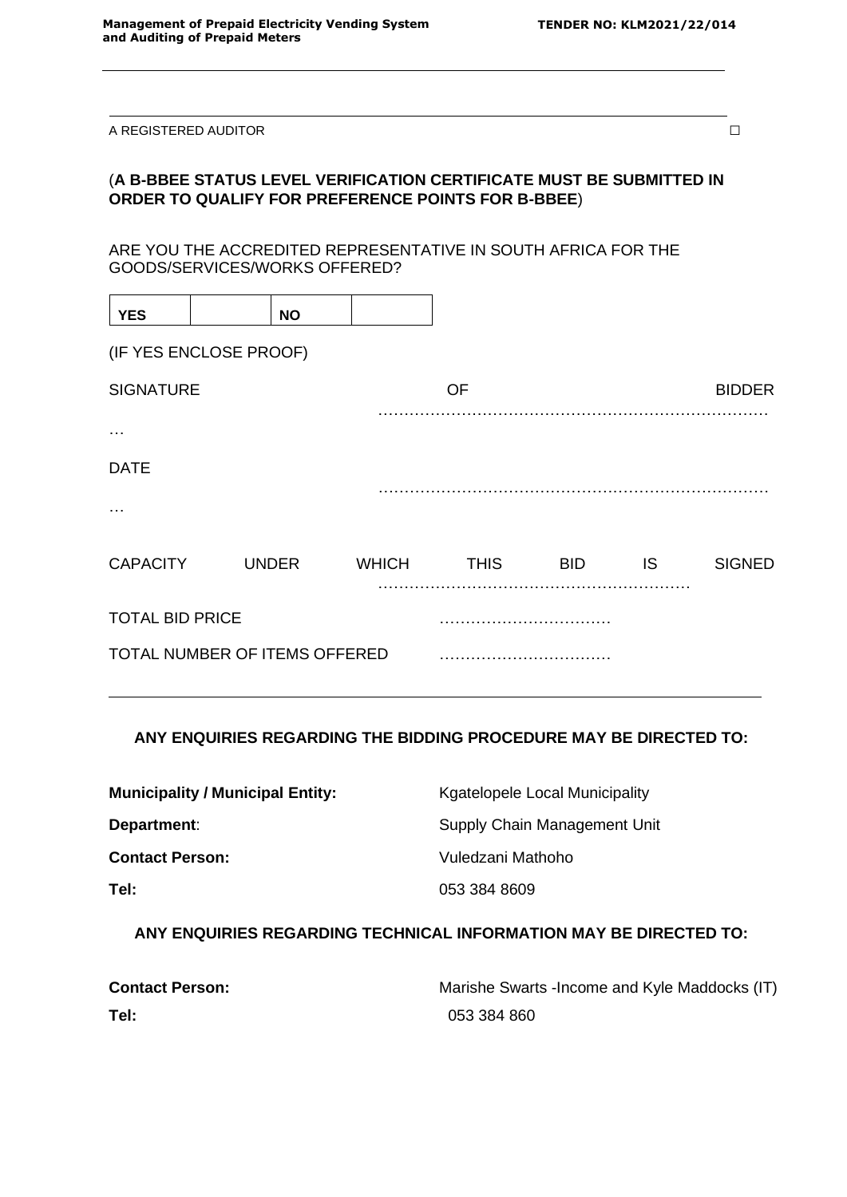A REGISTERED AUDITOR ☐

(**A B-BBEE STATUS LEVEL VERIFICATION CERTIFICATE MUST BE SUBMITTED IN ORDER TO QUALIFY FOR PREFERENCE POINTS FOR B-BBEE**)

ARE YOU THE ACCREDITED REPRESENTATIVE IN SOUTH AFRICA FOR THE GOODS/SERVICES/WORKS OFFERED?

| YES | | NO | |
|---|---|---|---|

(IF YES ENCLOSE PROOF)

SIGNATURE OF BIDDER ………………………………………………………………………

DATE ………………………………………………………………………

CAPACITY UNDER WHICH THIS BID IS SIGNED ……………………………………………………

TOTAL BID PRICE ……………………………

TOTAL NUMBER OF ITEMS OFFERED ……………………………

---

**ANY ENQUIRIES REGARDING THE BIDDING PROCEDURE MAY BE DIRECTED TO:**

**Municipality / Municipal Entity:** Kgatelopele Local Municipality

**Department**: Supply Chain Management Unit

**Contact Person:** Vuledzani Mathoho

**Tel:** 053 384 8609

**ANY ENQUIRIES REGARDING TECHNICAL INFORMATION MAY BE DIRECTED TO:**

**Contact Person:** Marishe Swarts -Income and Kyle Maddocks (IT)

**Tel:** 053 384 860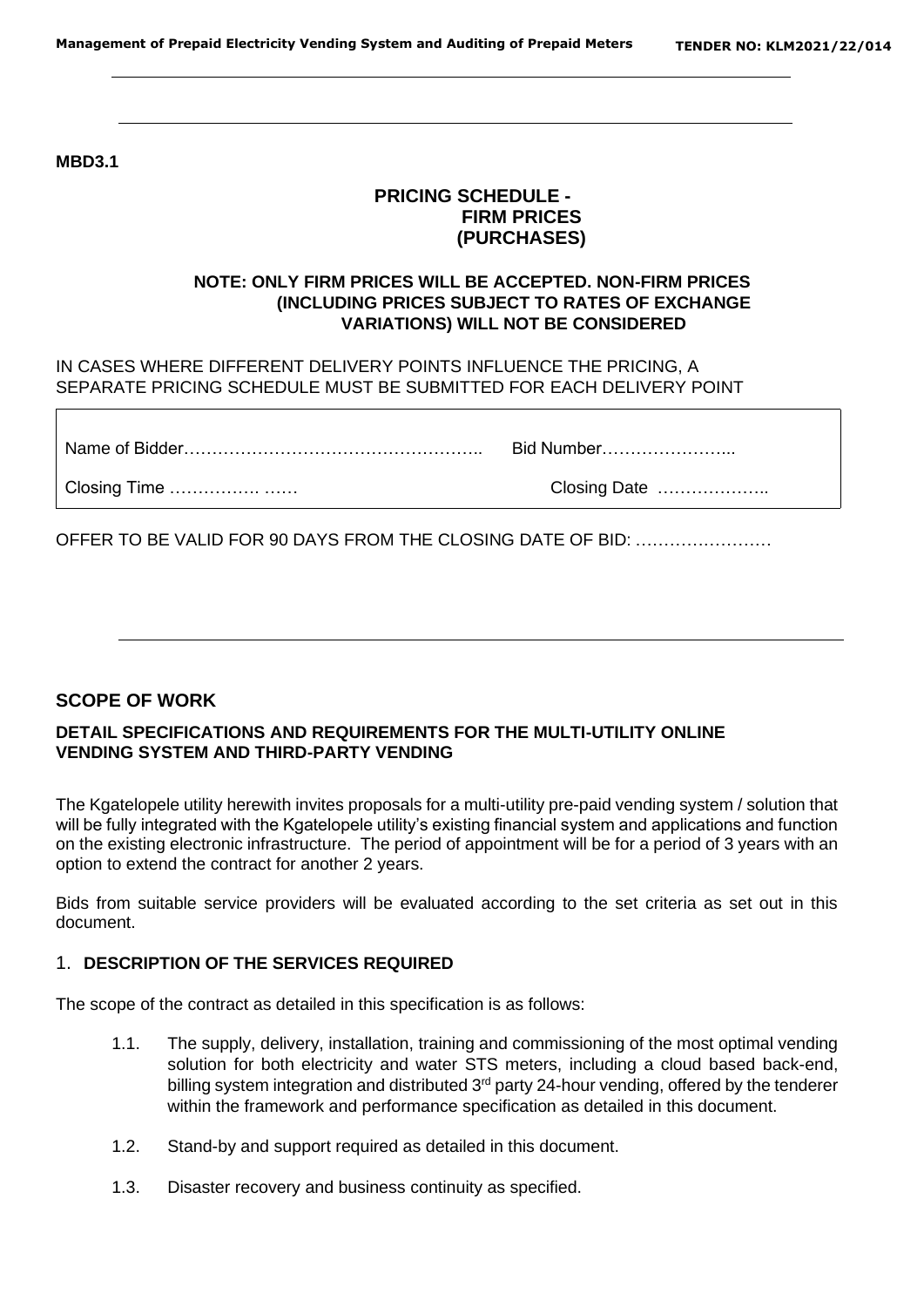**MBD3.1**

**PRICING SCHEDULE - FIRM PRICES (PURCHASES)**

**NOTE: ONLY FIRM PRICES WILL BE ACCEPTED. NON-FIRM PRICES (INCLUDING PRICES SUBJECT TO RATES OF EXCHANGE VARIATIONS) WILL NOT BE CONSIDERED**

IN CASES WHERE DIFFERENT DELIVERY POINTS INFLUENCE THE PRICING, A SEPARATE PRICING SCHEDULE MUST BE SUBMITTED FOR EACH DELIVERY POINT

| | |
|---|---|
| Name of Bidder…………………………………………….. | Bid Number…………………... |
| Closing Time ……………. …… | Closing Date ……………….. |

OFFER TO BE VALID FOR 90 DAYS FROM THE CLOSING DATE OF BID: …………………….

## SCOPE OF WORK

### DETAIL SPECIFICATIONS AND REQUIREMENTS FOR THE MULTI-UTILITY ONLINE VENDING SYSTEM AND THIRD-PARTY VENDING

The Kgatelopele utility herewith invites proposals for a multi-utility pre-paid vending system / solution that will be fully integrated with the Kgatelopele utility's existing financial system and applications and function on the existing electronic infrastructure. The period of appointment will be for a period of 3 years with an option to extend the contract for another 2 years.

Bids from suitable service providers will be evaluated according to the set criteria as set out in this document.

### 1. DESCRIPTION OF THE SERVICES REQUIRED

The scope of the contract as detailed in this specification is as follows:

1.1. The supply, delivery, installation, training and commissioning of the most optimal vending solution for both electricity and water STS meters, including a cloud based back-end, billing system integration and distributed 3rd party 24-hour vending, offered by the tenderer within the framework and performance specification as detailed in this document.

1.2. Stand-by and support required as detailed in this document.

1.3. Disaster recovery and business continuity as specified.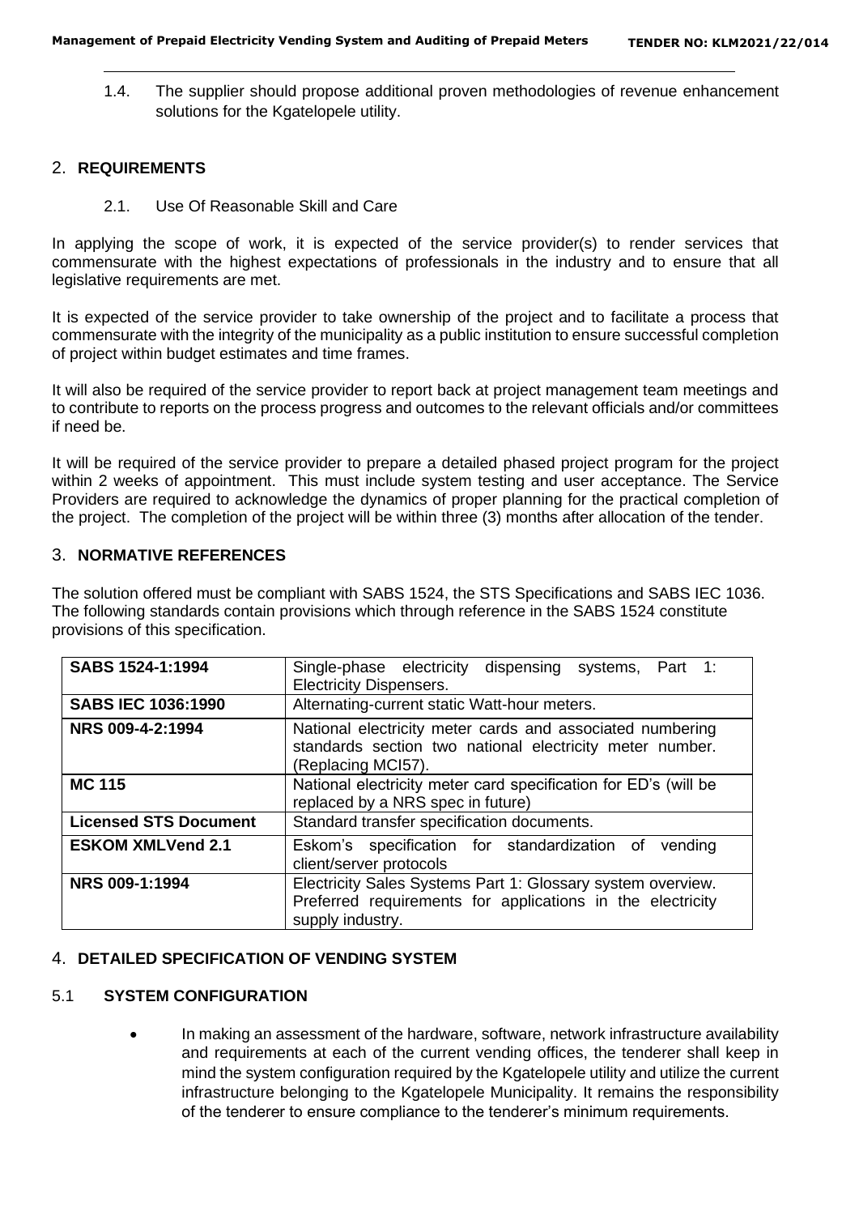1.4. The supplier should propose additional proven methodologies of revenue enhancement solutions for the Kgatelopele utility.

## 2. REQUIREMENTS

2.1. Use Of Reasonable Skill and Care

In applying the scope of work, it is expected of the service provider(s) to render services that commensurate with the highest expectations of professionals in the industry and to ensure that all legislative requirements are met.

It is expected of the service provider to take ownership of the project and to facilitate a process that commensurate with the integrity of the municipality as a public institution to ensure successful completion of project within budget estimates and time frames.

It will also be required of the service provider to report back at project management team meetings and to contribute to reports on the process progress and outcomes to the relevant officials and/or committees if need be.

It will be required of the service provider to prepare a detailed phased project program for the project within 2 weeks of appointment. This must include system testing and user acceptance. The Service Providers are required to acknowledge the dynamics of proper planning for the practical completion of the project. The completion of the project will be within three (3) months after allocation of the tender.

## 3. NORMATIVE REFERENCES

The solution offered must be compliant with SABS 1524, the STS Specifications and SABS IEC 1036. The following standards contain provisions which through reference in the SABS 1524 constitute provisions of this specification.

| | |
|---|---|
| **SABS 1524-1:1994** | Single-phase electricity dispensing systems, Part 1: Electricity Dispensers. |
| **SABS IEC 1036:1990** | Alternating-current static Watt-hour meters. |
| **NRS 009-4-2:1994** | National electricity meter cards and associated numbering standards section two national electricity meter number. (Replacing MCI57). |
| **MC 115** | National electricity meter card specification for ED's (will be replaced by a NRS spec in future) |
| **Licensed STS Document** | Standard transfer specification documents. |
| **ESKOM XMLVend 2.1** | Eskom's specification for standardization of vending client/server protocols |
| **NRS 009-1:1994** | Electricity Sales Systems Part 1: Glossary system overview. Preferred requirements for applications in the electricity supply industry. |

## 4. DETAILED SPECIFICATION OF VENDING SYSTEM

### 5.1 SYSTEM CONFIGURATION

- In making an assessment of the hardware, software, network infrastructure availability and requirements at each of the current vending offices, the tenderer shall keep in mind the system configuration required by the Kgatelopele utility and utilize the current infrastructure belonging to the Kgatelopele Municipality. It remains the responsibility of the tenderer to ensure compliance to the tenderer's minimum requirements.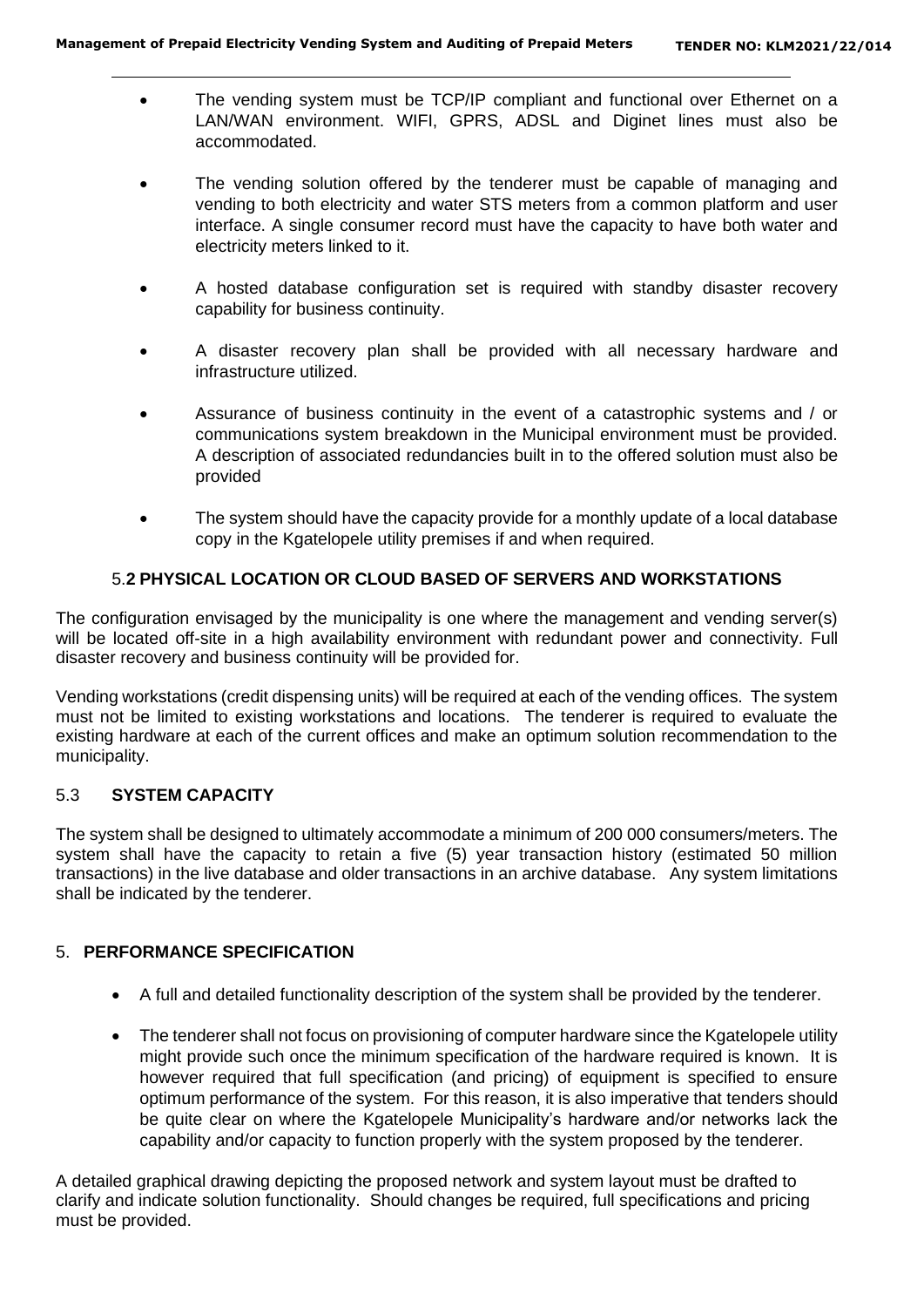- The vending system must be TCP/IP compliant and functional over Ethernet on a LAN/WAN environment. WIFI, GPRS, ADSL and Diginet lines must also be accommodated.
- The vending solution offered by the tenderer must be capable of managing and vending to both electricity and water STS meters from a common platform and user interface. A single consumer record must have the capacity to have both water and electricity meters linked to it.
- A hosted database configuration set is required with standby disaster recovery capability for business continuity.
- A disaster recovery plan shall be provided with all necessary hardware and infrastructure utilized.
- Assurance of business continuity in the event of a catastrophic systems and / or communications system breakdown in the Municipal environment must be provided. A description of associated redundancies built in to the offered solution must also be provided
- The system should have the capacity provide for a monthly update of a local database copy in the Kgatelopele utility premises if and when required.

### 5.2 PHYSICAL LOCATION OR CLOUD BASED OF SERVERS AND WORKSTATIONS

The configuration envisaged by the municipality is one where the management and vending server(s) will be located off-site in a high availability environment with redundant power and connectivity. Full disaster recovery and business continuity will be provided for.

Vending workstations (credit dispensing units) will be required at each of the vending offices. The system must not be limited to existing workstations and locations. The tenderer is required to evaluate the existing hardware at each of the current offices and make an optimum solution recommendation to the municipality.

### 5.3 SYSTEM CAPACITY

The system shall be designed to ultimately accommodate a minimum of 200 000 consumers/meters. The system shall have the capacity to retain a five (5) year transaction history (estimated 50 million transactions) in the live database and older transactions in an archive database. Any system limitations shall be indicated by the tenderer.

## 5. PERFORMANCE SPECIFICATION

- A full and detailed functionality description of the system shall be provided by the tenderer.
- The tenderer shall not focus on provisioning of computer hardware since the Kgatelopele utility might provide such once the minimum specification of the hardware required is known. It is however required that full specification (and pricing) of equipment is specified to ensure optimum performance of the system. For this reason, it is also imperative that tenders should be quite clear on where the Kgatelopele Municipality's hardware and/or networks lack the capability and/or capacity to function properly with the system proposed by the tenderer.

A detailed graphical drawing depicting the proposed network and system layout must be drafted to clarify and indicate solution functionality. Should changes be required, full specifications and pricing must be provided.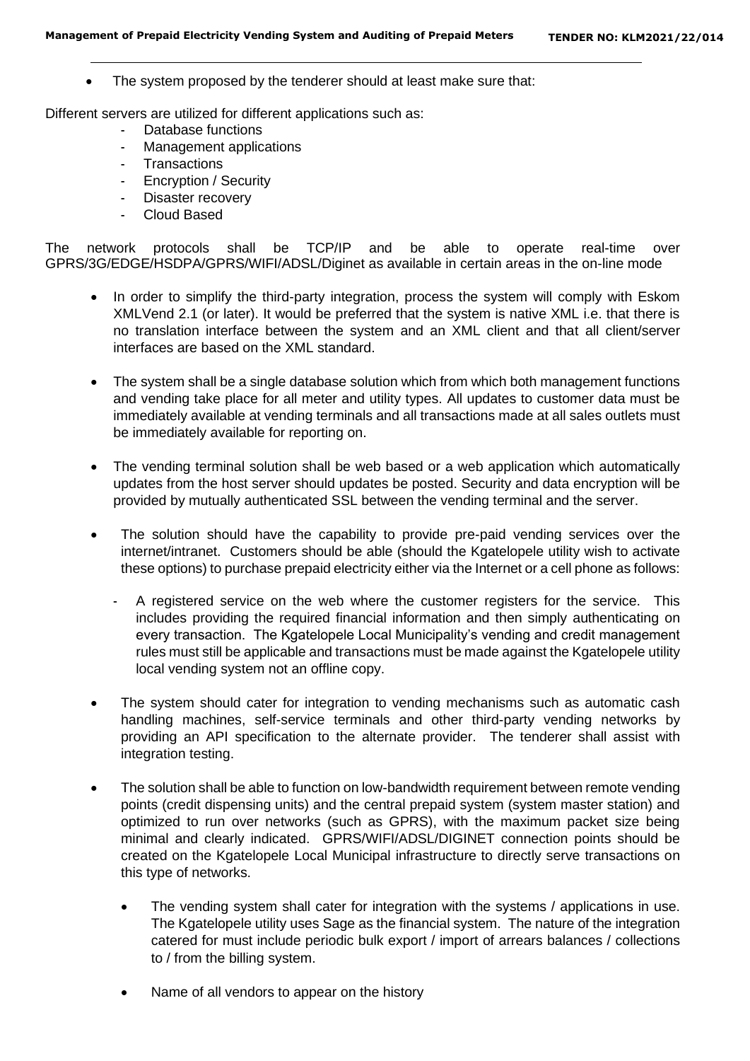- The system proposed by the tenderer should at least make sure that:

Different servers are utilized for different applications such as:

- Database functions
- Management applications
- Transactions
- Encryption / Security
- Disaster recovery
- Cloud Based

The network protocols shall be TCP/IP and be able to operate real-time over GPRS/3G/EDGE/HSDPA/GPRS/WIFI/ADSL/Diginet as available in certain areas in the on-line mode

- In order to simplify the third-party integration, process the system will comply with Eskom XMLVend 2.1 (or later). It would be preferred that the system is native XML i.e. that there is no translation interface between the system and an XML client and that all client/server interfaces are based on the XML standard.

- The system shall be a single database solution which from which both management functions and vending take place for all meter and utility types. All updates to customer data must be immediately available at vending terminals and all transactions made at all sales outlets must be immediately available for reporting on.

- The vending terminal solution shall be web based or a web application which automatically updates from the host server should updates be posted. Security and data encryption will be provided by mutually authenticated SSL between the vending terminal and the server.

- The solution should have the capability to provide pre-paid vending services over the internet/intranet. Customers should be able (should the Kgatelopele utility wish to activate these options) to purchase prepaid electricity either via the Internet or a cell phone as follows:

  - A registered service on the web where the customer registers for the service. This includes providing the required financial information and then simply authenticating on every transaction. The Kgatelopele Local Municipality's vending and credit management rules must still be applicable and transactions must be made against the Kgatelopele utility local vending system not an offline copy.

- The system should cater for integration to vending mechanisms such as automatic cash handling machines, self-service terminals and other third-party vending networks by providing an API specification to the alternate provider. The tenderer shall assist with integration testing.

- The solution shall be able to function on low-bandwidth requirement between remote vending points (credit dispensing units) and the central prepaid system (system master station) and optimized to run over networks (such as GPRS), with the maximum packet size being minimal and clearly indicated. GPRS/WIFI/ADSL/DIGINET connection points should be created on the Kgatelopele Local Municipal infrastructure to directly serve transactions on this type of networks.

  - The vending system shall cater for integration with the systems / applications in use. The Kgatelopele utility uses Sage as the financial system. The nature of the integration catered for must include periodic bulk export / import of arrears balances / collections to / from the billing system.

  - Name of all vendors to appear on the history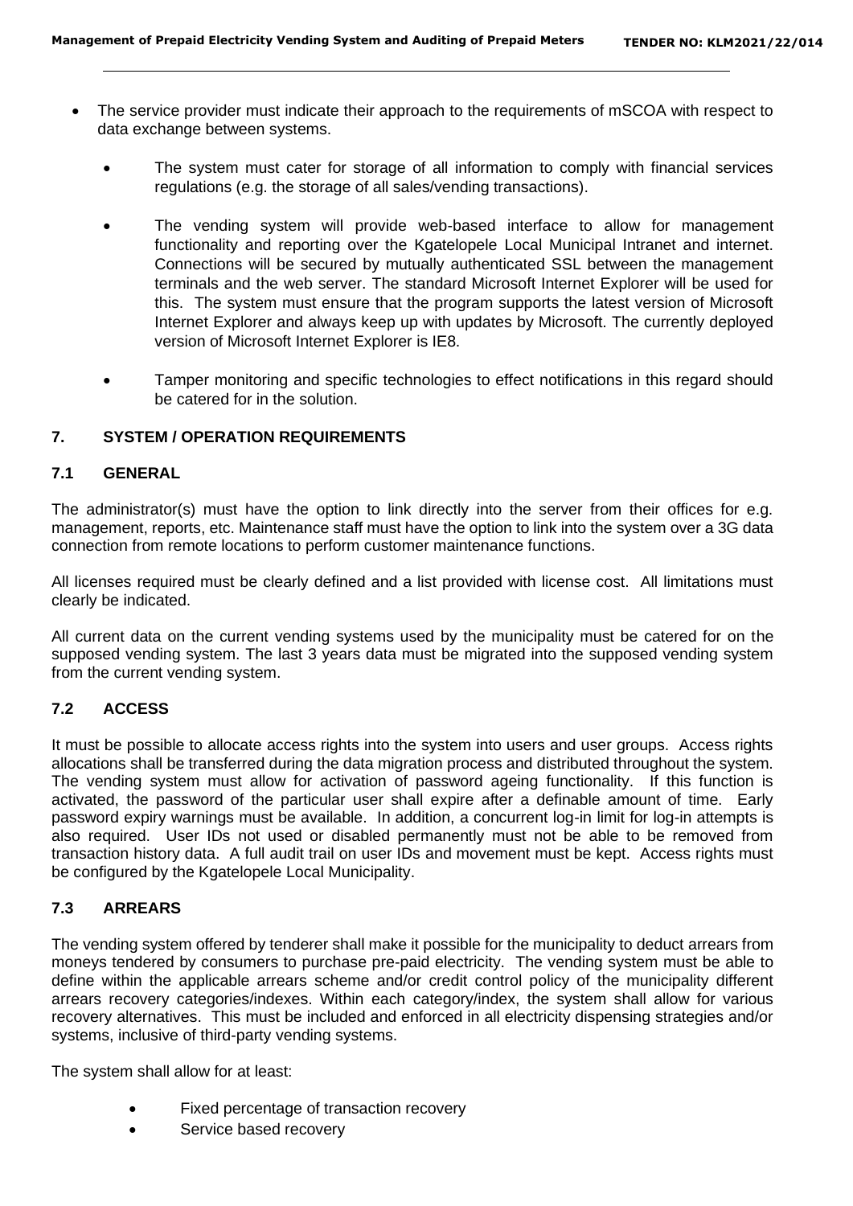- The service provider must indicate their approach to the requirements of mSCOA with respect to data exchange between systems.

  - The system must cater for storage of all information to comply with financial services regulations (e.g. the storage of all sales/vending transactions).

  - The vending system will provide web-based interface to allow for management functionality and reporting over the Kgatelopele Local Municipal Intranet and internet. Connections will be secured by mutually authenticated SSL between the management terminals and the web server. The standard Microsoft Internet Explorer will be used for this. The system must ensure that the program supports the latest version of Microsoft Internet Explorer and always keep up with updates by Microsoft. The currently deployed version of Microsoft Internet Explorer is IE8.

  - Tamper monitoring and specific technologies to effect notifications in this regard should be catered for in the solution.

## 7. SYSTEM / OPERATION REQUIREMENTS

### 7.1 GENERAL

The administrator(s) must have the option to link directly into the server from their offices for e.g. management, reports, etc. Maintenance staff must have the option to link into the system over a 3G data connection from remote locations to perform customer maintenance functions.

All licenses required must be clearly defined and a list provided with license cost. All limitations must clearly be indicated.

All current data on the current vending systems used by the municipality must be catered for on the supposed vending system. The last 3 years data must be migrated into the supposed vending system from the current vending system.

### 7.2 ACCESS

It must be possible to allocate access rights into the system into users and user groups. Access rights allocations shall be transferred during the data migration process and distributed throughout the system. The vending system must allow for activation of password ageing functionality. If this function is activated, the password of the particular user shall expire after a definable amount of time. Early password expiry warnings must be available. In addition, a concurrent log-in limit for log-in attempts is also required. User IDs not used or disabled permanently must not be able to be removed from transaction history data. A full audit trail on user IDs and movement must be kept. Access rights must be configured by the Kgatelopele Local Municipality.

### 7.3 ARREARS

The vending system offered by tenderer shall make it possible for the municipality to deduct arrears from moneys tendered by consumers to purchase pre-paid electricity. The vending system must be able to define within the applicable arrears scheme and/or credit control policy of the municipality different arrears recovery categories/indexes. Within each category/index, the system shall allow for various recovery alternatives. This must be included and enforced in all electricity dispensing strategies and/or systems, inclusive of third-party vending systems.

The system shall allow for at least:

- Fixed percentage of transaction recovery
- Service based recovery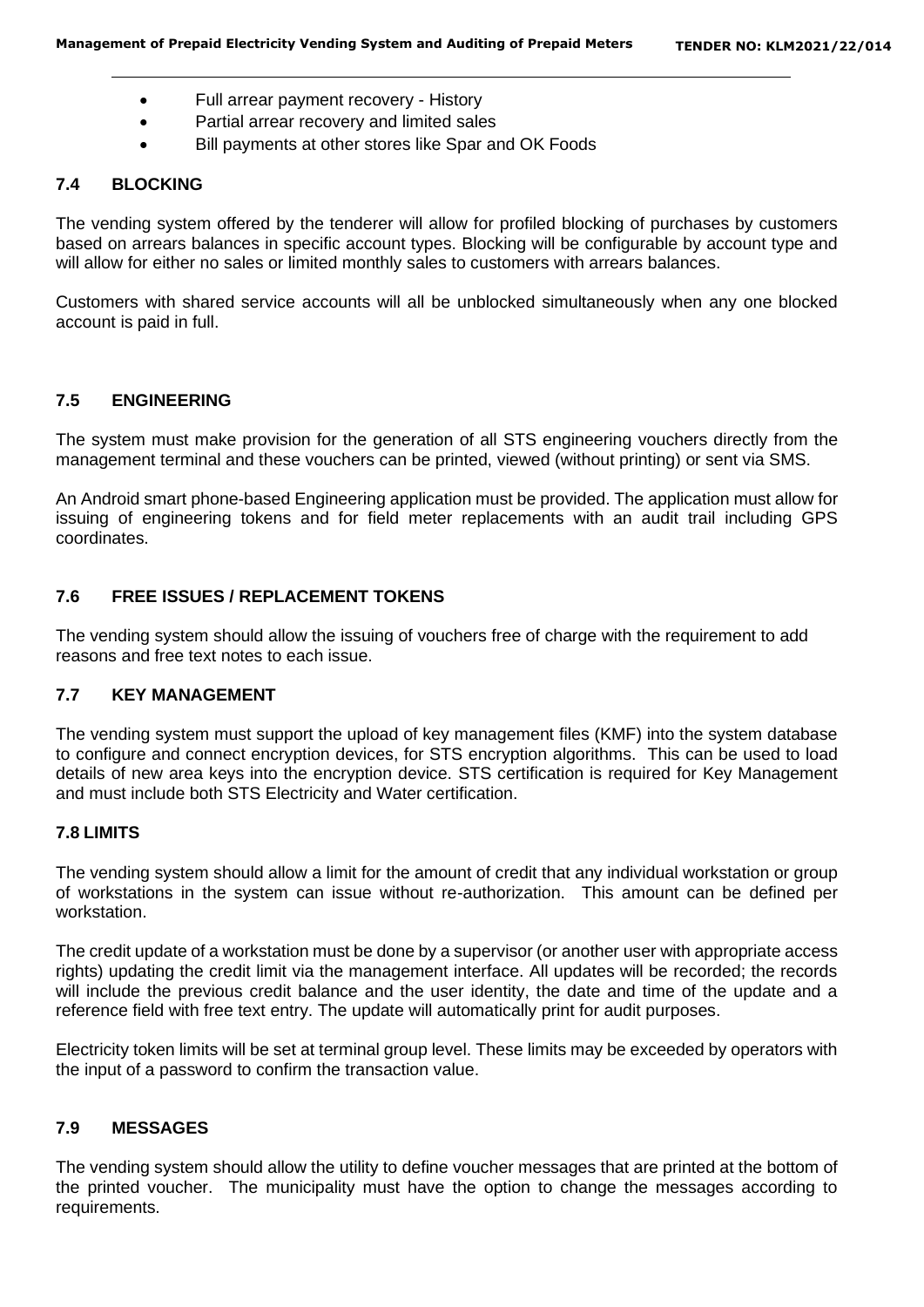- Full arrear payment recovery - History
- Partial arrear recovery and limited sales
- Bill payments at other stores like Spar and OK Foods

### 7.4 BLOCKING

The vending system offered by the tenderer will allow for profiled blocking of purchases by customers based on arrears balances in specific account types. Blocking will be configurable by account type and will allow for either no sales or limited monthly sales to customers with arrears balances.

Customers with shared service accounts will all be unblocked simultaneously when any one blocked account is paid in full.

### 7.5 ENGINEERING

The system must make provision for the generation of all STS engineering vouchers directly from the management terminal and these vouchers can be printed, viewed (without printing) or sent via SMS.

An Android smart phone-based Engineering application must be provided. The application must allow for issuing of engineering tokens and for field meter replacements with an audit trail including GPS coordinates.

### 7.6 FREE ISSUES / REPLACEMENT TOKENS

The vending system should allow the issuing of vouchers free of charge with the requirement to add reasons and free text notes to each issue.

### 7.7 KEY MANAGEMENT

The vending system must support the upload of key management files (KMF) into the system database to configure and connect encryption devices, for STS encryption algorithms. This can be used to load details of new area keys into the encryption device. STS certification is required for Key Management and must include both STS Electricity and Water certification.

### 7.8 LIMITS

The vending system should allow a limit for the amount of credit that any individual workstation or group of workstations in the system can issue without re-authorization. This amount can be defined per workstation.

The credit update of a workstation must be done by a supervisor (or another user with appropriate access rights) updating the credit limit via the management interface. All updates will be recorded; the records will include the previous credit balance and the user identity, the date and time of the update and a reference field with free text entry. The update will automatically print for audit purposes.

Electricity token limits will be set at terminal group level. These limits may be exceeded by operators with the input of a password to confirm the transaction value.

### 7.9 MESSAGES

The vending system should allow the utility to define voucher messages that are printed at the bottom of the printed voucher. The municipality must have the option to change the messages according to requirements.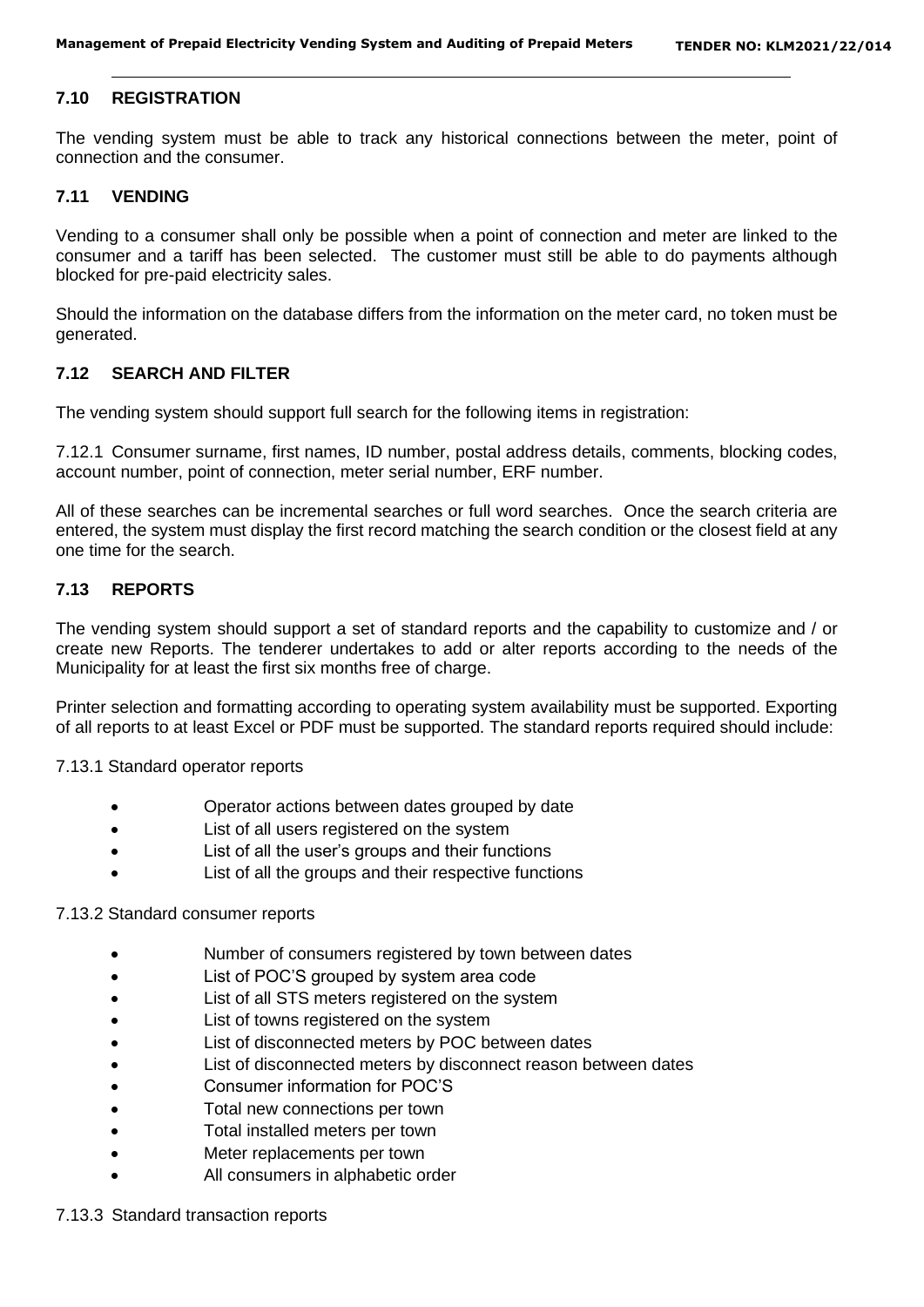## 7.10 REGISTRATION

The vending system must be able to track any historical connections between the meter, point of connection and the consumer.

## 7.11 VENDING

Vending to a consumer shall only be possible when a point of connection and meter are linked to the consumer and a tariff has been selected. The customer must still be able to do payments although blocked for pre-paid electricity sales.

Should the information on the database differs from the information on the meter card, no token must be generated.

## 7.12 SEARCH AND FILTER

The vending system should support full search for the following items in registration:

7.12.1 Consumer surname, first names, ID number, postal address details, comments, blocking codes, account number, point of connection, meter serial number, ERF number.

All of these searches can be incremental searches or full word searches. Once the search criteria are entered, the system must display the first record matching the search condition or the closest field at any one time for the search.

## 7.13 REPORTS

The vending system should support a set of standard reports and the capability to customize and / or create new Reports. The tenderer undertakes to add or alter reports according to the needs of the Municipality for at least the first six months free of charge.

Printer selection and formatting according to operating system availability must be supported. Exporting of all reports to at least Excel or PDF must be supported. The standard reports required should include:

7.13.1 Standard operator reports

- Operator actions between dates grouped by date
- List of all users registered on the system
- List of all the user's groups and their functions
- List of all the groups and their respective functions

7.13.2 Standard consumer reports

- Number of consumers registered by town between dates
- List of POC'S grouped by system area code
- List of all STS meters registered on the system
- List of towns registered on the system
- List of disconnected meters by POC between dates
- List of disconnected meters by disconnect reason between dates
- Consumer information for POC'S
- Total new connections per town
- Total installed meters per town
- Meter replacements per town
- All consumers in alphabetic order

7.13.3 Standard transaction reports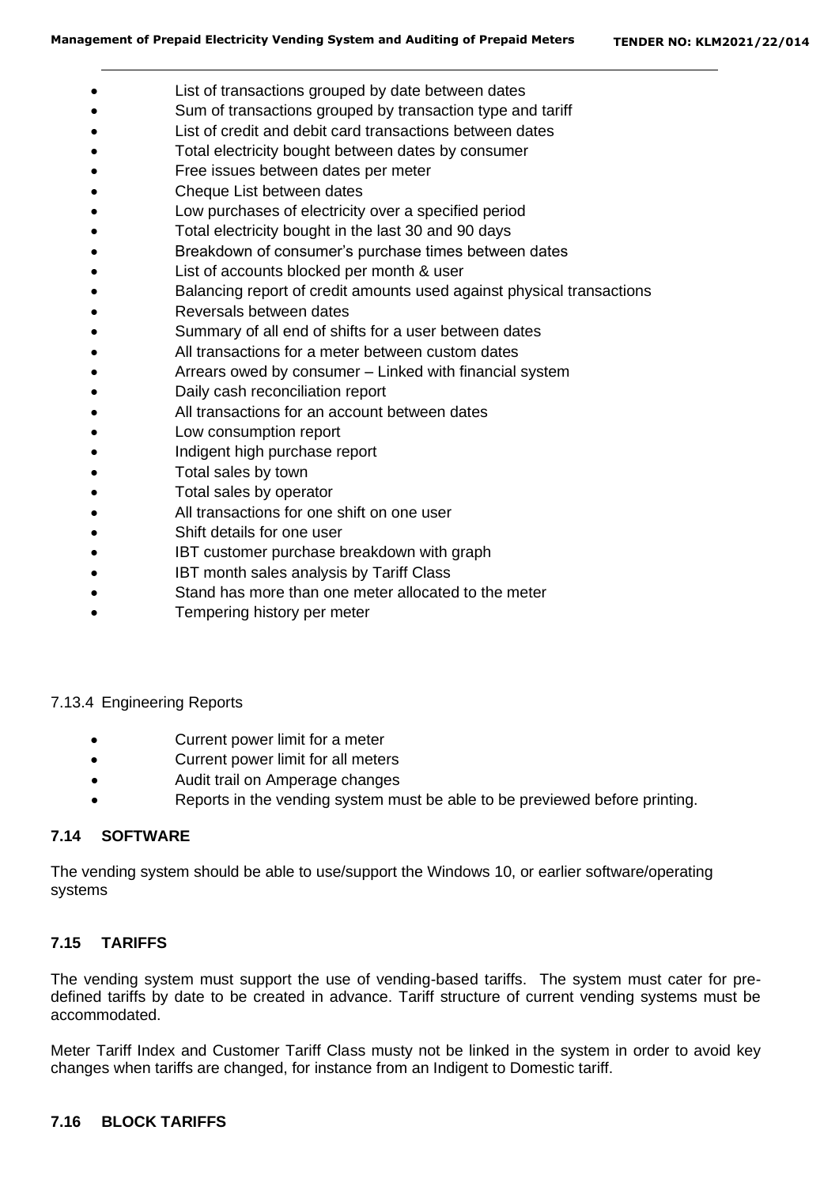- List of transactions grouped by date between dates
- Sum of transactions grouped by transaction type and tariff
- List of credit and debit card transactions between dates
- Total electricity bought between dates by consumer
- Free issues between dates per meter
- Cheque List between dates
- Low purchases of electricity over a specified period
- Total electricity bought in the last 30 and 90 days
- Breakdown of consumer's purchase times between dates
- List of accounts blocked per month & user
- Balancing report of credit amounts used against physical transactions
- Reversals between dates
- Summary of all end of shifts for a user between dates
- All transactions for a meter between custom dates
- Arrears owed by consumer – Linked with financial system
- Daily cash reconciliation report
- All transactions for an account between dates
- Low consumption report
- Indigent high purchase report
- Total sales by town
- Total sales by operator
- All transactions for one shift on one user
- Shift details for one user
- IBT customer purchase breakdown with graph
- IBT month sales analysis by Tariff Class
- Stand has more than one meter allocated to the meter
- Tempering history per meter

7.13.4 Engineering Reports

- Current power limit for a meter
- Current power limit for all meters
- Audit trail on Amperage changes
- Reports in the vending system must be able to be previewed before printing.

## 7.14 SOFTWARE

The vending system should be able to use/support the Windows 10, or earlier software/operating systems

## 7.15 TARIFFS

The vending system must support the use of vending-based tariffs. The system must cater for pre-defined tariffs by date to be created in advance. Tariff structure of current vending systems must be accommodated.

Meter Tariff Index and Customer Tariff Class musty not be linked in the system in order to avoid key changes when tariffs are changed, for instance from an Indigent to Domestic tariff.

## 7.16 BLOCK TARIFFS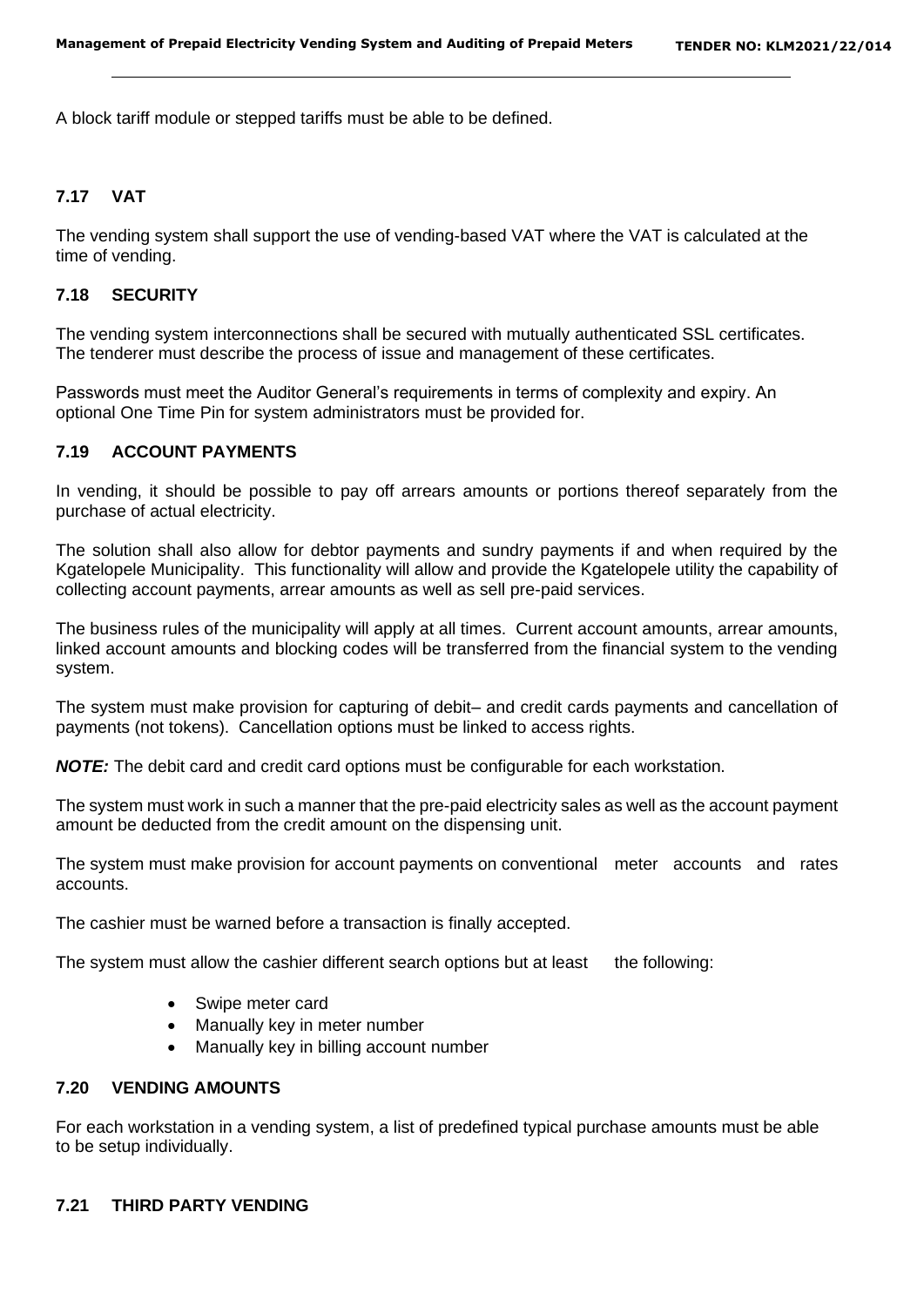A block tariff module or stepped tariffs must be able to be defined.

### 7.17 VAT

The vending system shall support the use of vending-based VAT where the VAT is calculated at the time of vending.

### 7.18 SECURITY

The vending system interconnections shall be secured with mutually authenticated SSL certificates. The tenderer must describe the process of issue and management of these certificates.

Passwords must meet the Auditor General's requirements in terms of complexity and expiry. An optional One Time Pin for system administrators must be provided for.

### 7.19 ACCOUNT PAYMENTS

In vending, it should be possible to pay off arrears amounts or portions thereof separately from the purchase of actual electricity.

The solution shall also allow for debtor payments and sundry payments if and when required by the Kgatelopele Municipality. This functionality will allow and provide the Kgatelopele utility the capability of collecting account payments, arrear amounts as well as sell pre-paid services.

The business rules of the municipality will apply at all times. Current account amounts, arrear amounts, linked account amounts and blocking codes will be transferred from the financial system to the vending system.

The system must make provision for capturing of debit– and credit cards payments and cancellation of payments (not tokens). Cancellation options must be linked to access rights.

***NOTE:*** The debit card and credit card options must be configurable for each workstation.

The system must work in such a manner that the pre-paid electricity sales as well as the account payment amount be deducted from the credit amount on the dispensing unit.

The system must make provision for account payments on conventional meter accounts and rates accounts.

The cashier must be warned before a transaction is finally accepted.

The system must allow the cashier different search options but at least the following:

- Swipe meter card
- Manually key in meter number
- Manually key in billing account number

### 7.20 VENDING AMOUNTS

For each workstation in a vending system, a list of predefined typical purchase amounts must be able to be setup individually.

### 7.21 THIRD PARTY VENDING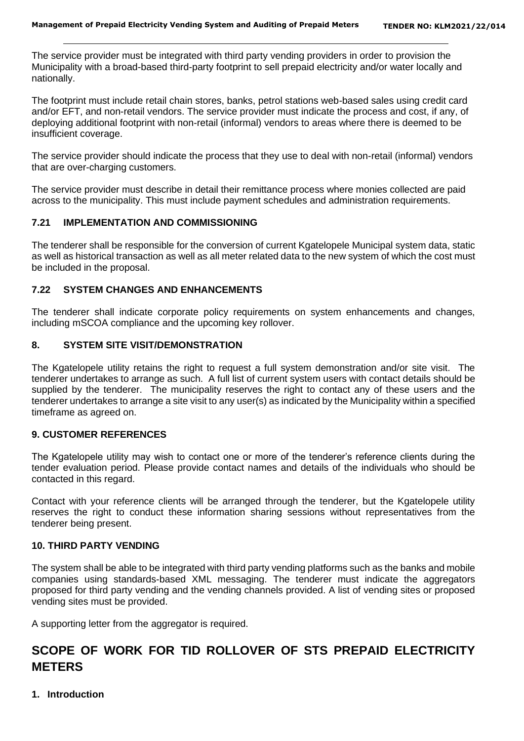The service provider must be integrated with third party vending providers in order to provision the Municipality with a broad-based third-party footprint to sell prepaid electricity and/or water locally and nationally.

The footprint must include retail chain stores, banks, petrol stations web-based sales using credit card and/or EFT, and non-retail vendors. The service provider must indicate the process and cost, if any, of deploying additional footprint with non-retail (informal) vendors to areas where there is deemed to be insufficient coverage.

The service provider should indicate the process that they use to deal with non-retail (informal) vendors that are over-charging customers.

The service provider must describe in detail their remittance process where monies collected are paid across to the municipality. This must include payment schedules and administration requirements.

### 7.21 IMPLEMENTATION AND COMMISSIONING

The tenderer shall be responsible for the conversion of current Kgatelopele Municipal system data, static as well as historical transaction as well as all meter related data to the new system of which the cost must be included in the proposal.

### 7.22 SYSTEM CHANGES AND ENHANCEMENTS

The tenderer shall indicate corporate policy requirements on system enhancements and changes, including mSCOA compliance and the upcoming key rollover.

### 8. SYSTEM SITE VISIT/DEMONSTRATION

The Kgatelopele utility retains the right to request a full system demonstration and/or site visit. The tenderer undertakes to arrange as such. A full list of current system users with contact details should be supplied by the tenderer. The municipality reserves the right to contact any of these users and the tenderer undertakes to arrange a site visit to any user(s) as indicated by the Municipality within a specified timeframe as agreed on.

### 9. CUSTOMER REFERENCES

The Kgatelopele utility may wish to contact one or more of the tenderer's reference clients during the tender evaluation period. Please provide contact names and details of the individuals who should be contacted in this regard.

Contact with your reference clients will be arranged through the tenderer, but the Kgatelopele utility reserves the right to conduct these information sharing sessions without representatives from the tenderer being present.

### 10. THIRD PARTY VENDING

The system shall be able to be integrated with third party vending platforms such as the banks and mobile companies using standards-based XML messaging. The tenderer must indicate the aggregators proposed for third party vending and the vending channels provided. A list of vending sites or proposed vending sites must be provided.

A supporting letter from the aggregator is required.

# SCOPE OF WORK FOR TID ROLLOVER OF STS PREPAID ELECTRICITY METERS

### 1. Introduction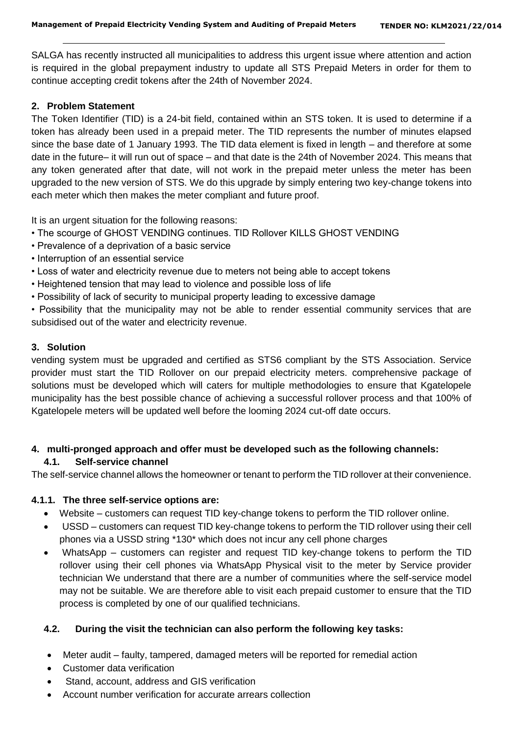SALGA has recently instructed all municipalities to address this urgent issue where attention and action is required in the global prepayment industry to update all STS Prepaid Meters in order for them to continue accepting credit tokens after the 24th of November 2024.

## 2. Problem Statement

The Token Identifier (TID) is a 24-bit field, contained within an STS token. It is used to determine if a token has already been used in a prepaid meter. The TID represents the number of minutes elapsed since the base date of 1 January 1993. The TID data element is fixed in length – and therefore at some date in the future– it will run out of space – and that date is the 24th of November 2024. This means that any token generated after that date, will not work in the prepaid meter unless the meter has been upgraded to the new version of STS. We do this upgrade by simply entering two key-change tokens into each meter which then makes the meter compliant and future proof.

It is an urgent situation for the following reasons:

- The scourge of GHOST VENDING continues. TID Rollover KILLS GHOST VENDING
- Prevalence of a deprivation of a basic service
- Interruption of an essential service
- Loss of water and electricity revenue due to meters not being able to accept tokens
- Heightened tension that may lead to violence and possible loss of life
- Possibility of lack of security to municipal property leading to excessive damage
- Possibility that the municipality may not be able to render essential community services that are subsidised out of the water and electricity revenue.

## 3. Solution

vending system must be upgraded and certified as STS6 compliant by the STS Association. Service provider must start the TID Rollover on our prepaid electricity meters. comprehensive package of solutions must be developed which will caters for multiple methodologies to ensure that Kgatelopele municipality has the best possible chance of achieving a successful rollover process and that 100% of Kgatelopele meters will be updated well before the looming 2024 cut-off date occurs.

## 4. multi-pronged approach and offer must be developed such as the following channels:

### 4.1. Self-service channel

The self-service channel allows the homeowner or tenant to perform the TID rollover at their convenience.

#### 4.1.1. The three self-service options are:

- Website – customers can request TID key-change tokens to perform the TID rollover online.
- USSD – customers can request TID key-change tokens to perform the TID rollover using their cell phones via a USSD string *130* which does not incur any cell phone charges
- WhatsApp – customers can register and request TID key-change tokens to perform the TID rollover using their cell phones via WhatsApp Physical visit to the meter by Service provider technician We understand that there are a number of communities where the self-service model may not be suitable. We are therefore able to visit each prepaid customer to ensure that the TID process is completed by one of our qualified technicians.

### 4.2. During the visit the technician can also perform the following key tasks:

- Meter audit – faulty, tampered, damaged meters will be reported for remedial action
- Customer data verification
- Stand, account, address and GIS verification
- Account number verification for accurate arrears collection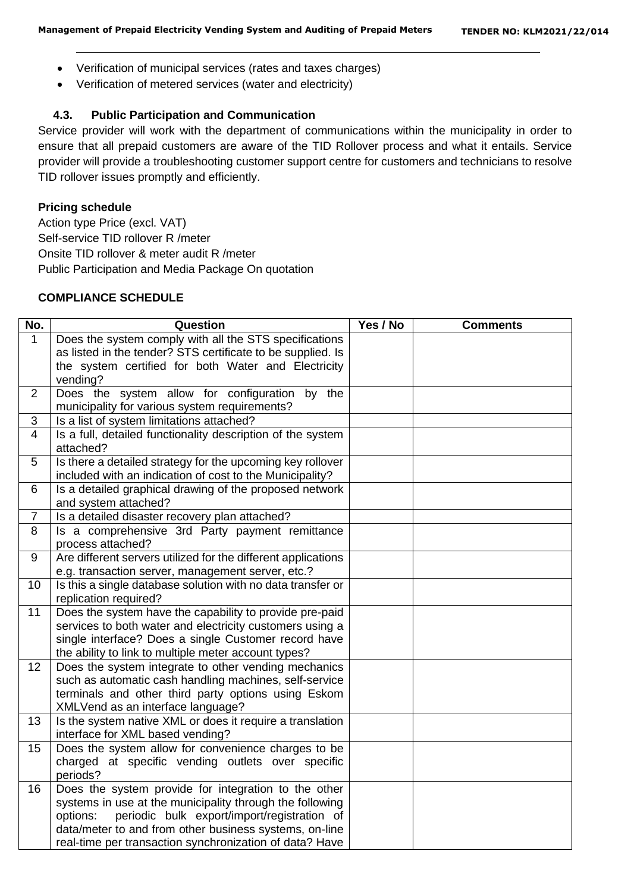- Verification of municipal services (rates and taxes charges)
- Verification of metered services (water and electricity)

### 4.3. Public Participation and Communication

Service provider will work with the department of communications within the municipality in order to ensure that all prepaid customers are aware of the TID Rollover process and what it entails. Service provider will provide a troubleshooting customer support centre for customers and technicians to resolve TID rollover issues promptly and efficiently.

**Pricing schedule**

Action type Price (excl. VAT)
Self-service TID rollover R /meter
Onsite TID rollover & meter audit R /meter
Public Participation and Media Package On quotation

**COMPLIANCE SCHEDULE**

| No. | Question | Yes / No | Comments |
|---|---|---|---|
| 1 | Does the system comply with all the STS specifications as listed in the tender? STS certificate to be supplied. Is the system certified for both Water and Electricity vending? | | |
| 2 | Does the system allow for configuration by the municipality for various system requirements? | | |
| 3 | Is a list of system limitations attached? | | |
| 4 | Is a full, detailed functionality description of the system attached? | | |
| 5 | Is there a detailed strategy for the upcoming key rollover included with an indication of cost to the Municipality? | | |
| 6 | Is a detailed graphical drawing of the proposed network and system attached? | | |
| 7 | Is a detailed disaster recovery plan attached? | | |
| 8 | Is a comprehensive 3rd Party payment remittance process attached? | | |
| 9 | Are different servers utilized for the different applications e.g. transaction server, management server, etc.? | | |
| 10 | Is this a single database solution with no data transfer or replication required? | | |
| 11 | Does the system have the capability to provide pre-paid services to both water and electricity customers using a single interface? Does a single Customer record have the ability to link to multiple meter account types? | | |
| 12 | Does the system integrate to other vending mechanics such as automatic cash handling machines, self-service terminals and other third party options using Eskom XMLVend as an interface language? | | |
| 13 | Is the system native XML or does it require a translation interface for XML based vending? | | |
| 15 | Does the system allow for convenience charges to be charged at specific vending outlets over specific periods? | | |
| 16 | Does the system provide for integration to the other systems in use at the municipality through the following options: periodic bulk export/import/registration of data/meter to and from other business systems, on-line real-time per transaction synchronization of data? Have | | |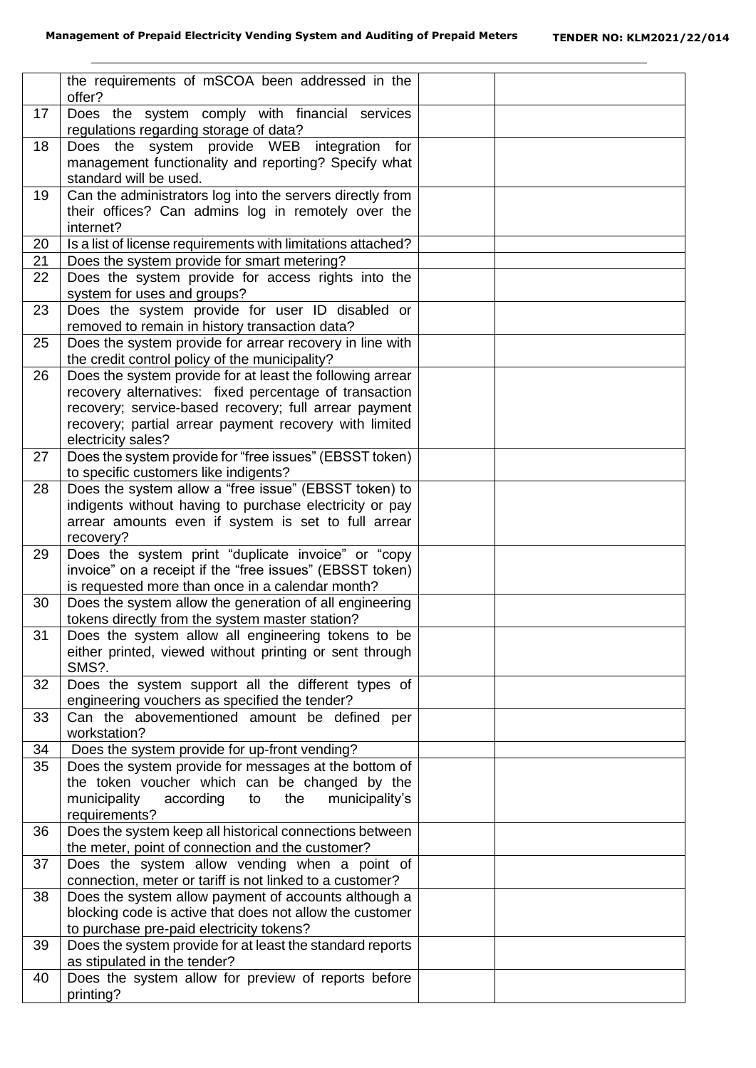| | | | |
|---|---|---|---|
| | the requirements of mSCOA been addressed in the offer? | | |
| 17 | Does the system comply with financial services regulations regarding storage of data? | | |
| 18 | Does the system provide WEB integration for management functionality and reporting? Specify what standard will be used. | | |
| 19 | Can the administrators log into the servers directly from their offices? Can admins log in remotely over the internet? | | |
| 20 | Is a list of license requirements with limitations attached? | | |
| 21 | Does the system provide for smart metering? | | |
| 22 | Does the system provide for access rights into the system for uses and groups? | | |
| 23 | Does the system provide for user ID disabled or removed to remain in history transaction data? | | |
| 25 | Does the system provide for arrear recovery in line with the credit control policy of the municipality? | | |
| 26 | Does the system provide for at least the following arrear recovery alternatives: fixed percentage of transaction recovery; service-based recovery; full arrear payment recovery; partial arrear payment recovery with limited electricity sales? | | |
| 27 | Does the system provide for "free issues" (EBSST token) to specific customers like indigents? | | |
| 28 | Does the system allow a "free issue" (EBSST token) to indigents without having to purchase electricity or pay arrear amounts even if system is set to full arrear recovery? | | |
| 29 | Does the system print "duplicate invoice" or "copy invoice" on a receipt if the "free issues" (EBSST token) is requested more than once in a calendar month? | | |
| 30 | Does the system allow the generation of all engineering tokens directly from the system master station? | | |
| 31 | Does the system allow all engineering tokens to be either printed, viewed without printing or sent through SMS?. | | |
| 32 | Does the system support all the different types of engineering vouchers as specified the tender? | | |
| 33 | Can the abovementioned amount be defined per workstation? | | |
| 34 | Does the system provide for up-front vending? | | |
| 35 | Does the system provide for messages at the bottom of the token voucher which can be changed by the municipality according to the municipality's requirements? | | |
| 36 | Does the system keep all historical connections between the meter, point of connection and the customer? | | |
| 37 | Does the system allow vending when a point of connection, meter or tariff is not linked to a customer? | | |
| 38 | Does the system allow payment of accounts although a blocking code is active that does not allow the customer to purchase pre-paid electricity tokens? | | |
| 39 | Does the system provide for at least the standard reports as stipulated in the tender? | | |
| 40 | Does the system allow for preview of reports before printing? | | |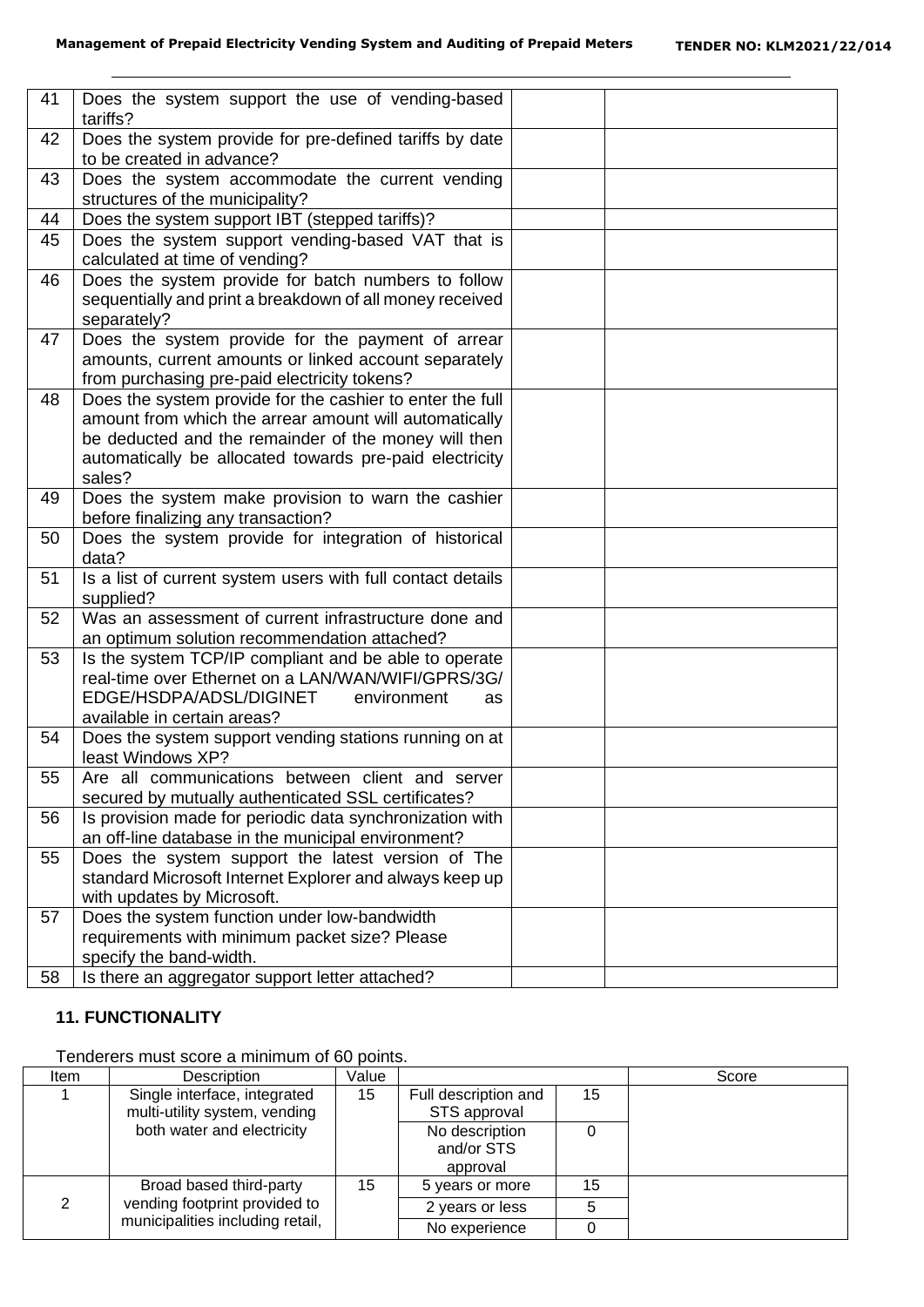| | | | |
|---|---|---|---|
| 41 | Does the system support the use of vending-based tariffs? | | |
| 42 | Does the system provide for pre-defined tariffs by date to be created in advance? | | |
| 43 | Does the system accommodate the current vending structures of the municipality? | | |
| 44 | Does the system support IBT (stepped tariffs)? | | |
| 45 | Does the system support vending-based VAT that is calculated at time of vending? | | |
| 46 | Does the system provide for batch numbers to follow sequentially and print a breakdown of all money received separately? | | |
| 47 | Does the system provide for the payment of arrear amounts, current amounts or linked account separately from purchasing pre-paid electricity tokens? | | |
| 48 | Does the system provide for the cashier to enter the full amount from which the arrear amount will automatically be deducted and the remainder of the money will then automatically be allocated towards pre-paid electricity sales? | | |
| 49 | Does the system make provision to warn the cashier before finalizing any transaction? | | |
| 50 | Does the system provide for integration of historical data? | | |
| 51 | Is a list of current system users with full contact details supplied? | | |
| 52 | Was an assessment of current infrastructure done and an optimum solution recommendation attached? | | |
| 53 | Is the system TCP/IP compliant and be able to operate real-time over Ethernet on a LAN/WAN/WIFI/GPRS/3G/ EDGE/HSDPA/ADSL/DIGINET environment as available in certain areas? | | |
| 54 | Does the system support vending stations running on at least Windows XP? | | |
| 55 | Are all communications between client and server secured by mutually authenticated SSL certificates? | | |
| 56 | Is provision made for periodic data synchronization with an off-line database in the municipal environment? | | |
| 55 | Does the system support the latest version of The standard Microsoft Internet Explorer and always keep up with updates by Microsoft. | | |
| 57 | Does the system function under low-bandwidth requirements with minimum packet size? Please specify the band-width. | | |
| 58 | Is there an aggregator support letter attached? | | |

## 11. FUNCTIONALITY

Tenderers must score a minimum of 60 points.

| Item | Description | Value | | | Score |
|---|---|---|---|---|---|
| 1 | Single interface, integrated multi-utility system, vending both water and electricity | 15 | Full description and STS approval | 15 | |
| | | | No description and/or STS approval | 0 | |
| 2 | Broad based third-party vending footprint provided to municipalities including retail, | 15 | 5 years or more | 15 | |
| | | | 2 years or less | 5 | |
| | | | No experience | 0 | |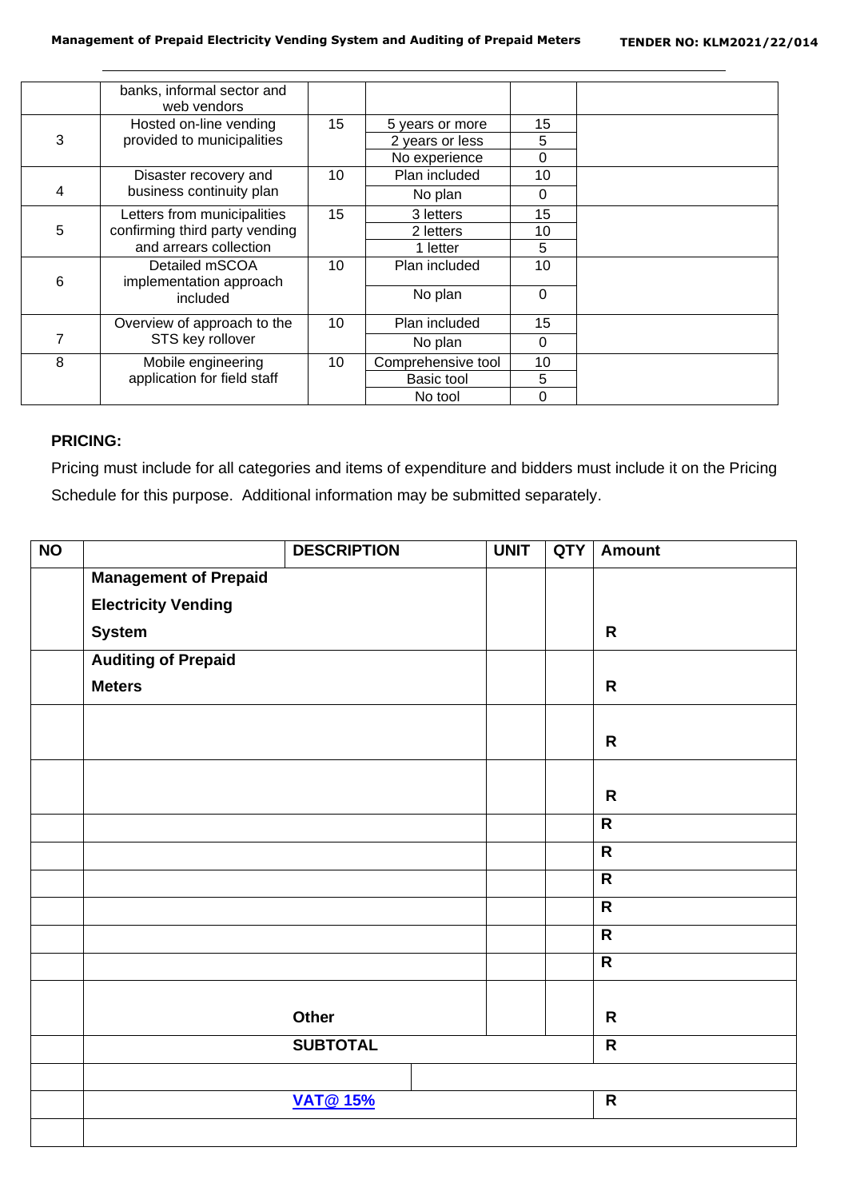| | | | | | |
|---|---|---|---|---|---|
| | banks, informal sector and web vendors | | | | |
| 3 | Hosted on-line vending provided to municipalities | 15 | 5 years or more | 15 | |
| | | | 2 years or less | 5 | |
| | | | No experience | 0 | |
| 4 | Disaster recovery and business continuity plan | 10 | Plan included | 10 | |
| | | | No plan | 0 | |
| 5 | Letters from municipalities confirming third party vending and arrears collection | 15 | 3 letters | 15 | |
| | | | 2 letters | 10 | |
| | | | 1 letter | 5 | |
| 6 | Detailed mSCOA implementation approach included | 10 | Plan included | 10 | |
| | | | No plan | 0 | |
| 7 | Overview of approach to the STS key rollover | 10 | Plan included | 15 | |
| | | | No plan | 0 | |
| 8 | Mobile engineering application for field staff | 10 | Comprehensive tool | 10 | |
| | | | Basic tool | 5 | |
| | | | No tool | 0 | |

**PRICING:**

Pricing must include for all categories and items of expenditure and bidders must include it on the Pricing Schedule for this purpose. Additional information may be submitted separately.

| NO | DESCRIPTION | UNIT | QTY | Amount |
|---|---|---|---|---|
| | **Management of Prepaid Electricity Vending System** | | | **R** |
| | **Auditing of Prepaid Meters** | | | **R** |
| | | | | **R** |
| | | | | **R** |
| | | | | **R** |
| | | | | **R** |
| | | | | **R** |
| | | | | **R** |
| | | | | **R** |
| | | | | **R** |
| | **Other** | | | **R** |
| | **SUBTOTAL** | | | **R** |
| | | | | |
| | **VAT@ 15%** | | | **R** |
| | | | | |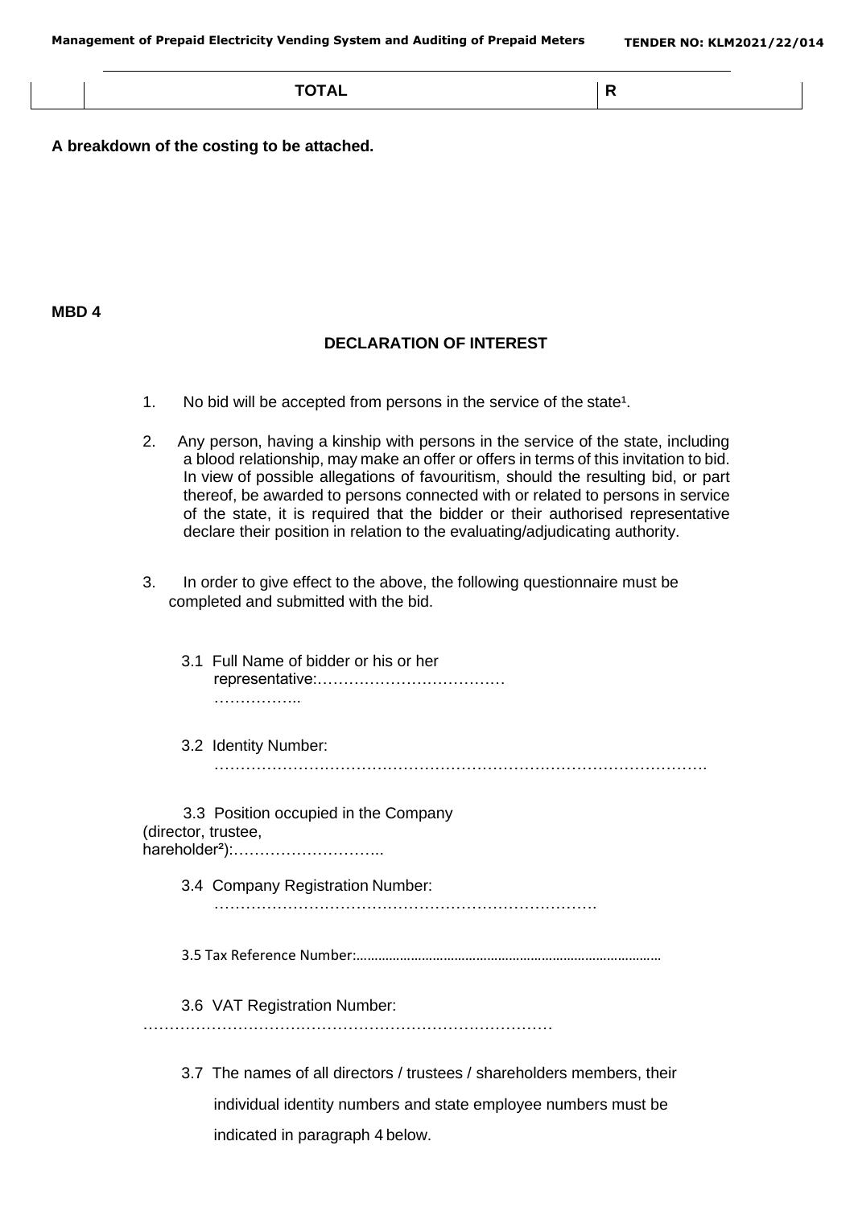| | TOTAL | R |
|---|---|---|

**A breakdown of the costing to be attached.**

**MBD 4**

## DECLARATION OF INTEREST

1. No bid will be accepted from persons in the service of the state[1].

2. Any person, having a kinship with persons in the service of the state, including a blood relationship, may make an offer or offers in terms of this invitation to bid. In view of possible allegations of favouritism, should the resulting bid, or part thereof, be awarded to persons connected with or related to persons in service of the state, it is required that the bidder or their authorised representative declare their position in relation to the evaluating/adjudicating authority.

3. In order to give effect to the above, the following questionnaire must be completed and submitted with the bid.

3.1 Full Name of bidder or his or her representative:……………………………… ……………..

3.2 Identity Number: ……………………………………………………………………………….

3.3 Position occupied in the Company (director, trustee, hareholder[2]):………………………..

3.4 Company Registration Number: ……………………………………………………………….

3.5 Tax Reference Number:……………………………………………………………………………

3.6 VAT Registration Number: ……………………………………………………………………

3.7 The names of all directors / trustees / shareholders members, their individual identity numbers and state employee numbers must be indicated in paragraph 4 below.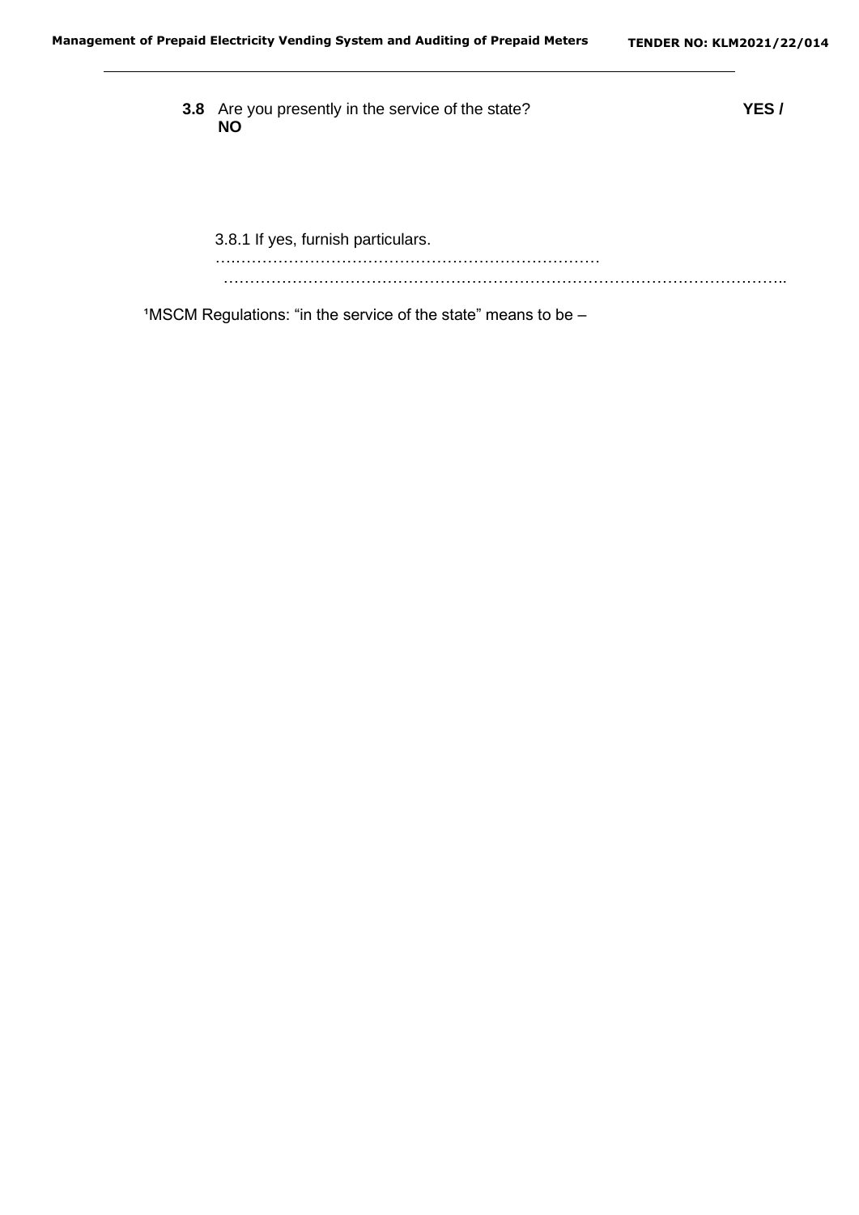**3.8** Are you presently in the service of the state? **YES / NO**

3.8.1 If yes, furnish particulars.
…………………………………………………………………
………………………………………………………………………………………………..

[1]MSCM Regulations: "in the service of the state" means to be –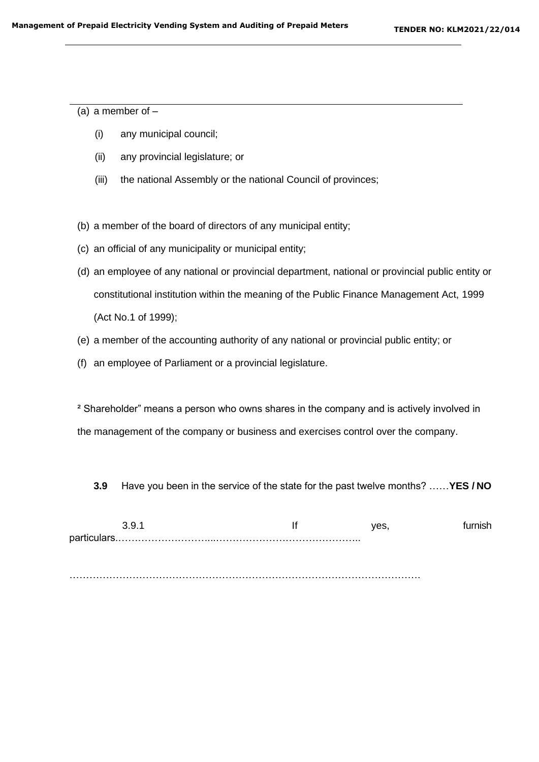(a) a member of –

  (i) any municipal council;

  (ii) any provincial legislature; or

  (iii) the national Assembly or the national Council of provinces;

(b) a member of the board of directors of any municipal entity;

(c) an official of any municipality or municipal entity;

(d) an employee of any national or provincial department, national or provincial public entity or constitutional institution within the meaning of the Public Finance Management Act, 1999 (Act No.1 of 1999);

(e) a member of the accounting authority of any national or provincial public entity; or

(f) an employee of Parliament or a provincial legislature.

[2] Shareholder" means a person who owns shares in the company and is actively involved in the management of the company or business and exercises control over the company.

**3.9** Have you been in the service of the state for the past twelve months? ……**YES / NO**

3.9.1 If yes, furnish particulars.………………………...……………………………………..

……………………………………………………………………………………………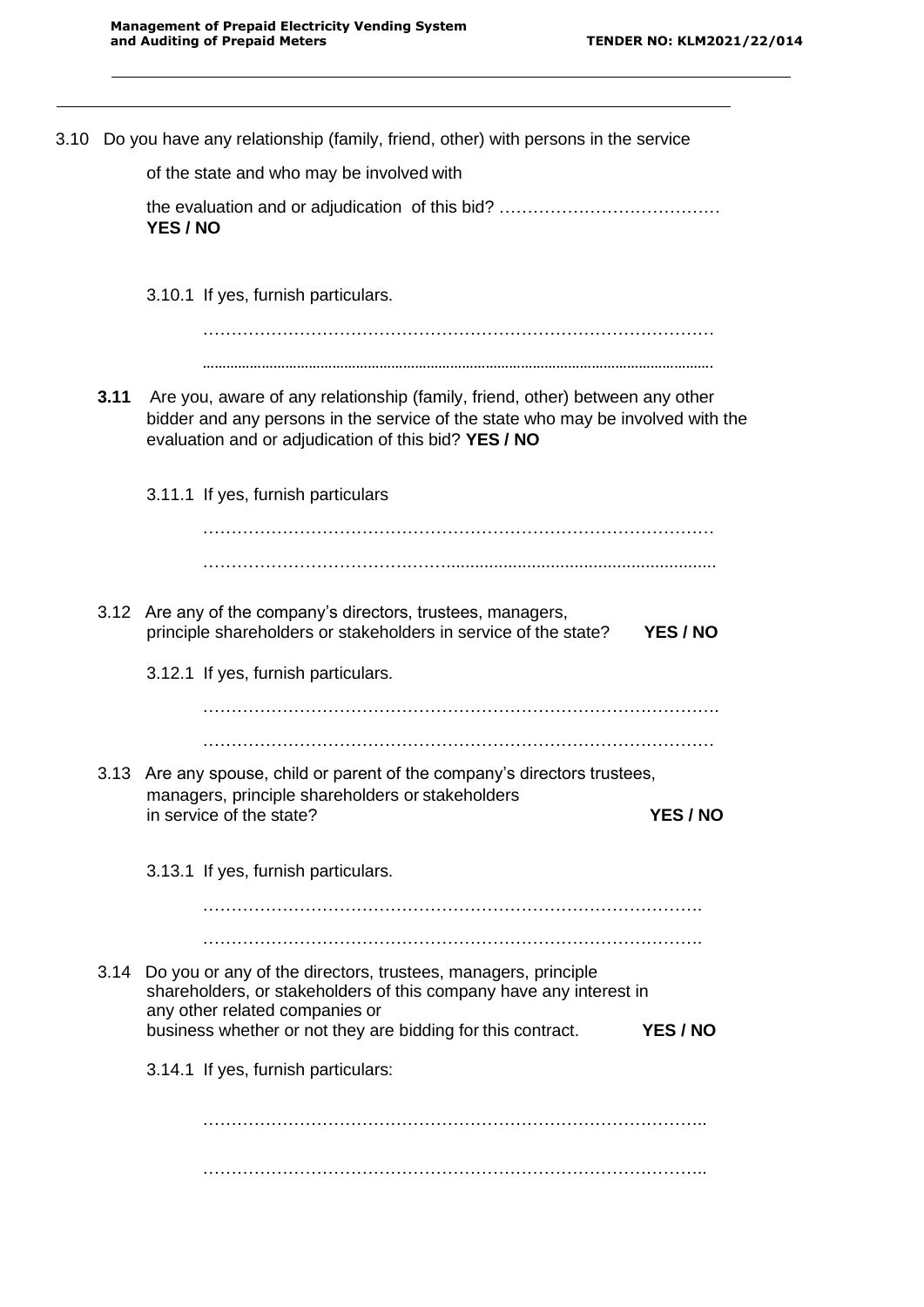3.10 Do you have any relationship (family, friend, other) with persons in the service of the state and who may be involved with the evaluation and or adjudication of this bid? ………………………………… **YES / NO**

3.10.1 If yes, furnish particulars.

……………………………………………………………………………

……………………………………………………………………………

**3.11** Are you, aware of any relationship (family, friend, other) between any other bidder and any persons in the service of the state who may be involved with the evaluation and or adjudication of this bid? **YES / NO**

3.11.1 If yes, furnish particulars

……………………………………………………………………………

……………………………………………………………………………

3.12 Are any of the company's directors, trustees, managers, principle shareholders or stakeholders in service of the state? **YES / NO**

3.12.1 If yes, furnish particulars.

……………………………………………………………………………

……………………………………………………………………………

3.13 Are any spouse, child or parent of the company's directors trustees, managers, principle shareholders or stakeholders in service of the state? **YES / NO**

3.13.1 If yes, furnish particulars.

……………………………………………………………………………

……………………………………………………………………………

3.14 Do you or any of the directors, trustees, managers, principle shareholders, or stakeholders of this company have any interest in any other related companies or business whether or not they are bidding for this contract. **YES / NO**

3.14.1 If yes, furnish particulars:

……………………………………………………………………………

……………………………………………………………………………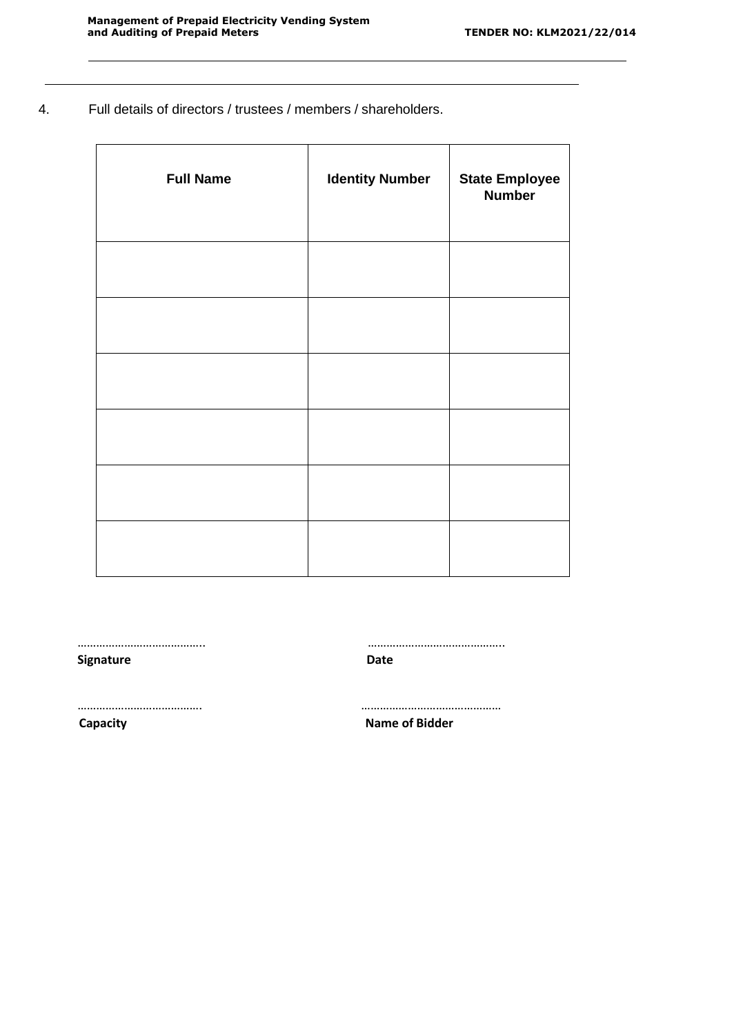4. Full details of directors / trustees / members / shareholders.

| Full Name | Identity Number | State Employee Number |
| --- | --- | --- |
| | | |
| | | |
| | | |
| | | |
| | | |
| | | |

………………………………….. ……………………………………..
**Signature** **Date**

…………………………………. ……………………………………..
**Capacity** **Name of Bidder**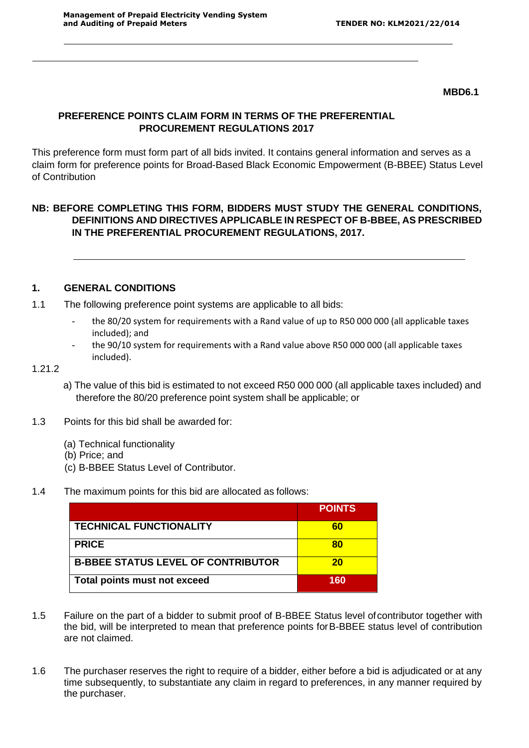**MBD6.1**

**PREFERENCE POINTS CLAIM FORM IN TERMS OF THE PREFERENTIAL PROCUREMENT REGULATIONS 2017**

This preference form must form part of all bids invited. It contains general information and serves as a claim form for preference points for Broad-Based Black Economic Empowerment (B-BBEE) Status Level of Contribution

**NB: BEFORE COMPLETING THIS FORM, BIDDERS MUST STUDY THE GENERAL CONDITIONS, DEFINITIONS AND DIRECTIVES APPLICABLE IN RESPECT OF B-BBEE, AS PRESCRIBED IN THE PREFERENTIAL PROCUREMENT REGULATIONS, 2017.**

## 1. GENERAL CONDITIONS

1.1 The following preference point systems are applicable to all bids:

- the 80/20 system for requirements with a Rand value of up to R50 000 000 (all applicable taxes included); and
- the 90/10 system for requirements with a Rand value above R50 000 000 (all applicable taxes included).

1.21.2

a) The value of this bid is estimated to not exceed R50 000 000 (all applicable taxes included) and therefore the 80/20 preference point system shall be applicable; or

1.3 Points for this bid shall be awarded for:

(a) Technical functionality
(b) Price; and
(c) B-BBEE Status Level of Contributor.

1.4 The maximum points for this bid are allocated as follows:

| | POINTS |
|---|---|
| TECHNICAL FUNCTIONALITY | 60 |
| PRICE | 80 |
| B-BBEE STATUS LEVEL OF CONTRIBUTOR | 20 |
| Total points must not exceed | 160 |

1.5 Failure on the part of a bidder to submit proof of B-BBEE Status level of contributor together with the bid, will be interpreted to mean that preference points for B-BBEE status level of contribution are not claimed.

1.6 The purchaser reserves the right to require of a bidder, either before a bid is adjudicated or at any time subsequently, to substantiate any claim in regard to preferences, in any manner required by the purchaser.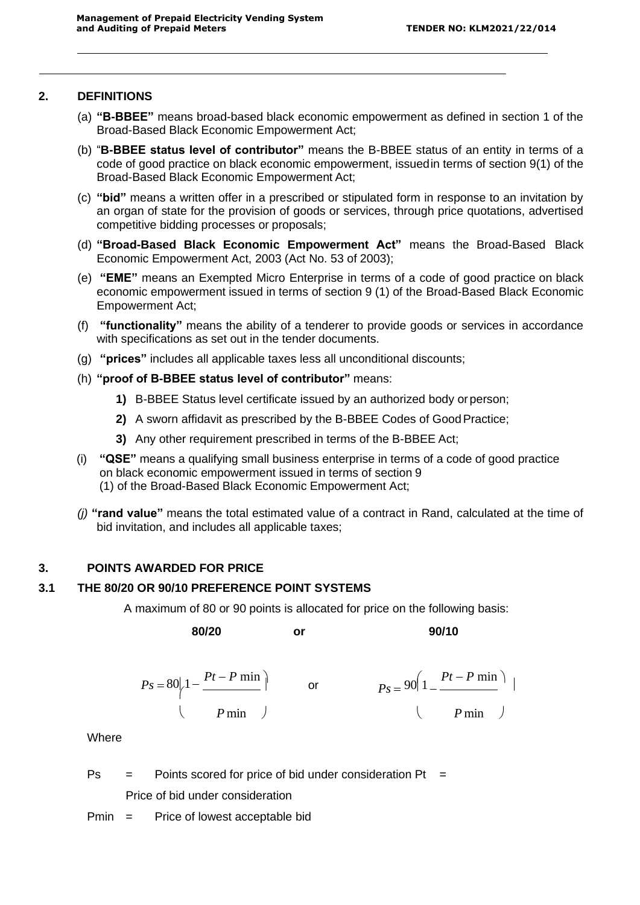## 2. DEFINITIONS

(a) **"B-BBEE"** means broad-based black economic empowerment as defined in section 1 of the Broad-Based Black Economic Empowerment Act;

(b) "**B-BBEE status level of contributor"** means the B-BBEE status of an entity in terms of a code of good practice on black economic empowerment, issued in terms of section 9(1) of the Broad-Based Black Economic Empowerment Act;

(c) **"bid"** means a written offer in a prescribed or stipulated form in response to an invitation by an organ of state for the provision of goods or services, through price quotations, advertised competitive bidding processes or proposals;

(d) **"Broad-Based Black Economic Empowerment Act"** means the Broad-Based Black Economic Empowerment Act, 2003 (Act No. 53 of 2003);

(e) **"EME"** means an Exempted Micro Enterprise in terms of a code of good practice on black economic empowerment issued in terms of section 9 (1) of the Broad-Based Black Economic Empowerment Act;

(f) **"functionality"** means the ability of a tenderer to provide goods or services in accordance with specifications as set out in the tender documents.

(g) **"prices"** includes all applicable taxes less all unconditional discounts;

(h) **"proof of B-BBEE status level of contributor"** means:

  **1)** B-BBEE Status level certificate issued by an authorized body or person;

  **2)** A sworn affidavit as prescribed by the B-BBEE Codes of Good Practice;

  **3)** Any other requirement prescribed in terms of the B-BBEE Act;

(i) **"QSE"** means a qualifying small business enterprise in terms of a code of good practice on black economic empowerment issued in terms of section 9 (1) of the Broad-Based Black Economic Empowerment Act;

*(j)* **"rand value"** means the total estimated value of a contract in Rand, calculated at the time of bid invitation, and includes all applicable taxes;

## 3. POINTS AWARDED FOR PRICE

### 3.1 THE 80/20 OR 90/10 PREFERENCE POINT SYSTEMS

A maximum of 80 or 90 points is allocated for price on the following basis:

**80/20** or **90/10**

$$Ps = 80\left(1 - \frac{Pt - P\min}{P\min}\right) \quad \text{or} \quad Ps = 90\left(1 - \frac{Pt - P\min}{P\min}\right)$$

Where

Ps = Points scored for price of bid under consideration Pt = Price of bid under consideration

Pmin = Price of lowest acceptable bid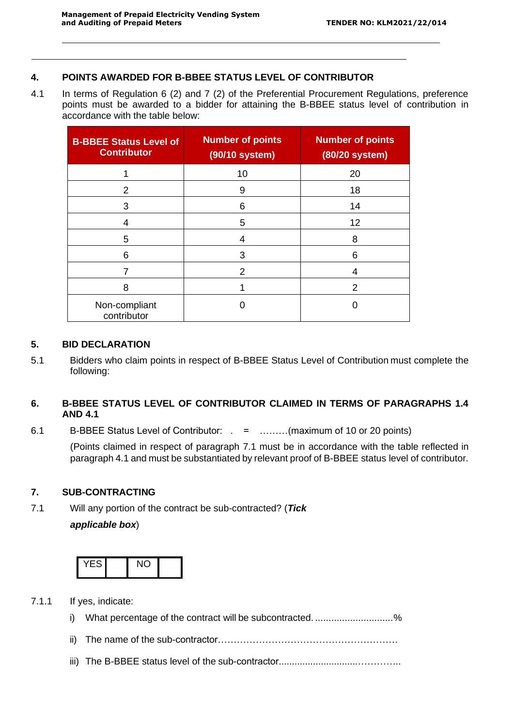## 4. POINTS AWARDED FOR B-BBEE STATUS LEVEL OF CONTRIBUTOR

4.1 In terms of Regulation 6 (2) and 7 (2) of the Preferential Procurement Regulations, preference points must be awarded to a bidder for attaining the B-BBEE status level of contribution in accordance with the table below:

| B-BBEE Status Level of Contributor | Number of points (90/10 system) | Number of points (80/20 system) |
|---|---|---|
| 1 | 10 | 20 |
| 2 | 9 | 18 |
| 3 | 6 | 14 |
| 4 | 5 | 12 |
| 5 | 4 | 8 |
| 6 | 3 | 6 |
| 7 | 2 | 4 |
| 8 | 1 | 2 |
| Non-compliant contributor | 0 | 0 |

## 5. BID DECLARATION

5.1 Bidders who claim points in respect of B-BBEE Status Level of Contribution must complete the following:

## 6. B-BBEE STATUS LEVEL OF CONTRIBUTOR CLAIMED IN TERMS OF PARAGRAPHS 1.4 AND 4.1

6.1 B-BBEE Status Level of Contributor: . = ………(maximum of 10 or 20 points)

(Points claimed in respect of paragraph 7.1 must be in accordance with the table reflected in paragraph 4.1 and must be substantiated by relevant proof of B-BBEE status level of contributor.

## 7. SUB-CONTRACTING

7.1 Will any portion of the contract be sub-contracted? (***Tick applicable box***)

| YES | | NO | |
|---|---|---|---|

7.1.1 If yes, indicate:

i) What percentage of the contract will be subcontracted. ............................%

ii) The name of the sub-contractor…………………………………………………

iii) The B-BBEE status level of the sub-contractor...........................…………..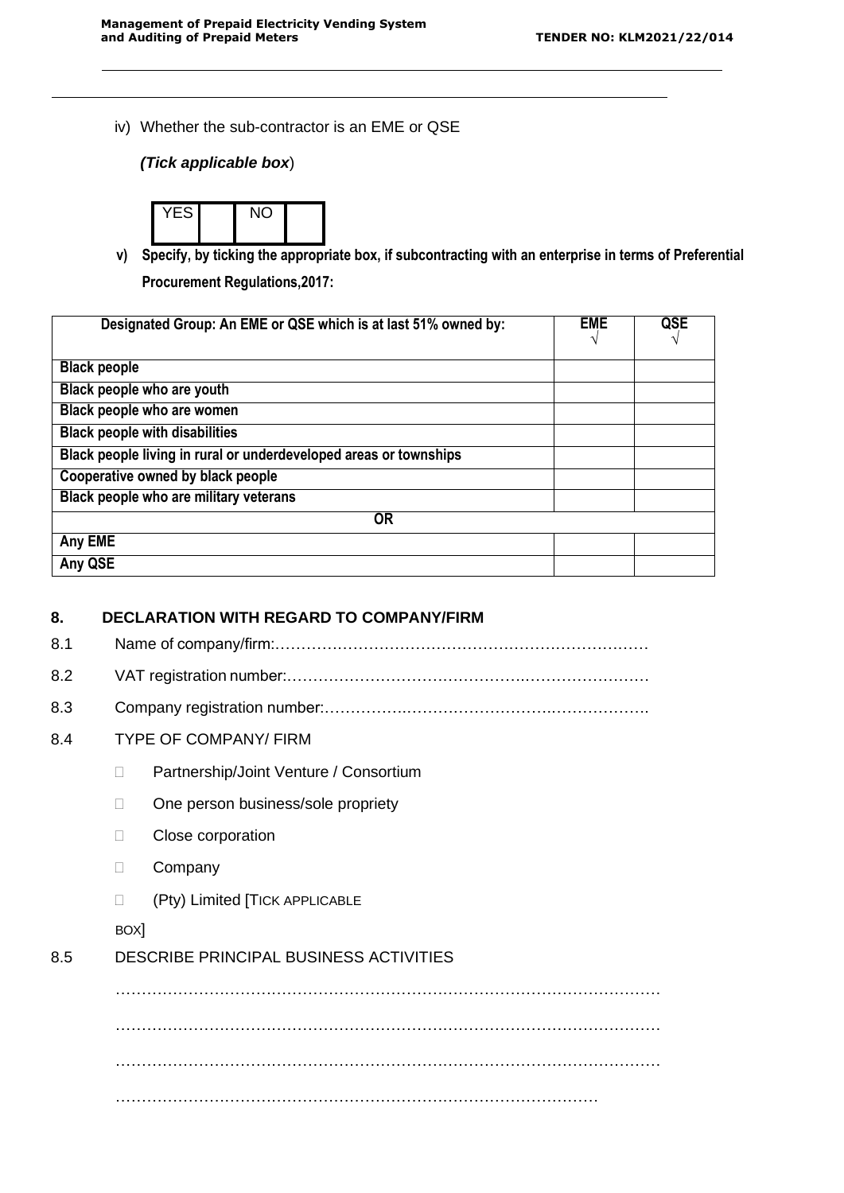iv) Whether the sub-contractor is an EME or QSE

*(Tick applicable box)*

| YES | | NO | |
|---|---|---|---|

**v) Specify, by ticking the appropriate box, if subcontracting with an enterprise in terms of Preferential Procurement Regulations,2017:**

| Designated Group: An EME or QSE which is at last 51% owned by: | EME √ | QSE √ |
|---|---|---|
| **Black people** | | |
| **Black people who are youth** | | |
| **Black people who are women** | | |
| **Black people with disabilities** | | |
| **Black people living in rural or underdeveloped areas or townships** | | |
| **Cooperative owned by black people** | | |
| **Black people who are military veterans** | | |
| **OR** | | |
| **Any EME** | | |
| **Any QSE** | | |

## 8. DECLARATION WITH REGARD TO COMPANY/FIRM

8.1 Name of company/firm:………………………………………………………………

8.2 VAT registration number:……………………………………………………………

8.3 Company registration number:…………….……………………………………….

8.4 TYPE OF COMPANY/ FIRM

- ☐ Partnership/Joint Venture / Consortium
- ☐ One person business/sole propriety
- ☐ Close corporation
- ☐ Company
- ☐ (Pty) Limited [TICK APPLICABLE BOX]

8.5 DESCRIBE PRINCIPAL BUSINESS ACTIVITIES

………………………………………………………………………………………………

………………………………………………………………………………………………

………………………………………………………………………………………………

…………………………………………………………………………………….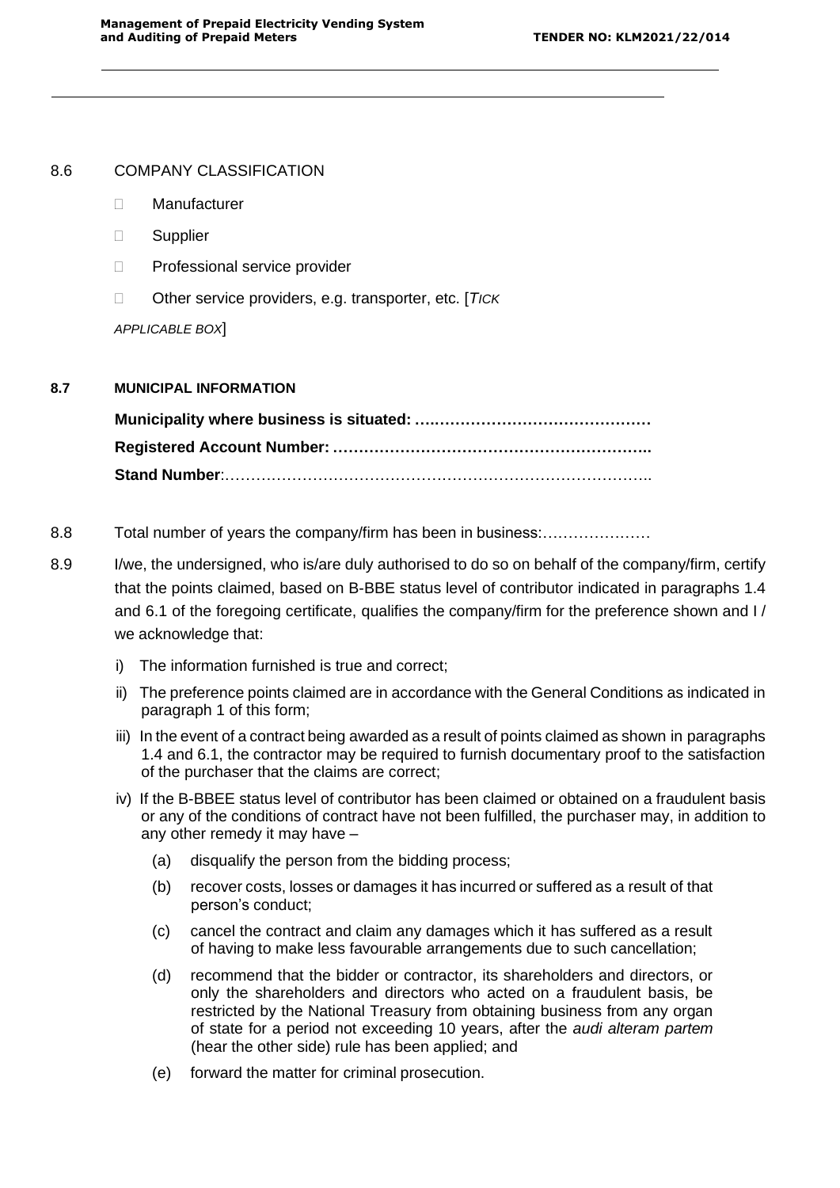8.6 COMPANY CLASSIFICATION

- Manufacturer
- Supplier
- Professional service provider
- Other service providers, e.g. transporter, etc. [*TICK APPLICABLE BOX*]

**8.7 MUNICIPAL INFORMATION**

**Municipality where business is situated: ….……………………………………**

**Registered Account Number: ……………………………………………………..**

**Stand Number**:………………………………………………………………………..

8.8 Total number of years the company/firm has been in business:…………………

8.9 I/we, the undersigned, who is/are duly authorised to do so on behalf of the company/firm, certify that the points claimed, based on B-BBE status level of contributor indicated in paragraphs 1.4 and 6.1 of the foregoing certificate, qualifies the company/firm for the preference shown and I / we acknowledge that:

i) The information furnished is true and correct;

ii) The preference points claimed are in accordance with the General Conditions as indicated in paragraph 1 of this form;

iii) In the event of a contract being awarded as a result of points claimed as shown in paragraphs 1.4 and 6.1, the contractor may be required to furnish documentary proof to the satisfaction of the purchaser that the claims are correct;

iv) If the B-BBEE status level of contributor has been claimed or obtained on a fraudulent basis or any of the conditions of contract have not been fulfilled, the purchaser may, in addition to any other remedy it may have –

(a) disqualify the person from the bidding process;

(b) recover costs, losses or damages it has incurred or suffered as a result of that person's conduct;

(c) cancel the contract and claim any damages which it has suffered as a result of having to make less favourable arrangements due to such cancellation;

(d) recommend that the bidder or contractor, its shareholders and directors, or only the shareholders and directors who acted on a fraudulent basis, be restricted by the National Treasury from obtaining business from any organ of state for a period not exceeding 10 years, after the *audi alteram partem* (hear the other side) rule has been applied; and

(e) forward the matter for criminal prosecution.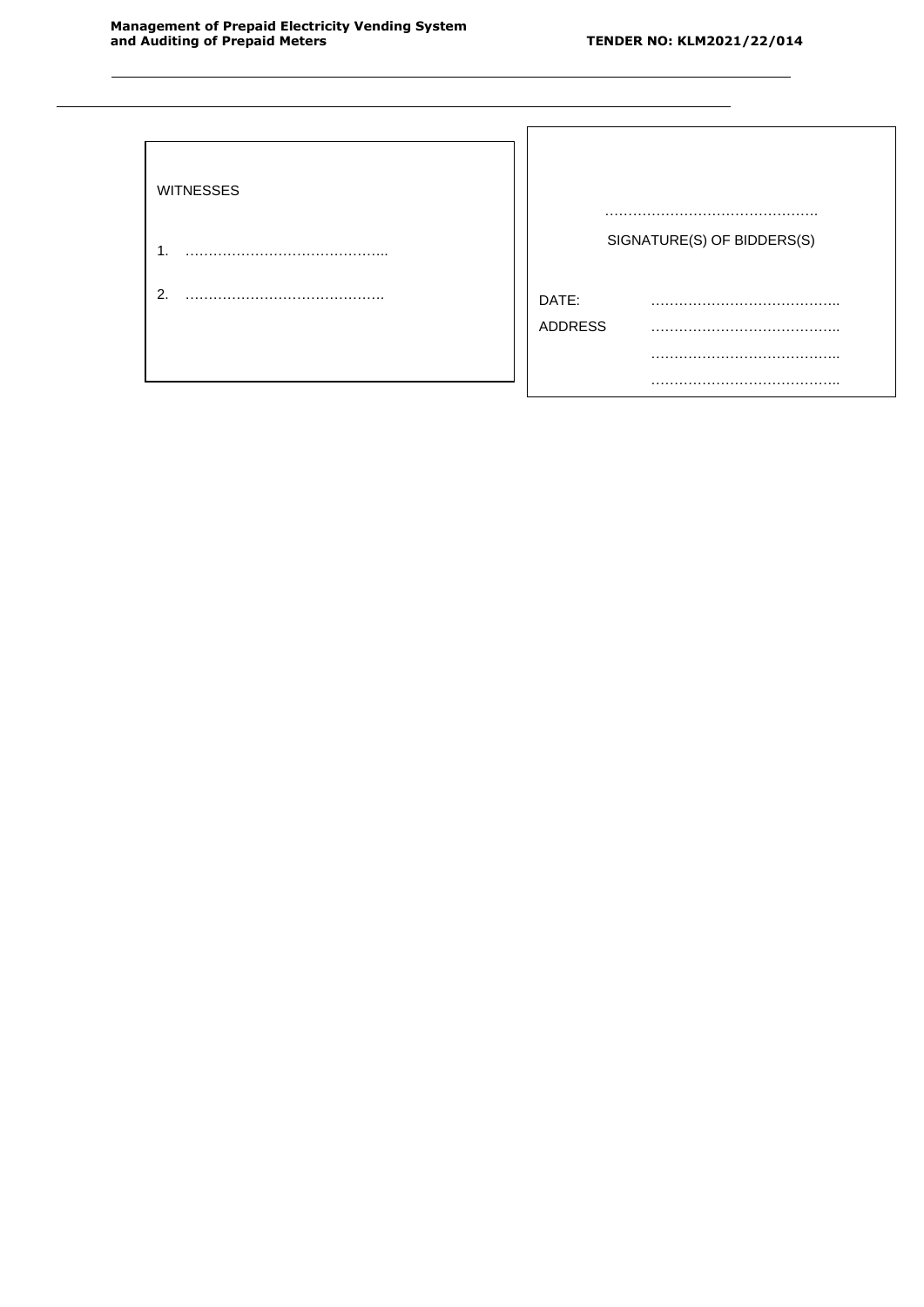| WITNESSES | |
|---|---|
| 1. …………………………………….. | ………………………………………. |
| | SIGNATURE(S) OF BIDDERS(S) |
| 2. ……………………………………. | DATE: ………………………………….. |
| | ADDRESS ………………………………….. |
| | ………………………………….. |
| | ………………………………….. |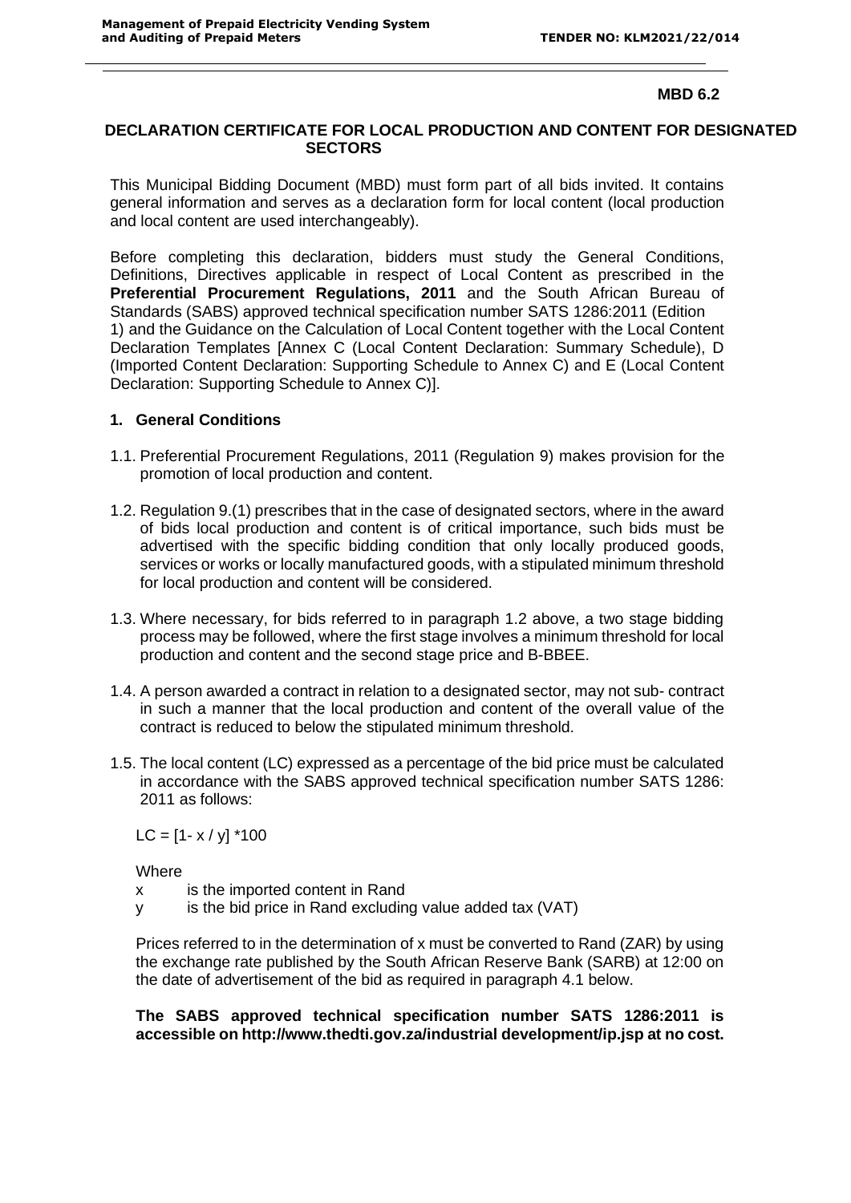**MBD 6.2**

## DECLARATION CERTIFICATE FOR LOCAL PRODUCTION AND CONTENT FOR DESIGNATED SECTORS

This Municipal Bidding Document (MBD) must form part of all bids invited. It contains general information and serves as a declaration form for local content (local production and local content are used interchangeably).

Before completing this declaration, bidders must study the General Conditions, Definitions, Directives applicable in respect of Local Content as prescribed in the **Preferential Procurement Regulations, 2011** and the South African Bureau of Standards (SABS) approved technical specification number SATS 1286:2011 (Edition 1) and the Guidance on the Calculation of Local Content together with the Local Content Declaration Templates [Annex C (Local Content Declaration: Summary Schedule), D (Imported Content Declaration: Supporting Schedule to Annex C) and E (Local Content Declaration: Supporting Schedule to Annex C)].

### 1. General Conditions

1.1. Preferential Procurement Regulations, 2011 (Regulation 9) makes provision for the promotion of local production and content.

1.2. Regulation 9.(1) prescribes that in the case of designated sectors, where in the award of bids local production and content is of critical importance, such bids must be advertised with the specific bidding condition that only locally produced goods, services or works or locally manufactured goods, with a stipulated minimum threshold for local production and content will be considered.

1.3. Where necessary, for bids referred to in paragraph 1.2 above, a two stage bidding process may be followed, where the first stage involves a minimum threshold for local production and content and the second stage price and B-BBEE.

1.4. A person awarded a contract in relation to a designated sector, may not sub- contract in such a manner that the local production and content of the overall value of the contract is reduced to below the stipulated minimum threshold.

1.5. The local content (LC) expressed as a percentage of the bid price must be calculated in accordance with the SABS approved technical specification number SATS 1286: 2011 as follows:

$$LC = [1 - x / y] * 100$$

Where

- $x$ is the imported content in Rand
- $y$ is the bid price in Rand excluding value added tax (VAT)

Prices referred to in the determination of x must be converted to Rand (ZAR) by using the exchange rate published by the South African Reserve Bank (SARB) at 12:00 on the date of advertisement of the bid as required in paragraph 4.1 below.

**The SABS approved technical specification number SATS 1286:2011 is accessible on http://www.thedti.gov.za/industrial development/ip.jsp at no cost.**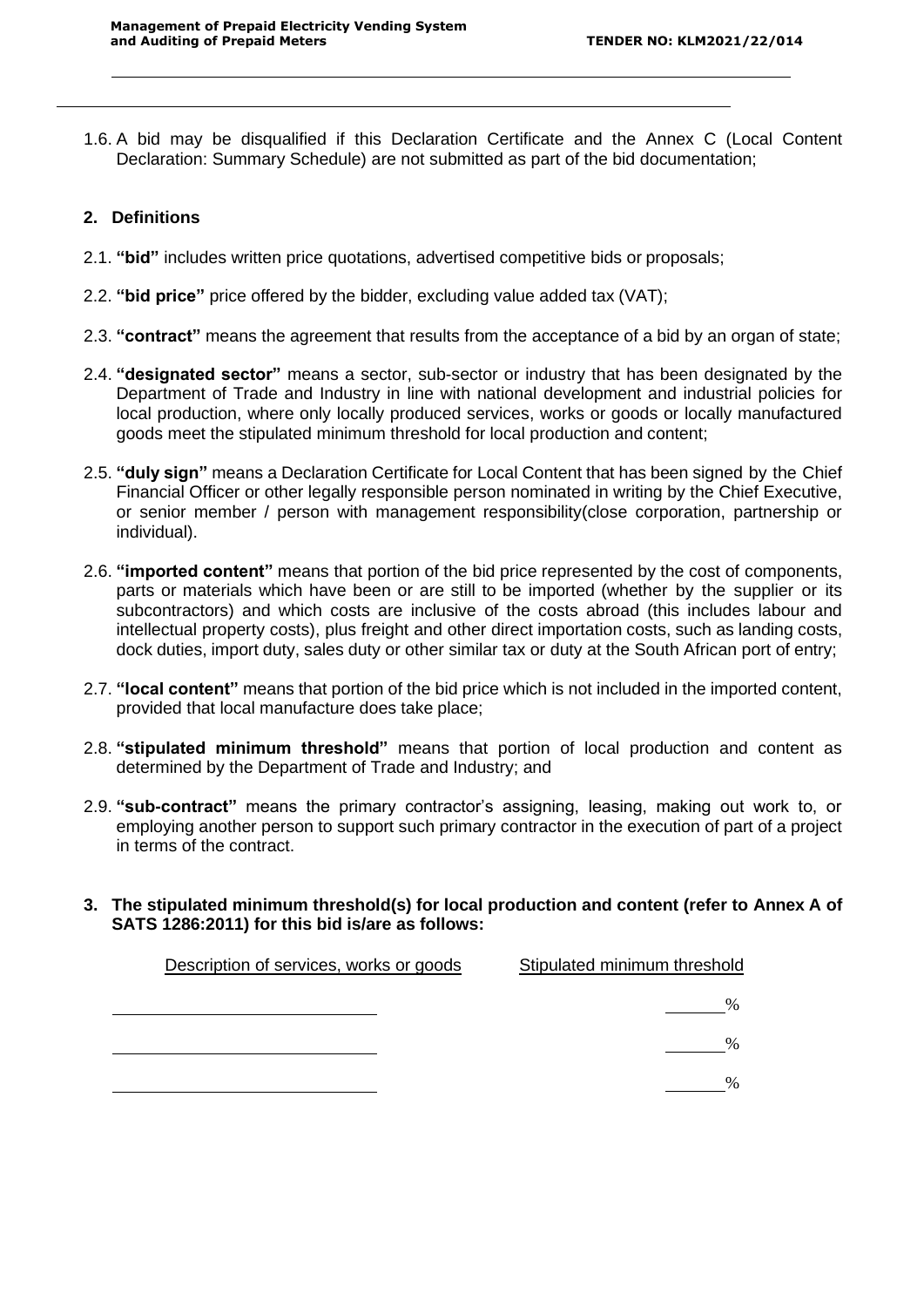1.6. A bid may be disqualified if this Declaration Certificate and the Annex C (Local Content Declaration: Summary Schedule) are not submitted as part of the bid documentation;

## 2. Definitions

2.1. **"bid"** includes written price quotations, advertised competitive bids or proposals;

2.2. **"bid price"** price offered by the bidder, excluding value added tax (VAT);

2.3. **"contract"** means the agreement that results from the acceptance of a bid by an organ of state;

2.4. **"designated sector"** means a sector, sub-sector or industry that has been designated by the Department of Trade and Industry in line with national development and industrial policies for local production, where only locally produced services, works or goods or locally manufactured goods meet the stipulated minimum threshold for local production and content;

2.5. **"duly sign"** means a Declaration Certificate for Local Content that has been signed by the Chief Financial Officer or other legally responsible person nominated in writing by the Chief Executive, or senior member / person with management responsibility(close corporation, partnership or individual).

2.6. **"imported content"** means that portion of the bid price represented by the cost of components, parts or materials which have been or are still to be imported (whether by the supplier or its subcontractors) and which costs are inclusive of the costs abroad (this includes labour and intellectual property costs), plus freight and other direct importation costs, such as landing costs, dock duties, import duty, sales duty or other similar tax or duty at the South African port of entry;

2.7. **"local content"** means that portion of the bid price which is not included in the imported content, provided that local manufacture does take place;

2.8. **"stipulated minimum threshold"** means that portion of local production and content as determined by the Department of Trade and Industry; and

2.9. **"sub-contract"** means the primary contractor's assigning, leasing, making out work to, or employing another person to support such primary contractor in the execution of part of a project in terms of the contract.

## 3. The stipulated minimum threshold(s) for local production and content (refer to Annex A of SATS 1286:2011) for this bid is/are as follows:

| Description of services, works or goods | Stipulated minimum threshold |
|---|---|
| ______________________________ | ______% |
| ______________________________ | ______% |
| ______________________________ | ______% |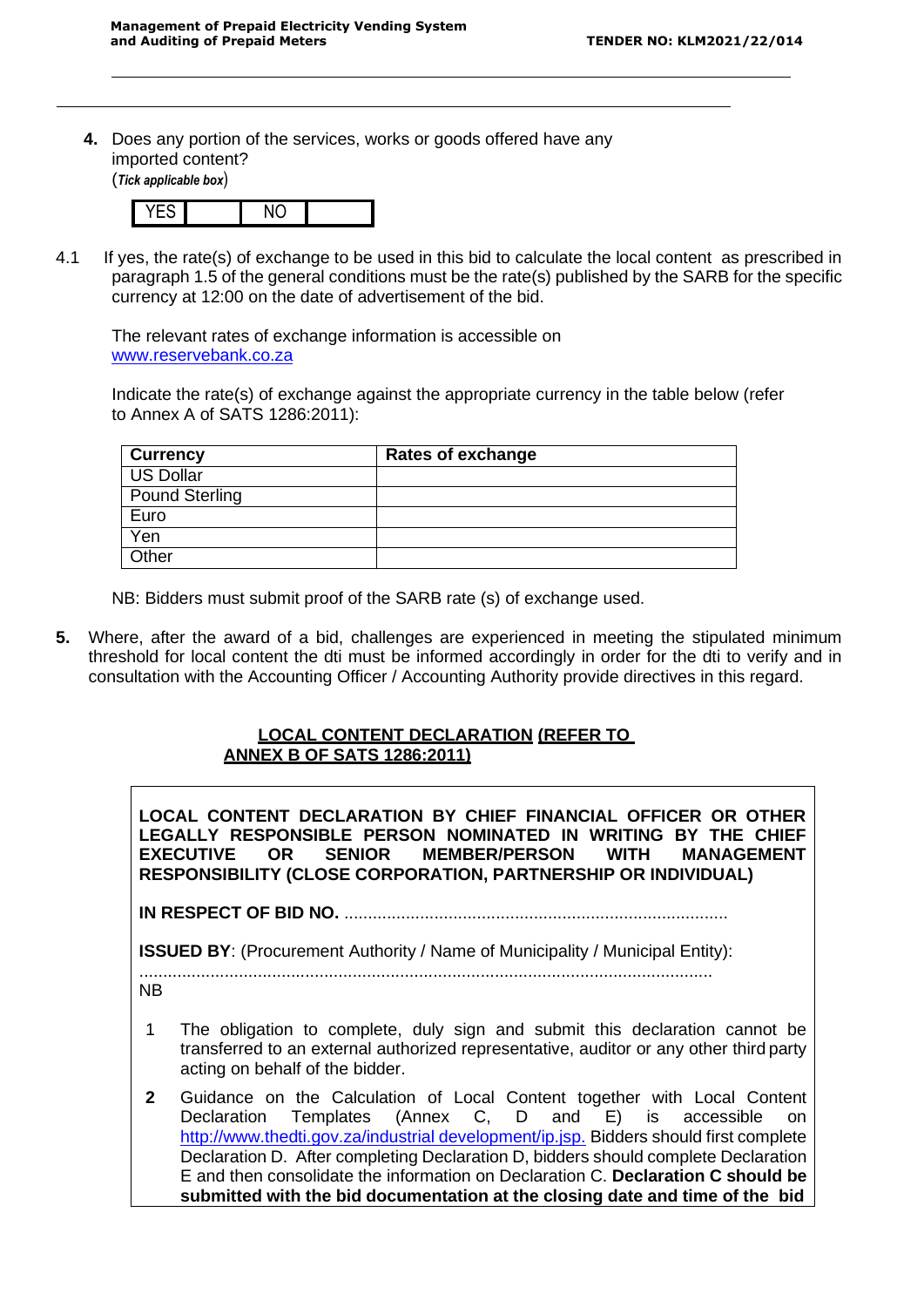**4.** Does any portion of the services, works or goods offered have any imported content?
(*Tick applicable box*)

| YES | | NO | |
|---|---|---|---|

4.1 If yes, the rate(s) of exchange to be used in this bid to calculate the local content as prescribed in paragraph 1.5 of the general conditions must be the rate(s) published by the SARB for the specific currency at 12:00 on the date of advertisement of the bid.

The relevant rates of exchange information is accessible on www.reservebank.co.za

Indicate the rate(s) of exchange against the appropriate currency in the table below (refer to Annex A of SATS 1286:2011):

| Currency | Rates of exchange |
|---|---|
| US Dollar | |
| Pound Sterling | |
| Euro | |
| Yen | |
| Other | |

NB: Bidders must submit proof of the SARB rate (s) of exchange used.

**5.** Where, after the award of a bid, challenges are experienced in meeting the stipulated minimum threshold for local content the dti must be informed accordingly in order for the dti to verify and in consultation with the Accounting Officer / Accounting Authority provide directives in this regard.

**LOCAL CONTENT DECLARATION (REFER TO ANNEX B OF SATS 1286:2011)**

**LOCAL CONTENT DECLARATION BY CHIEF FINANCIAL OFFICER OR OTHER LEGALLY RESPONSIBLE PERSON NOMINATED IN WRITING BY THE CHIEF EXECUTIVE OR SENIOR MEMBER/PERSON WITH MANAGEMENT RESPONSIBILITY (CLOSE CORPORATION, PARTNERSHIP OR INDIVIDUAL)**

**IN RESPECT OF BID NO.** .................................................................................

**ISSUED BY**: (Procurement Authority / Name of Municipality / Municipal Entity):

.........................................................................................................................

NB

1 The obligation to complete, duly sign and submit this declaration cannot be transferred to an external authorized representative, auditor or any other third party acting on behalf of the bidder.

**2** Guidance on the Calculation of Local Content together with Local Content Declaration Templates (Annex C, D and E) is accessible on http://www.thedti.gov.za/industrial development/ip.jsp. Bidders should first complete Declaration D. After completing Declaration D, bidders should complete Declaration E and then consolidate the information on Declaration C. **Declaration C should be submitted with the bid documentation at the closing date and time of the bid**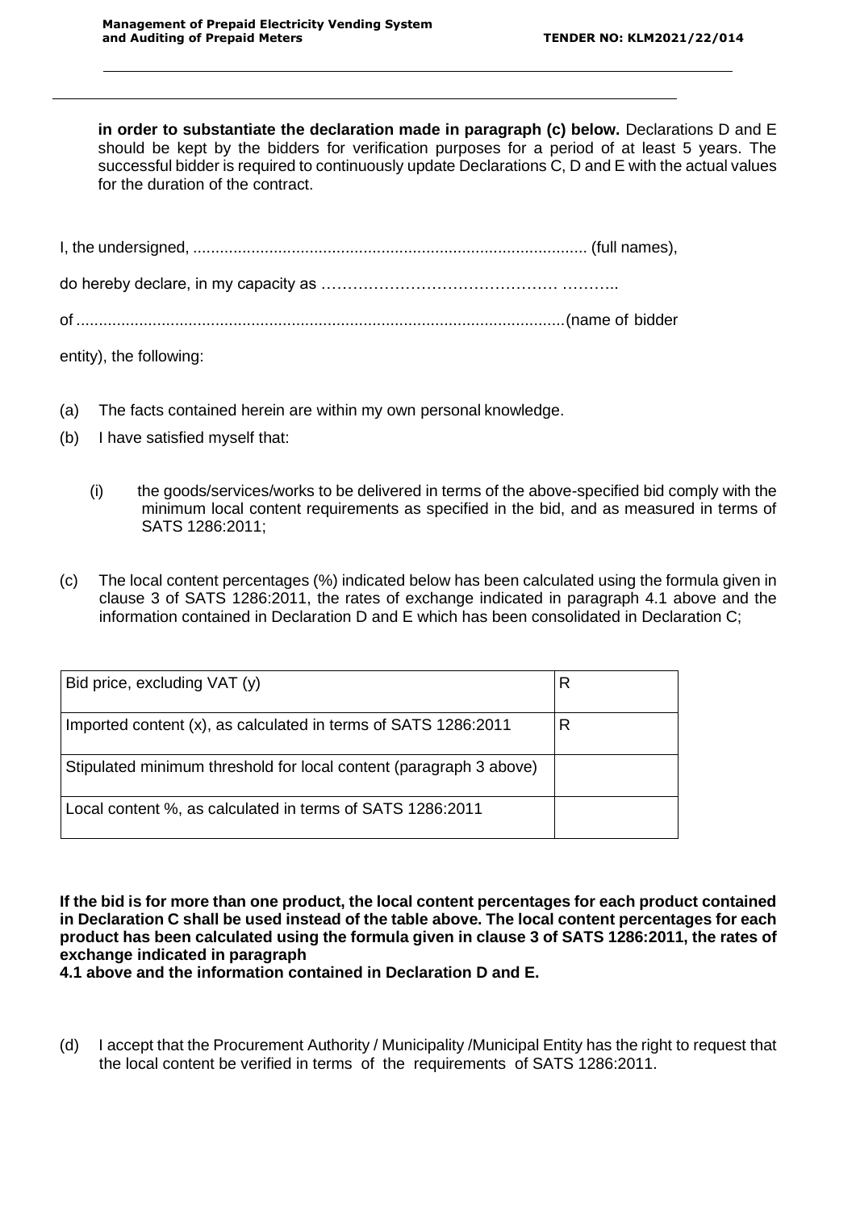**in order to substantiate the declaration made in paragraph (c) below.** Declarations D and E should be kept by the bidders for verification purposes for a period of at least 5 years. The successful bidder is required to continuously update Declarations C, D and E with the actual values for the duration of the contract.

I, the undersigned, ........................................................................................ (full names),

do hereby declare, in my capacity as ……………………………………… ………..

of .............................................................................................................(name of bidder entity), the following:

(a) The facts contained herein are within my own personal knowledge.

(b) I have satisfied myself that:

(i) the goods/services/works to be delivered in terms of the above-specified bid comply with the minimum local content requirements as specified in the bid, and as measured in terms of SATS 1286:2011;

(c) The local content percentages (%) indicated below has been calculated using the formula given in clause 3 of SATS 1286:2011, the rates of exchange indicated in paragraph 4.1 above and the information contained in Declaration D and E which has been consolidated in Declaration C;

| | |
|---|---|
| Bid price, excluding VAT (y) | R |
| Imported content (x), as calculated in terms of SATS 1286:2011 | R |
| Stipulated minimum threshold for local content (paragraph 3 above) | |
| Local content %, as calculated in terms of SATS 1286:2011 | |

**If the bid is for more than one product, the local content percentages for each product contained in Declaration C shall be used instead of the table above. The local content percentages for each product has been calculated using the formula given in clause 3 of SATS 1286:2011, the rates of exchange indicated in paragraph 4.1 above and the information contained in Declaration D and E.**

(d) I accept that the Procurement Authority / Municipality /Municipal Entity has the right to request that the local content be verified in terms of the requirements of SATS 1286:2011.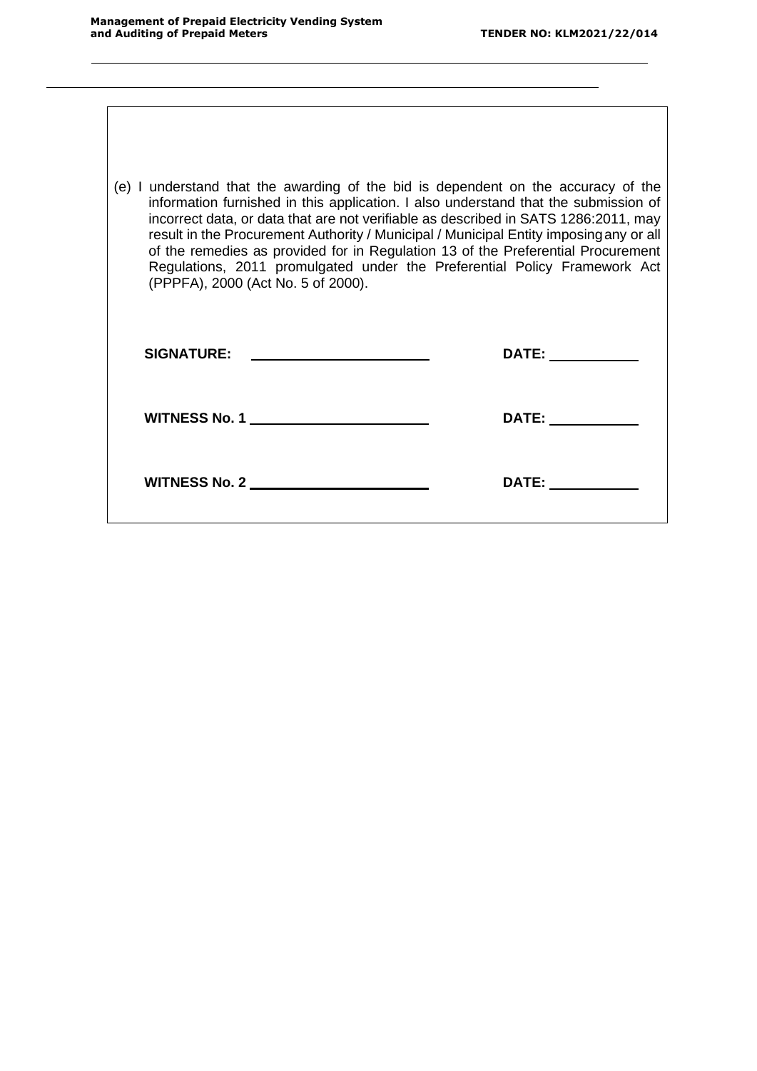(e) I understand that the awarding of the bid is dependent on the accuracy of the information furnished in this application. I also understand that the submission of incorrect data, or data that are not verifiable as described in SATS 1286:2011, may result in the Procurement Authority / Municipal / Municipal Entity imposing any or all of the remedies as provided for in Regulation 13 of the Preferential Procurement Regulations, 2011 promulgated under the Preferential Policy Framework Act (PPPFA), 2000 (Act No. 5 of 2000).

**SIGNATURE:** ______________________ **DATE:** ___________

**WITNESS No. 1** ______________________ **DATE:** ___________

**WITNESS No. 2** ______________________ **DATE:** ___________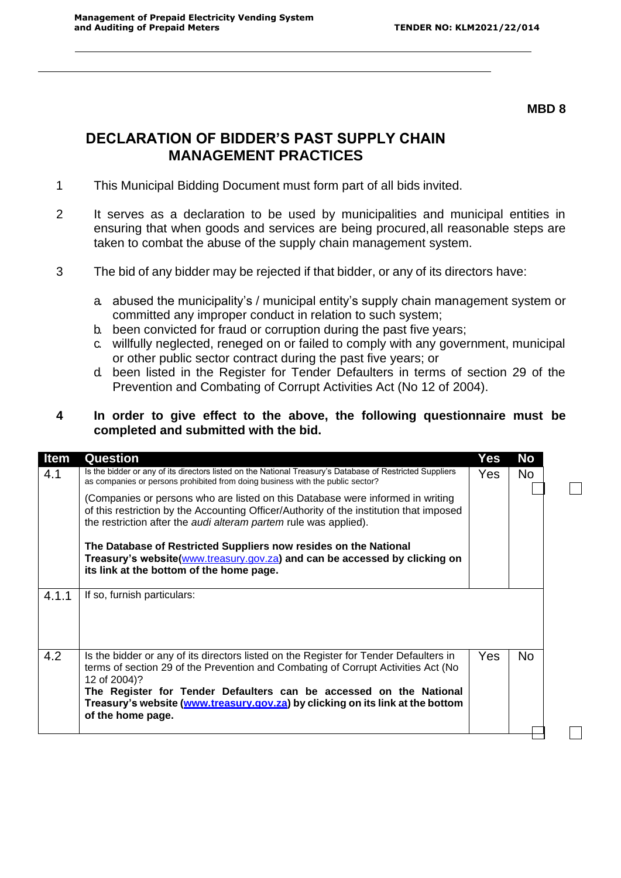**MBD 8**

# DECLARATION OF BIDDER'S PAST SUPPLY CHAIN MANAGEMENT PRACTICES

1. This Municipal Bidding Document must form part of all bids invited.

2. It serves as a declaration to be used by municipalities and municipal entities in ensuring that when goods and services are being procured, all reasonable steps are taken to combat the abuse of the supply chain management system.

3. The bid of any bidder may be rejected if that bidder, or any of its directors have:

   a. abused the municipality's / municipal entity's supply chain management system or committed any improper conduct in relation to such system;
   b. been convicted for fraud or corruption during the past five years;
   c. willfully neglected, reneged on or failed to comply with any government, municipal or other public sector contract during the past five years; or
   d. been listed in the Register for Tender Defaulters in terms of section 29 of the Prevention and Combating of Corrupt Activities Act (No 12 of 2004).

**4. In order to give effect to the above, the following questionnaire must be completed and submitted with the bid.**

| Item | Question | Yes | No |
|---|---|---|---|
| 4.1 | Is the bidder or any of its directors listed on the National Treasury's Database of Restricted Suppliers as companies or persons prohibited from doing business with the public sector?<br><br>(Companies or persons who are listed on this Database were informed in writing of this restriction by the Accounting Officer/Authority of the institution that imposed the restriction after the *audi alteram partem* rule was applied).<br><br>**The Database of Restricted Suppliers now resides on the National Treasury's website(www.treasury.gov.za) and can be accessed by clicking on its link at the bottom of the home page.** | Yes ☐ | No ☐ |
| 4.1.1 | If so, furnish particulars: | | |
| 4.2 | Is the bidder or any of its directors listed on the Register for Tender Defaulters in terms of section 29 of the Prevention and Combating of Corrupt Activities Act (No 12 of 2004)?<br>**The Register for Tender Defaulters can be accessed on the National Treasury's website (www.treasury.gov.za) by clicking on its link at the bottom of the home page.** | Yes ☐ | No ☐ |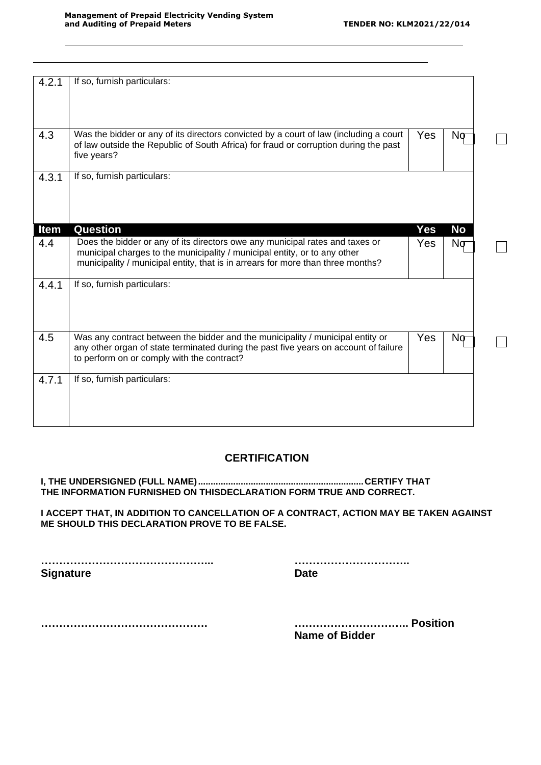| | | | |
|---|---|---|---|
| 4.2.1 | If so, furnish particulars: | | |
| 4.3 | Was the bidder or any of its directors convicted by a court of law (including a court of law outside the Republic of South Africa) for fraud or corruption during the past five years? | Yes | No |
| 4.3.1 | If so, furnish particulars: | | |
| **Item** | **Question** | **Yes** | **No** |
| 4.4 | Does the bidder or any of its directors owe any municipal rates and taxes or municipal charges to the municipality / municipal entity, or to any other municipality / municipal entity, that is in arrears for more than three months? | Yes | No |
| 4.4.1 | If so, furnish particulars: | | |
| 4.5 | Was any contract between the bidder and the municipality / municipal entity or any other organ of state terminated during the past five years on account of failure to perform on or comply with the contract? | Yes | No |
| 4.7.1 | If so, furnish particulars: | | |

## CERTIFICATION

**I, THE UNDERSIGNED (FULL NAME)................................................................CERTIFY THAT THE INFORMATION FURNISHED ON THISDECLARATION FORM TRUE AND CORRECT.**

**I ACCEPT THAT, IN ADDITION TO CANCELLATION OF A CONTRACT, ACTION MAY BE TAKEN AGAINST ME SHOULD THIS DECLARATION PROVE TO BE FALSE.**

**…………………………………………..** &nbsp;&nbsp;&nbsp;&nbsp;&nbsp;&nbsp;&nbsp;&nbsp; **…………………………..**
**Signature** &nbsp;&nbsp;&nbsp;&nbsp;&nbsp;&nbsp;&nbsp;&nbsp; **Date**

**……………………………………….** &nbsp;&nbsp;&nbsp;&nbsp;&nbsp;&nbsp;&nbsp;&nbsp; **………………………….. Position**
&nbsp;&nbsp;&nbsp;&nbsp;&nbsp;&nbsp;&nbsp;&nbsp; **Name of Bidder**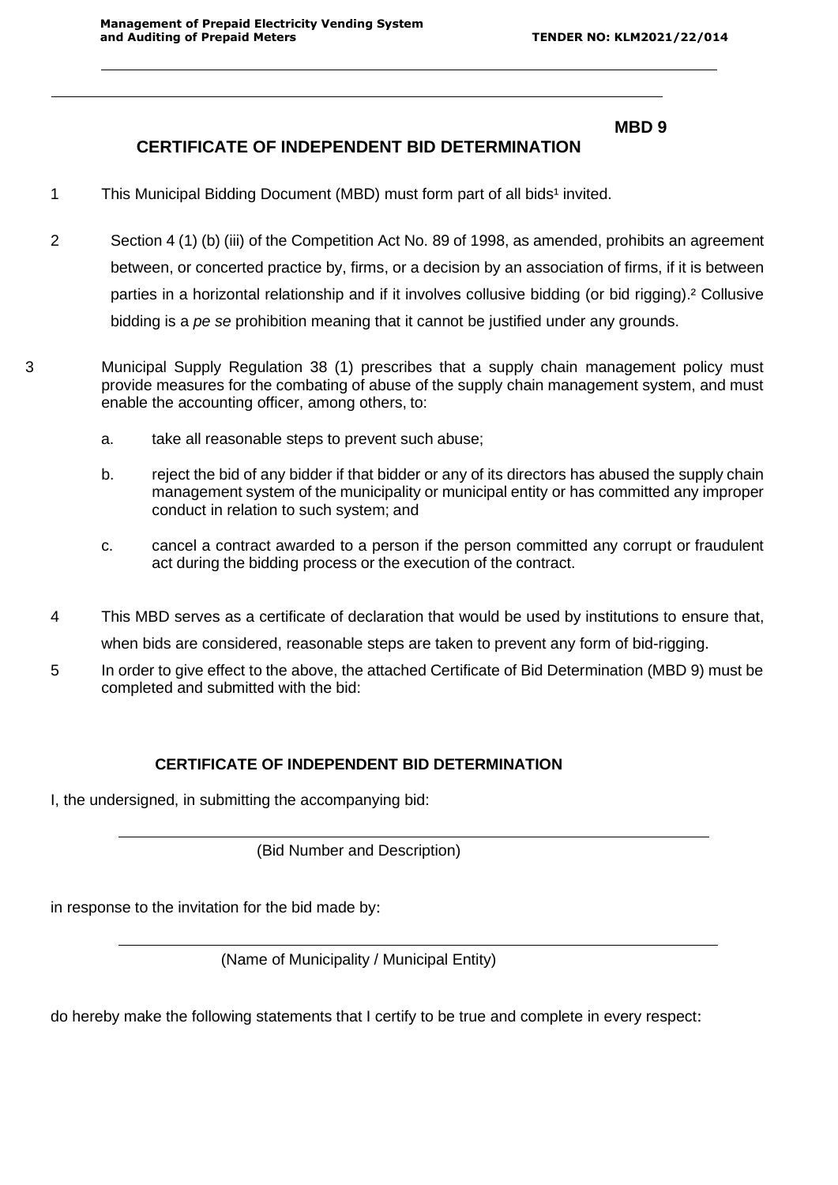**MBD 9**

## CERTIFICATE OF INDEPENDENT BID DETERMINATION

1 This Municipal Bidding Document (MBD) must form part of all bids[1] invited.

2 Section 4 (1) (b) (iii) of the Competition Act No. 89 of 1998, as amended, prohibits an agreement between, or concerted practice by, firms, or a decision by an association of firms, if it is between parties in a horizontal relationship and if it involves collusive bidding (or bid rigging).[2] Collusive bidding is a *pe se* prohibition meaning that it cannot be justified under any grounds.

3 Municipal Supply Regulation 38 (1) prescribes that a supply chain management policy must provide measures for the combating of abuse of the supply chain management system, and must enable the accounting officer, among others, to:

a. take all reasonable steps to prevent such abuse;

b. reject the bid of any bidder if that bidder or any of its directors has abused the supply chain management system of the municipality or municipal entity or has committed any improper conduct in relation to such system; and

c. cancel a contract awarded to a person if the person committed any corrupt or fraudulent act during the bidding process or the execution of the contract.

4 This MBD serves as a certificate of declaration that would be used by institutions to ensure that, when bids are considered, reasonable steps are taken to prevent any form of bid-rigging.

5 In order to give effect to the above, the attached Certificate of Bid Determination (MBD 9) must be completed and submitted with the bid:

### CERTIFICATE OF INDEPENDENT BID DETERMINATION

I, the undersigned, in submitting the accompanying bid:

\_\_\_\_\_\_\_\_\_\_\_\_\_\_\_\_\_\_\_\_\_\_\_\_\_\_\_\_\_\_\_\_\_\_\_\_\_\_\_\_\_\_\_\_\_\_\_\_\_\_\_\_\_\_\_\_\_\_\_\_\_\_\_\_\_\_\_\_\_\_

(Bid Number and Description)

in response to the invitation for the bid made by:

\_\_\_\_\_\_\_\_\_\_\_\_\_\_\_\_\_\_\_\_\_\_\_\_\_\_\_\_\_\_\_\_\_\_\_\_\_\_\_\_\_\_\_\_\_\_\_\_\_\_\_\_\_\_\_\_\_\_\_\_\_\_\_\_\_\_\_\_\_\_

(Name of Municipality / Municipal Entity)

do hereby make the following statements that I certify to be true and complete in every respect: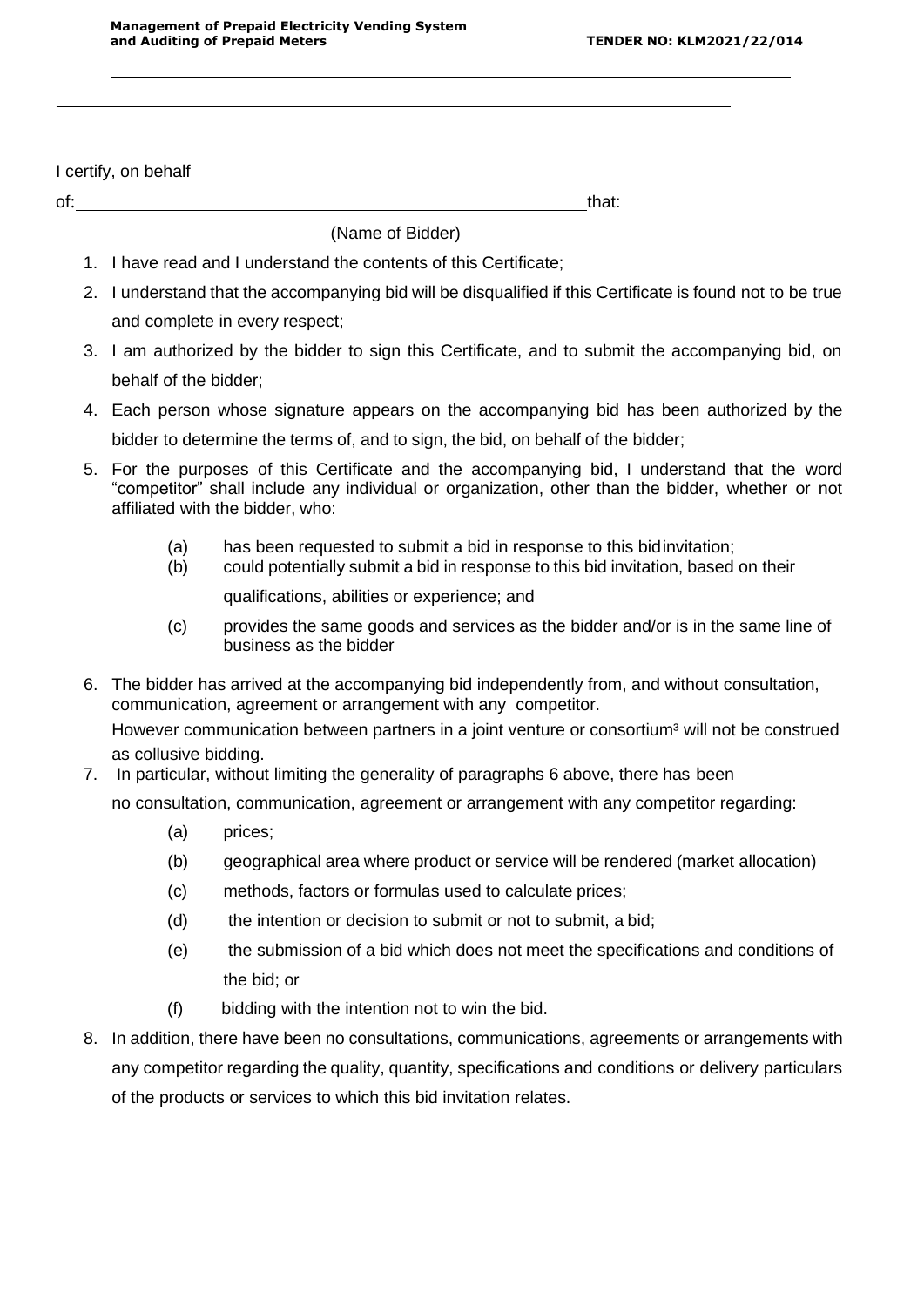I certify, on behalf of: \_\_\_\_\_\_\_\_\_\_\_\_\_\_\_\_\_\_\_\_\_\_\_\_\_\_\_\_\_\_\_\_\_\_\_\_\_\_\_\_\_\_\_\_ that:

(Name of Bidder)

1. I have read and I understand the contents of this Certificate;
2. I understand that the accompanying bid will be disqualified if this Certificate is found not to be true and complete in every respect;
3. I am authorized by the bidder to sign this Certificate, and to submit the accompanying bid, on behalf of the bidder;
4. Each person whose signature appears on the accompanying bid has been authorized by the bidder to determine the terms of, and to sign, the bid, on behalf of the bidder;
5. For the purposes of this Certificate and the accompanying bid, I understand that the word "competitor" shall include any individual or organization, other than the bidder, whether or not affiliated with the bidder, who:
   - (a) has been requested to submit a bid in response to this bidinvitation;
   - (b) could potentially submit a bid in response to this bid invitation, based on their qualifications, abilities or experience; and
   - (c) provides the same goods and services as the bidder and/or is in the same line of business as the bidder
6. The bidder has arrived at the accompanying bid independently from, and without consultation, communication, agreement or arrangement with any competitor. However communication between partners in a joint venture or consortium[3] will not be construed as collusive bidding.
7. In particular, without limiting the generality of paragraphs 6 above, there has been no consultation, communication, agreement or arrangement with any competitor regarding:
   - (a) prices;
   - (b) geographical area where product or service will be rendered (market allocation)
   - (c) methods, factors or formulas used to calculate prices;
   - (d) the intention or decision to submit or not to submit, a bid;
   - (e) the submission of a bid which does not meet the specifications and conditions of the bid; or
   - (f) bidding with the intention not to win the bid.
8. In addition, there have been no consultations, communications, agreements or arrangements with any competitor regarding the quality, quantity, specifications and conditions or delivery particulars of the products or services to which this bid invitation relates.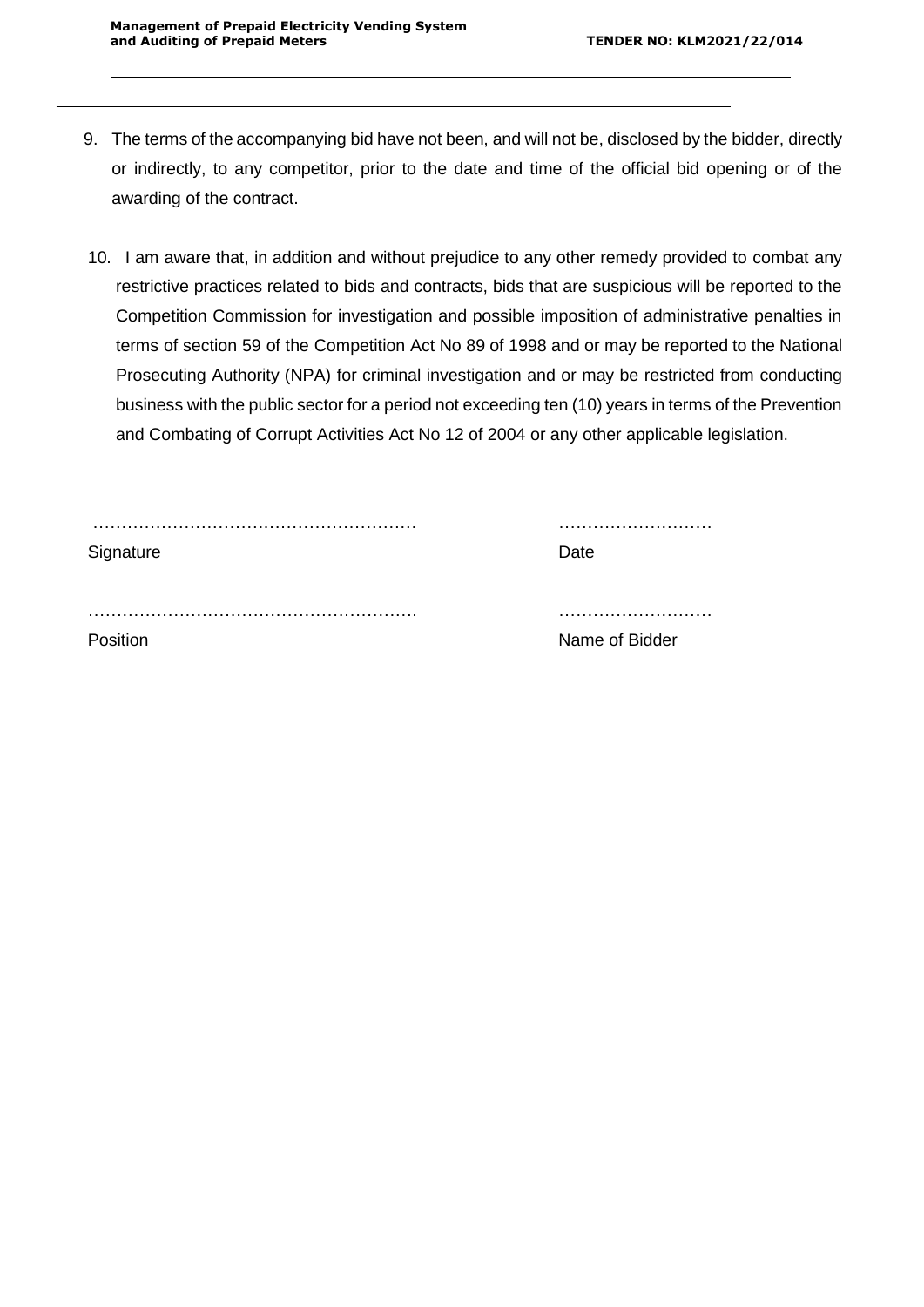9. The terms of the accompanying bid have not been, and will not be, disclosed by the bidder, directly or indirectly, to any competitor, prior to the date and time of the official bid opening or of the awarding of the contract.

10. I am aware that, in addition and without prejudice to any other remedy provided to combat any restrictive practices related to bids and contracts, bids that are suspicious will be reported to the Competition Commission for investigation and possible imposition of administrative penalties in terms of section 59 of the Competition Act No 89 of 1998 and or may be reported to the National Prosecuting Authority (NPA) for criminal investigation and or may be restricted from conducting business with the public sector for a period not exceeding ten (10) years in terms of the Prevention and Combating of Corrupt Activities Act No 12 of 2004 or any other applicable legislation.

| | |
|---|---|
| ………………………………………………… | ……………………… |
| Signature | Date |
| ………………………………………………… | ……………………… |
| Position | Name of Bidder |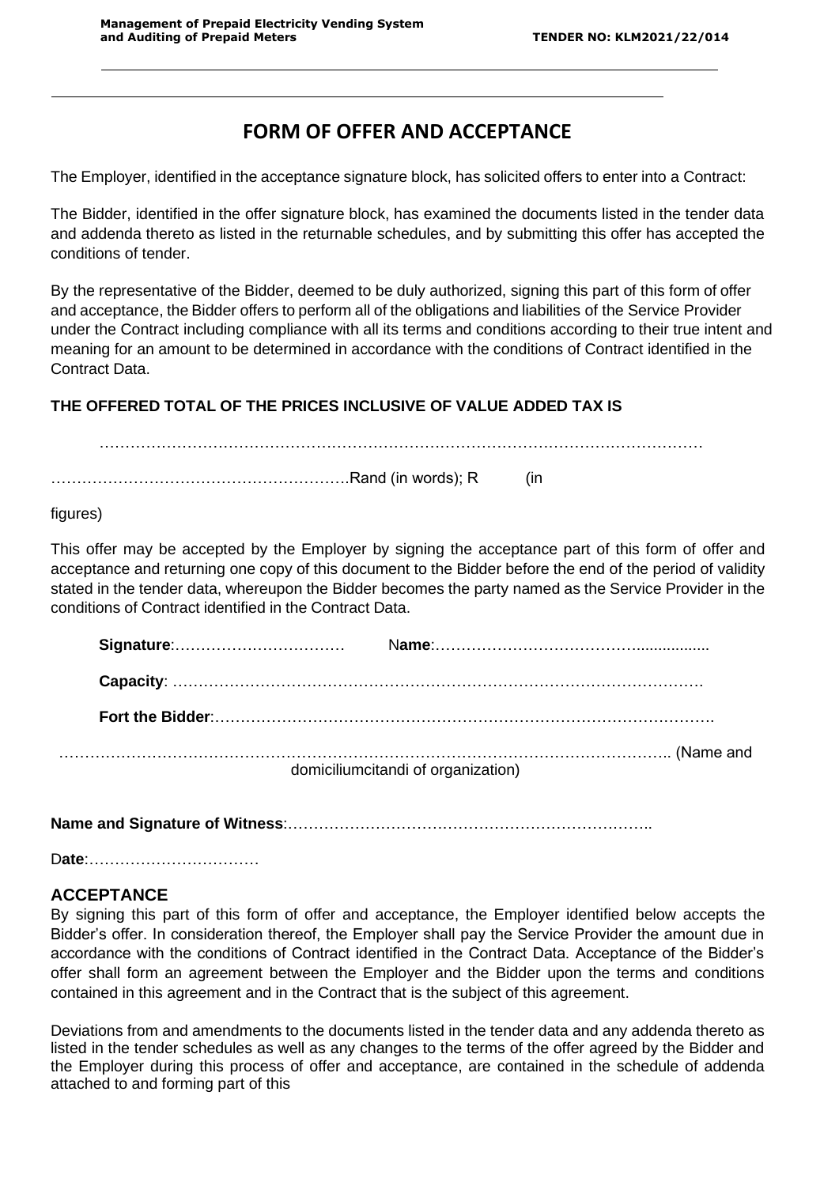# FORM OF OFFER AND ACCEPTANCE

The Employer, identified in the acceptance signature block, has solicited offers to enter into a Contract:

The Bidder, identified in the offer signature block, has examined the documents listed in the tender data and addenda thereto as listed in the returnable schedules, and by submitting this offer has accepted the conditions of tender.

By the representative of the Bidder, deemed to be duly authorized, signing this part of this form of offer and acceptance, the Bidder offers to perform all of the obligations and liabilities of the Service Provider under the Contract including compliance with all its terms and conditions according to their true intent and meaning for an amount to be determined in accordance with the conditions of Contract identified in the Contract Data.

**THE OFFERED TOTAL OF THE PRICES INCLUSIVE OF VALUE ADDED TAX IS**

…………………………………………………………………………………………………………

……………………………………………….Rand (in words); R (in figures)

This offer may be accepted by the Employer by signing the acceptance part of this form of offer and acceptance and returning one copy of this document to the Bidder before the end of the period of validity stated in the tender data, whereupon the Bidder becomes the party named as the Service Provider in the conditions of Contract identified in the Contract Data.

**Signature**:……………….…………….  N**ame**:……………….…………………................

**Capacity**: ……………………………………………………………………………………………

**Fort the Bidder**:……………………………………………………………………………………….

……………………………………………………………………………………………………….. (Name and domiciliumcitandi of organization)

**Name and Signature of Witness**:……………………………………………………………..

D**ate**:……………………………

## ACCEPTANCE

By signing this part of this form of offer and acceptance, the Employer identified below accepts the Bidder's offer. In consideration thereof, the Employer shall pay the Service Provider the amount due in accordance with the conditions of Contract identified in the Contract Data. Acceptance of the Bidder's offer shall form an agreement between the Employer and the Bidder upon the terms and conditions contained in this agreement and in the Contract that is the subject of this agreement.

Deviations from and amendments to the documents listed in the tender data and any addenda thereto as listed in the tender schedules as well as any changes to the terms of the offer agreed by the Bidder and the Employer during this process of offer and acceptance, are contained in the schedule of addenda attached to and forming part of this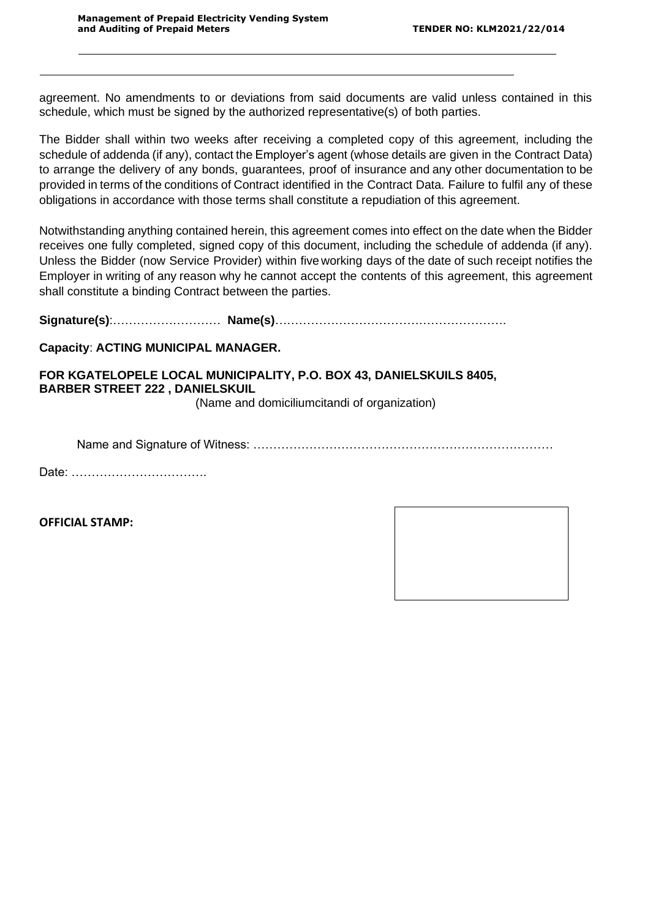agreement. No amendments to or deviations from said documents are valid unless contained in this schedule, which must be signed by the authorized representative(s) of both parties.

The Bidder shall within two weeks after receiving a completed copy of this agreement, including the schedule of addenda (if any), contact the Employer's agent (whose details are given in the Contract Data) to arrange the delivery of any bonds, guarantees, proof of insurance and any other documentation to be provided in terms of the conditions of Contract identified in the Contract Data. Failure to fulfil any of these obligations in accordance with those terms shall constitute a repudiation of this agreement.

Notwithstanding anything contained herein, this agreement comes into effect on the date when the Bidder receives one fully completed, signed copy of this document, including the schedule of addenda (if any). Unless the Bidder (now Service Provider) within five working days of the date of such receipt notifies the Employer in writing of any reason why he cannot accept the contents of this agreement, this agreement shall constitute a binding Contract between the parties.

**Signature(s)**:……………………… **Name(s)**………………………………………………….

**Capacity**: **ACTING MUNICIPAL MANAGER.**

**FOR KGATELOPELE LOCAL MUNICIPALITY, P.O. BOX 43, DANIELSKUILS 8405, BARBER STREET 222 , DANIELSKUIL**
(Name and domiciliumcitandi of organization)

Name and Signature of Witness: ………………………………………………………………

Date: …………………………….

**OFFICIAL STAMP:**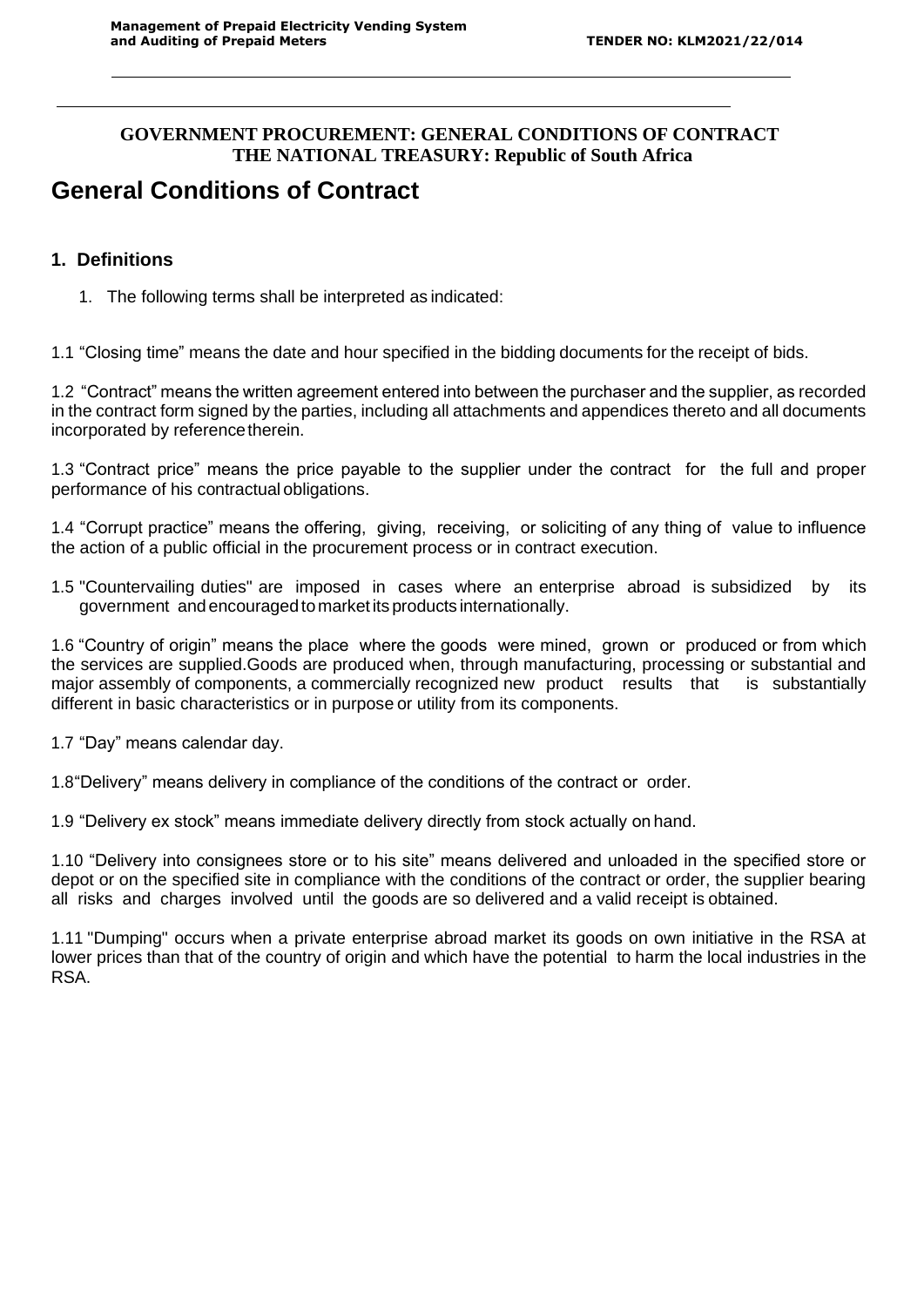**GOVERNMENT PROCUREMENT: GENERAL CONDITIONS OF CONTRACT**
**THE NATIONAL TREASURY: Republic of South Africa**

# General Conditions of Contract

## 1. Definitions

1. The following terms shall be interpreted as indicated:

1.1 "Closing time" means the date and hour specified in the bidding documents for the receipt of bids.

1.2 "Contract" means the written agreement entered into between the purchaser and the supplier, as recorded in the contract form signed by the parties, including all attachments and appendices thereto and all documents incorporated by reference therein.

1.3 "Contract price" means the price payable to the supplier under the contract for the full and proper performance of his contractual obligations.

1.4 "Corrupt practice" means the offering, giving, receiving, or soliciting of any thing of value to influence the action of a public official in the procurement process or in contract execution.

1.5 "Countervailing duties" are imposed in cases where an enterprise abroad is subsidized by its government and encouraged to market its products internationally.

1.6 "Country of origin" means the place where the goods were mined, grown or produced or from which the services are supplied.Goods are produced when, through manufacturing, processing or substantial and major assembly of components, a commercially recognized new product results that is substantially different in basic characteristics or in purpose or utility from its components.

1.7 "Day" means calendar day.

1.8"Delivery" means delivery in compliance of the conditions of the contract or order.

1.9 "Delivery ex stock" means immediate delivery directly from stock actually on hand.

1.10 "Delivery into consignees store or to his site" means delivered and unloaded in the specified store or depot or on the specified site in compliance with the conditions of the contract or order, the supplier bearing all risks and charges involved until the goods are so delivered and a valid receipt is obtained.

1.11 "Dumping" occurs when a private enterprise abroad market its goods on own initiative in the RSA at lower prices than that of the country of origin and which have the potential to harm the local industries in the RSA.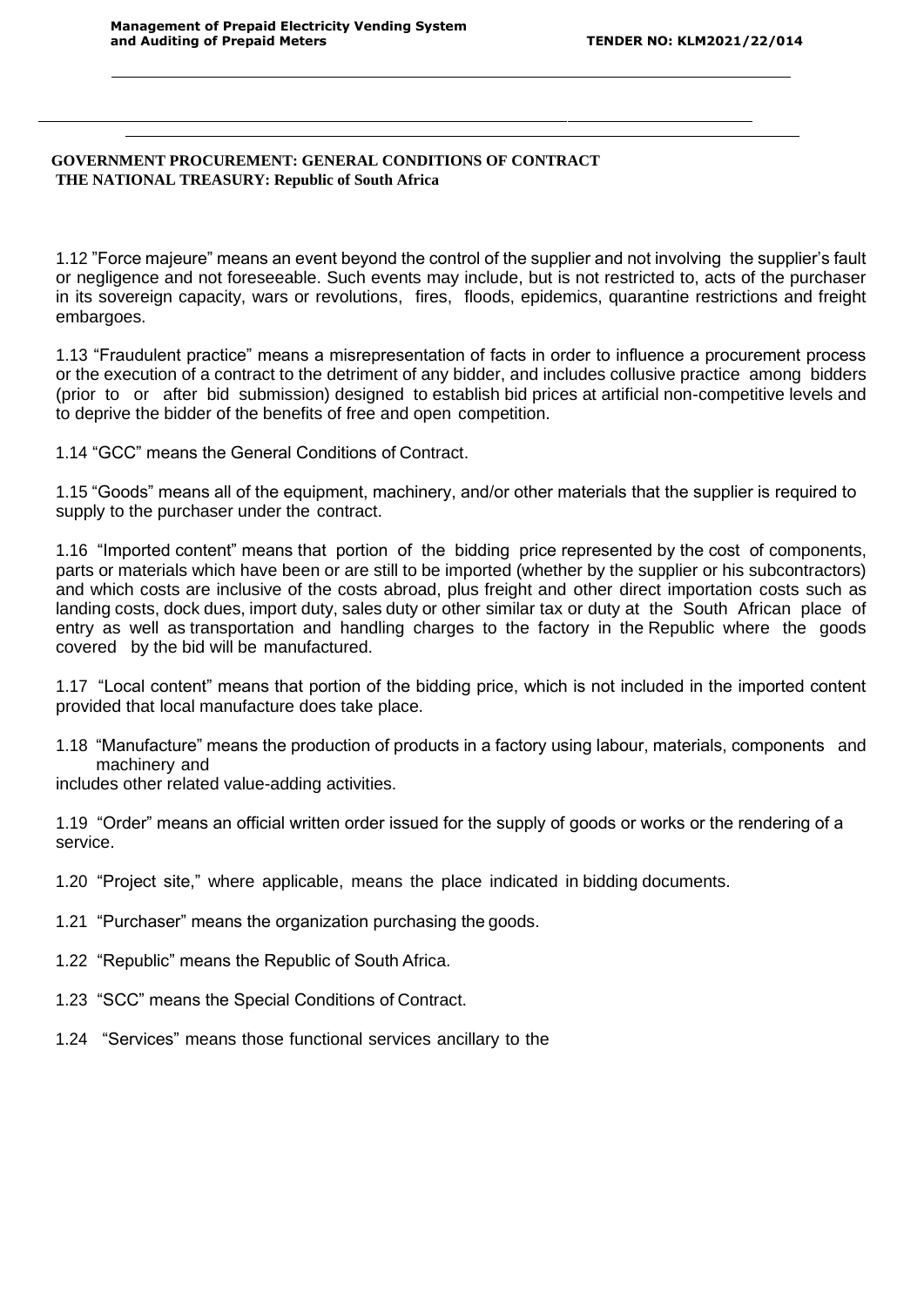**GOVERNMENT PROCUREMENT: GENERAL CONDITIONS OF CONTRACT**
**THE NATIONAL TREASURY: Republic of South Africa**

1.12 "Force majeure" means an event beyond the control of the supplier and not involving the supplier's fault or negligence and not foreseeable. Such events may include, but is not restricted to, acts of the purchaser in its sovereign capacity, wars or revolutions, fires, floods, epidemics, quarantine restrictions and freight embargoes.

1.13 "Fraudulent practice" means a misrepresentation of facts in order to influence a procurement process or the execution of a contract to the detriment of any bidder, and includes collusive practice among bidders (prior to or after bid submission) designed to establish bid prices at artificial non-competitive levels and to deprive the bidder of the benefits of free and open competition.

1.14 "GCC" means the General Conditions of Contract.

1.15 "Goods" means all of the equipment, machinery, and/or other materials that the supplier is required to supply to the purchaser under the contract.

1.16 "Imported content" means that portion of the bidding price represented by the cost of components, parts or materials which have been or are still to be imported (whether by the supplier or his subcontractors) and which costs are inclusive of the costs abroad, plus freight and other direct importation costs such as landing costs, dock dues, import duty, sales duty or other similar tax or duty at the South African place of entry as well as transportation and handling charges to the factory in the Republic where the goods covered by the bid will be manufactured.

1.17 "Local content" means that portion of the bidding price, which is not included in the imported content provided that local manufacture does take place.

1.18 "Manufacture" means the production of products in a factory using labour, materials, components and machinery and includes other related value-adding activities.

1.19 "Order" means an official written order issued for the supply of goods or works or the rendering of a service.

1.20 "Project site," where applicable, means the place indicated in bidding documents.

1.21 "Purchaser" means the organization purchasing the goods.

1.22 "Republic" means the Republic of South Africa.

1.23 "SCC" means the Special Conditions of Contract.

1.24 "Services" means those functional services ancillary to the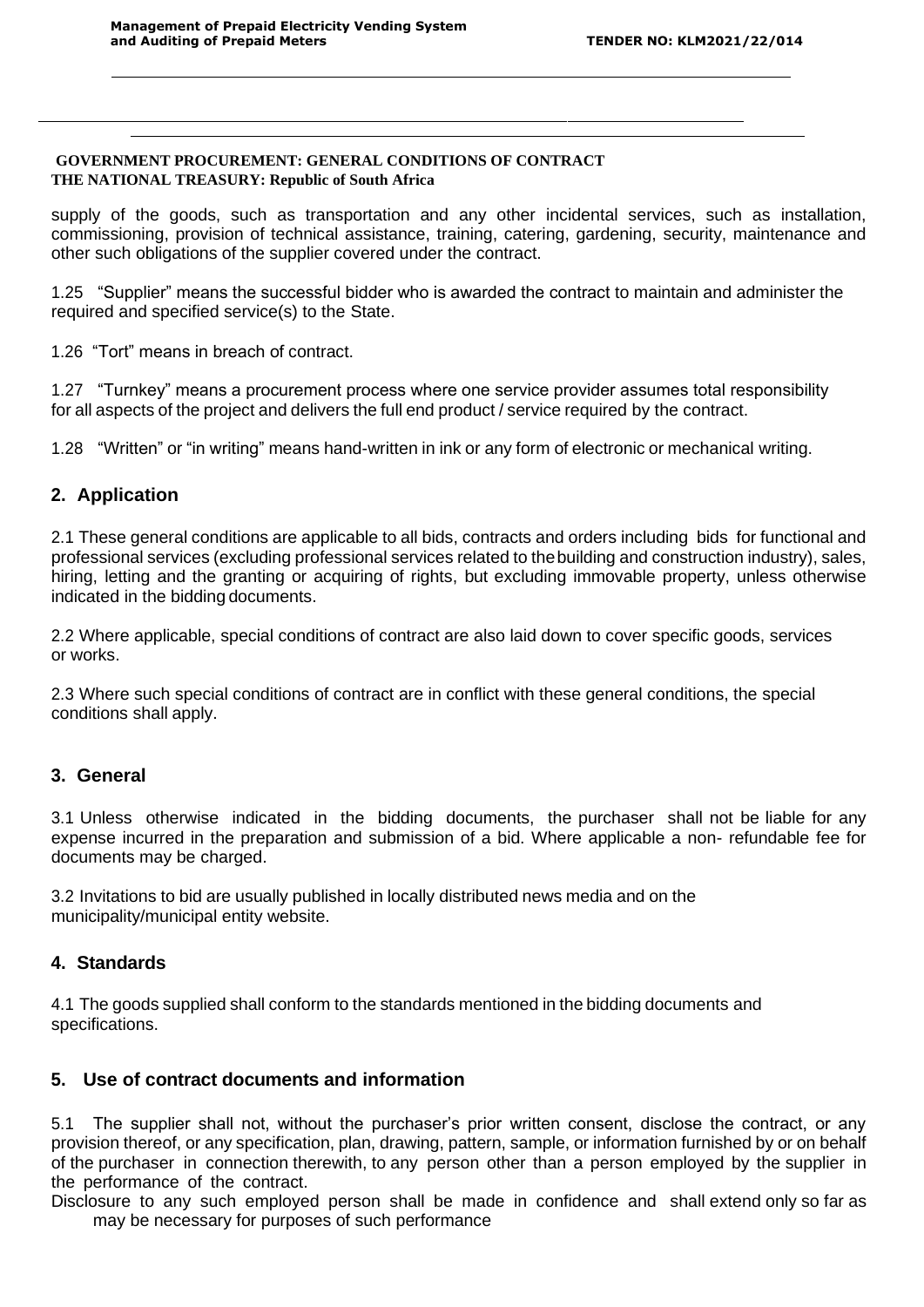**GOVERNMENT PROCUREMENT: GENERAL CONDITIONS OF CONTRACT**
**THE NATIONAL TREASURY: Republic of South Africa**

supply of the goods, such as transportation and any other incidental services, such as installation, commissioning, provision of technical assistance, training, catering, gardening, security, maintenance and other such obligations of the supplier covered under the contract.

1.25 "Supplier" means the successful bidder who is awarded the contract to maintain and administer the required and specified service(s) to the State.

1.26 "Tort" means in breach of contract.

1.27 "Turnkey" means a procurement process where one service provider assumes total responsibility for all aspects of the project and delivers the full end product / service required by the contract.

1.28 "Written" or "in writing" means hand-written in ink or any form of electronic or mechanical writing.

## 2. Application

2.1 These general conditions are applicable to all bids, contracts and orders including bids for functional and professional services (excluding professional services related to the building and construction industry), sales, hiring, letting and the granting or acquiring of rights, but excluding immovable property, unless otherwise indicated in the bidding documents.

2.2 Where applicable, special conditions of contract are also laid down to cover specific goods, services or works.

2.3 Where such special conditions of contract are in conflict with these general conditions, the special conditions shall apply.

## 3. General

3.1 Unless otherwise indicated in the bidding documents, the purchaser shall not be liable for any expense incurred in the preparation and submission of a bid. Where applicable a non- refundable fee for documents may be charged.

3.2 Invitations to bid are usually published in locally distributed news media and on the municipality/municipal entity website.

## 4. Standards

4.1 The goods supplied shall conform to the standards mentioned in the bidding documents and specifications.

## 5. Use of contract documents and information

5.1 The supplier shall not, without the purchaser's prior written consent, disclose the contract, or any provision thereof, or any specification, plan, drawing, pattern, sample, or information furnished by or on behalf of the purchaser in connection therewith, to any person other than a person employed by the supplier in the performance of the contract.
Disclosure to any such employed person shall be made in confidence and shall extend only so far as may be necessary for purposes of such performance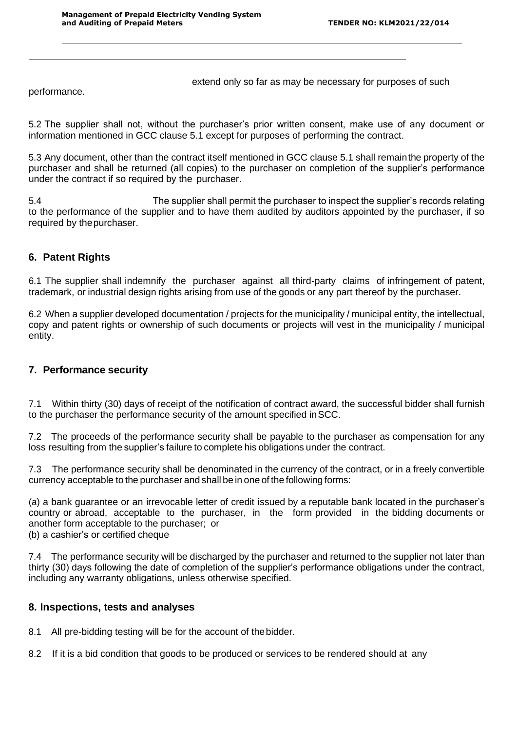extend only so far as may be necessary for purposes of such performance.

5.2 The supplier shall not, without the purchaser's prior written consent, make use of any document or information mentioned in GCC clause 5.1 except for purposes of performing the contract.

5.3 Any document, other than the contract itself mentioned in GCC clause 5.1 shall remain the property of the purchaser and shall be returned (all copies) to the purchaser on completion of the supplier's performance under the contract if so required by the purchaser.

5.4 The supplier shall permit the purchaser to inspect the supplier's records relating to the performance of the supplier and to have them audited by auditors appointed by the purchaser, if so required by the purchaser.

## 6. Patent Rights

6.1 The supplier shall indemnify the purchaser against all third-party claims of infringement of patent, trademark, or industrial design rights arising from use of the goods or any part thereof by the purchaser.

6.2 When a supplier developed documentation / projects for the municipality / municipal entity, the intellectual, copy and patent rights or ownership of such documents or projects will vest in the municipality / municipal entity.

## 7. Performance security

7.1 Within thirty (30) days of receipt of the notification of contract award, the successful bidder shall furnish to the purchaser the performance security of the amount specified in SCC.

7.2 The proceeds of the performance security shall be payable to the purchaser as compensation for any loss resulting from the supplier's failure to complete his obligations under the contract.

7.3 The performance security shall be denominated in the currency of the contract, or in a freely convertible currency acceptable to the purchaser and shall be in one of the following forms:

(a) a bank guarantee or an irrevocable letter of credit issued by a reputable bank located in the purchaser's country or abroad, acceptable to the purchaser, in the form provided in the bidding documents or another form acceptable to the purchaser; or
(b) a cashier's or certified cheque

7.4 The performance security will be discharged by the purchaser and returned to the supplier not later than thirty (30) days following the date of completion of the supplier's performance obligations under the contract, including any warranty obligations, unless otherwise specified.

## 8. Inspections, tests and analyses

8.1 All pre-bidding testing will be for the account of the bidder.

8.2 If it is a bid condition that goods to be produced or services to be rendered should at any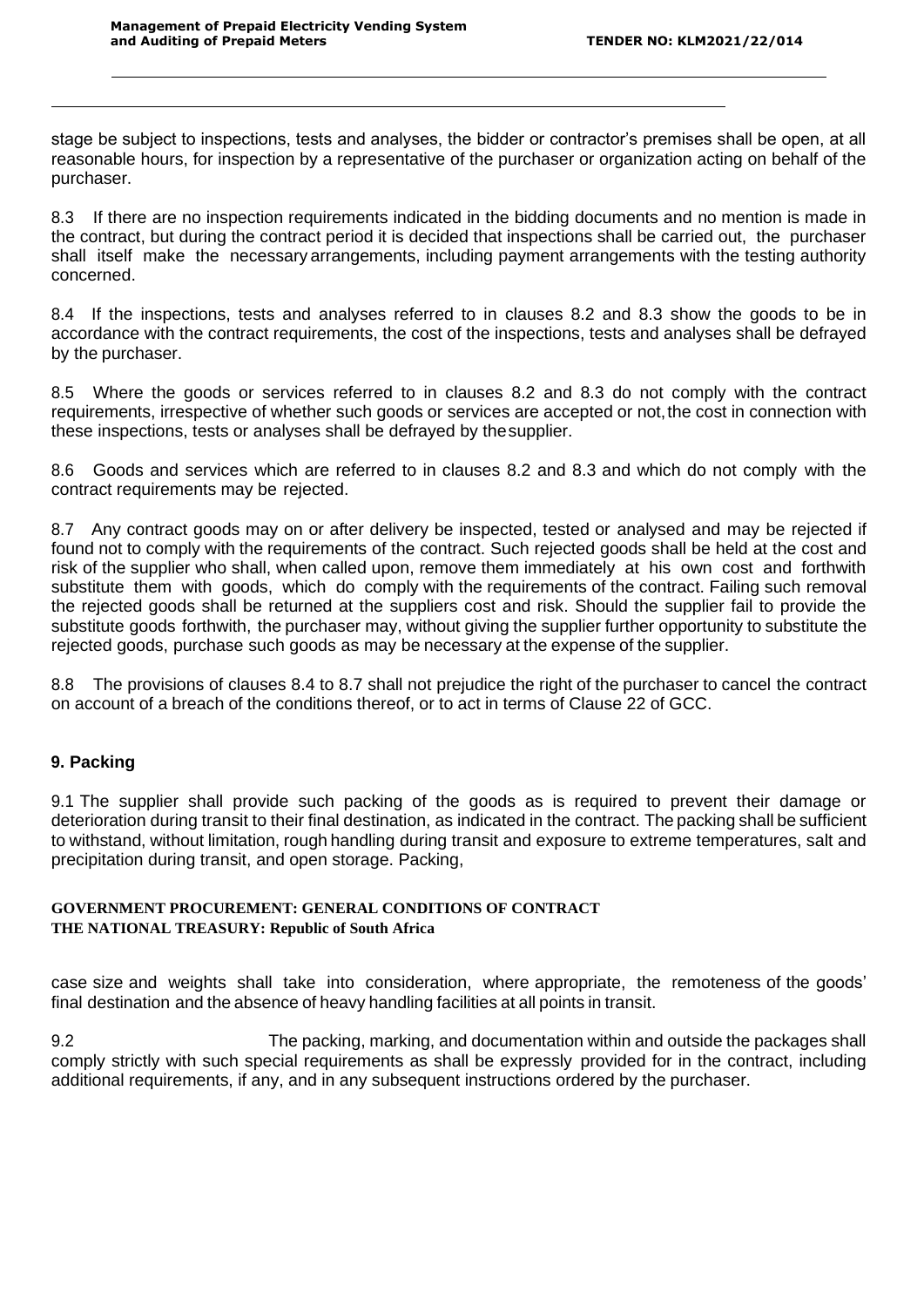stage be subject to inspections, tests and analyses, the bidder or contractor's premises shall be open, at all reasonable hours, for inspection by a representative of the purchaser or organization acting on behalf of the purchaser.

8.3 If there are no inspection requirements indicated in the bidding documents and no mention is made in the contract, but during the contract period it is decided that inspections shall be carried out, the purchaser shall itself make the necessary arrangements, including payment arrangements with the testing authority concerned.

8.4 If the inspections, tests and analyses referred to in clauses 8.2 and 8.3 show the goods to be in accordance with the contract requirements, the cost of the inspections, tests and analyses shall be defrayed by the purchaser.

8.5 Where the goods or services referred to in clauses 8.2 and 8.3 do not comply with the contract requirements, irrespective of whether such goods or services are accepted or not, the cost in connection with these inspections, tests or analyses shall be defrayed by the supplier.

8.6 Goods and services which are referred to in clauses 8.2 and 8.3 and which do not comply with the contract requirements may be rejected.

8.7 Any contract goods may on or after delivery be inspected, tested or analysed and may be rejected if found not to comply with the requirements of the contract. Such rejected goods shall be held at the cost and risk of the supplier who shall, when called upon, remove them immediately at his own cost and forthwith substitute them with goods, which do comply with the requirements of the contract. Failing such removal the rejected goods shall be returned at the suppliers cost and risk. Should the supplier fail to provide the substitute goods forthwith, the purchaser may, without giving the supplier further opportunity to substitute the rejected goods, purchase such goods as may be necessary at the expense of the supplier.

8.8 The provisions of clauses 8.4 to 8.7 shall not prejudice the right of the purchaser to cancel the contract on account of a breach of the conditions thereof, or to act in terms of Clause 22 of GCC.

## 9. Packing

9.1 The supplier shall provide such packing of the goods as is required to prevent their damage or deterioration during transit to their final destination, as indicated in the contract. The packing shall be sufficient to withstand, without limitation, rough handling during transit and exposure to extreme temperatures, salt and precipitation during transit, and open storage. Packing, case size and weights shall take into consideration, where appropriate, the remoteness of the goods' final destination and the absence of heavy handling facilities at all points in transit.

9.2 The packing, marking, and documentation within and outside the packages shall comply strictly with such special requirements as shall be expressly provided for in the contract, including additional requirements, if any, and in any subsequent instructions ordered by the purchaser.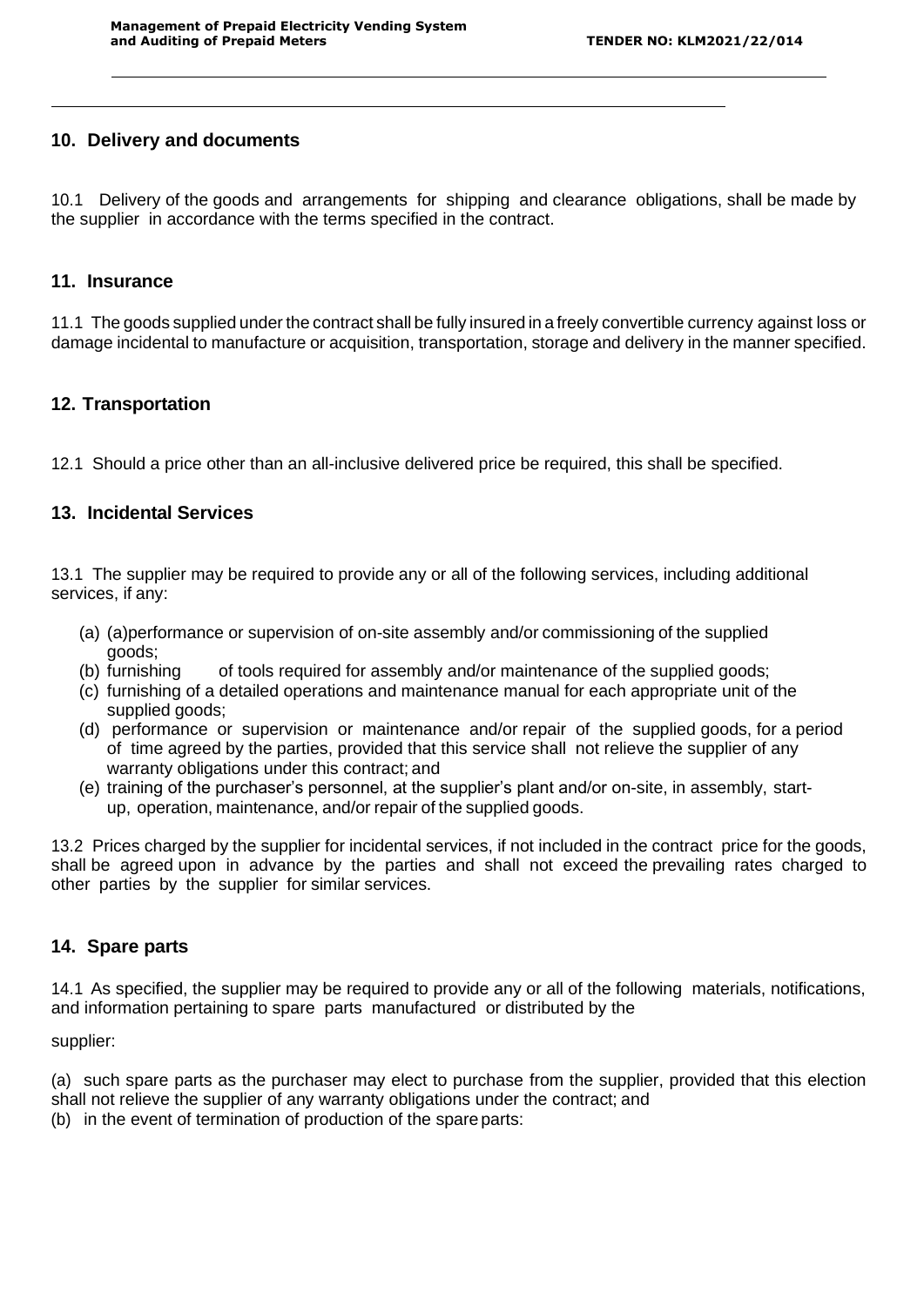## 10. Delivery and documents

10.1 Delivery of the goods and arrangements for shipping and clearance obligations, shall be made by the supplier in accordance with the terms specified in the contract.

## 11. Insurance

11.1 The goods supplied under the contract shall be fully insured in a freely convertible currency against loss or damage incidental to manufacture or acquisition, transportation, storage and delivery in the manner specified.

## 12. Transportation

12.1 Should a price other than an all-inclusive delivered price be required, this shall be specified.

## 13. Incidental Services

13.1 The supplier may be required to provide any or all of the following services, including additional services, if any:

(a) (a)performance or supervision of on-site assembly and/or commissioning of the supplied goods;
(b) furnishing of tools required for assembly and/or maintenance of the supplied goods;
(c) furnishing of a detailed operations and maintenance manual for each appropriate unit of the supplied goods;
(d) performance or supervision or maintenance and/or repair of the supplied goods, for a period of time agreed by the parties, provided that this service shall not relieve the supplier of any warranty obligations under this contract; and
(e) training of the purchaser's personnel, at the supplier's plant and/or on-site, in assembly, start-up, operation, maintenance, and/or repair of the supplied goods.

13.2 Prices charged by the supplier for incidental services, if not included in the contract price for the goods, shall be agreed upon in advance by the parties and shall not exceed the prevailing rates charged to other parties by the supplier for similar services.

## 14. Spare parts

14.1 As specified, the supplier may be required to provide any or all of the following materials, notifications, and information pertaining to spare parts manufactured or distributed by the

supplier:

(a) such spare parts as the purchaser may elect to purchase from the supplier, provided that this election shall not relieve the supplier of any warranty obligations under the contract; and
(b) in the event of termination of production of the spare parts: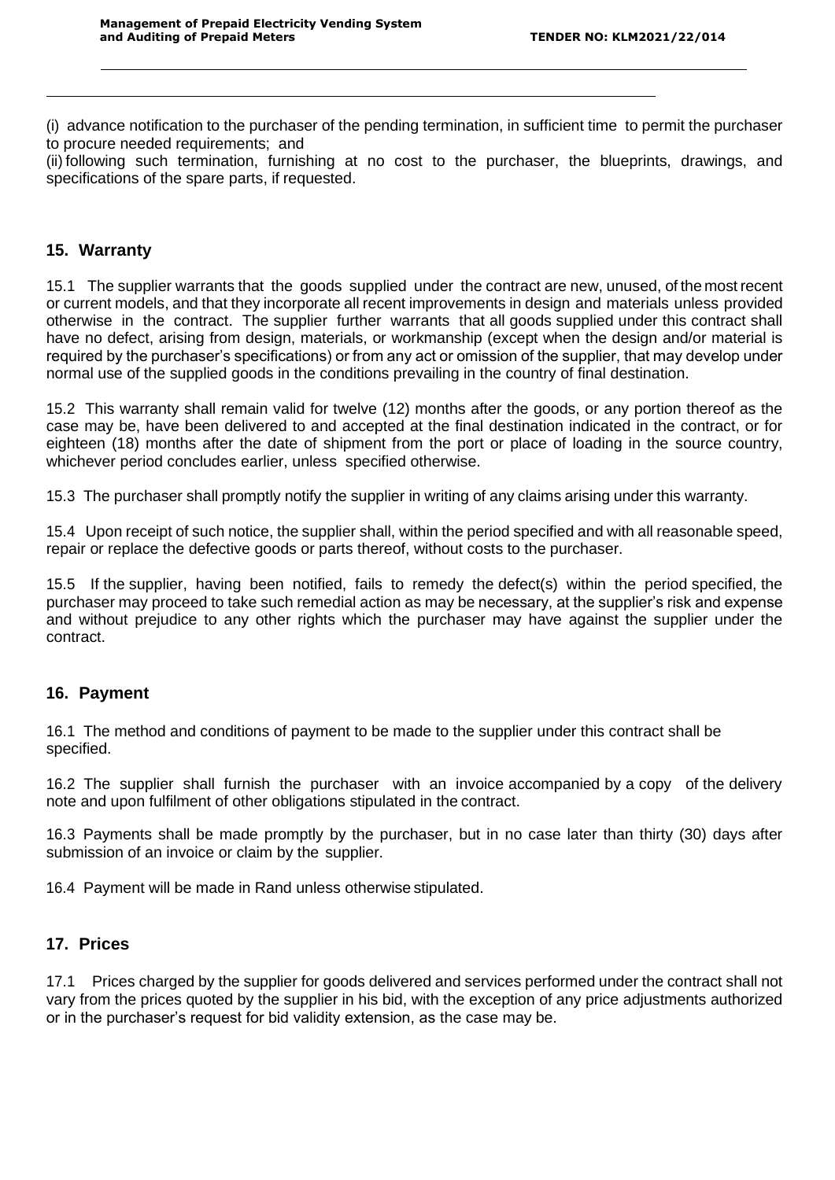(i) advance notification to the purchaser of the pending termination, in sufficient time to permit the purchaser to procure needed requirements; and

(ii) following such termination, furnishing at no cost to the purchaser, the blueprints, drawings, and specifications of the spare parts, if requested.

## 15. Warranty

15.1 The supplier warrants that the goods supplied under the contract are new, unused, of the most recent or current models, and that they incorporate all recent improvements in design and materials unless provided otherwise in the contract. The supplier further warrants that all goods supplied under this contract shall have no defect, arising from design, materials, or workmanship (except when the design and/or material is required by the purchaser's specifications) or from any act or omission of the supplier, that may develop under normal use of the supplied goods in the conditions prevailing in the country of final destination.

15.2 This warranty shall remain valid for twelve (12) months after the goods, or any portion thereof as the case may be, have been delivered to and accepted at the final destination indicated in the contract, or for eighteen (18) months after the date of shipment from the port or place of loading in the source country, whichever period concludes earlier, unless specified otherwise.

15.3 The purchaser shall promptly notify the supplier in writing of any claims arising under this warranty.

15.4 Upon receipt of such notice, the supplier shall, within the period specified and with all reasonable speed, repair or replace the defective goods or parts thereof, without costs to the purchaser.

15.5 If the supplier, having been notified, fails to remedy the defect(s) within the period specified, the purchaser may proceed to take such remedial action as may be necessary, at the supplier's risk and expense and without prejudice to any other rights which the purchaser may have against the supplier under the contract.

## 16. Payment

16.1 The method and conditions of payment to be made to the supplier under this contract shall be specified.

16.2 The supplier shall furnish the purchaser with an invoice accompanied by a copy of the delivery note and upon fulfilment of other obligations stipulated in the contract.

16.3 Payments shall be made promptly by the purchaser, but in no case later than thirty (30) days after submission of an invoice or claim by the supplier.

16.4 Payment will be made in Rand unless otherwise stipulated.

## 17. Prices

17.1 Prices charged by the supplier for goods delivered and services performed under the contract shall not vary from the prices quoted by the supplier in his bid, with the exception of any price adjustments authorized or in the purchaser's request for bid validity extension, as the case may be.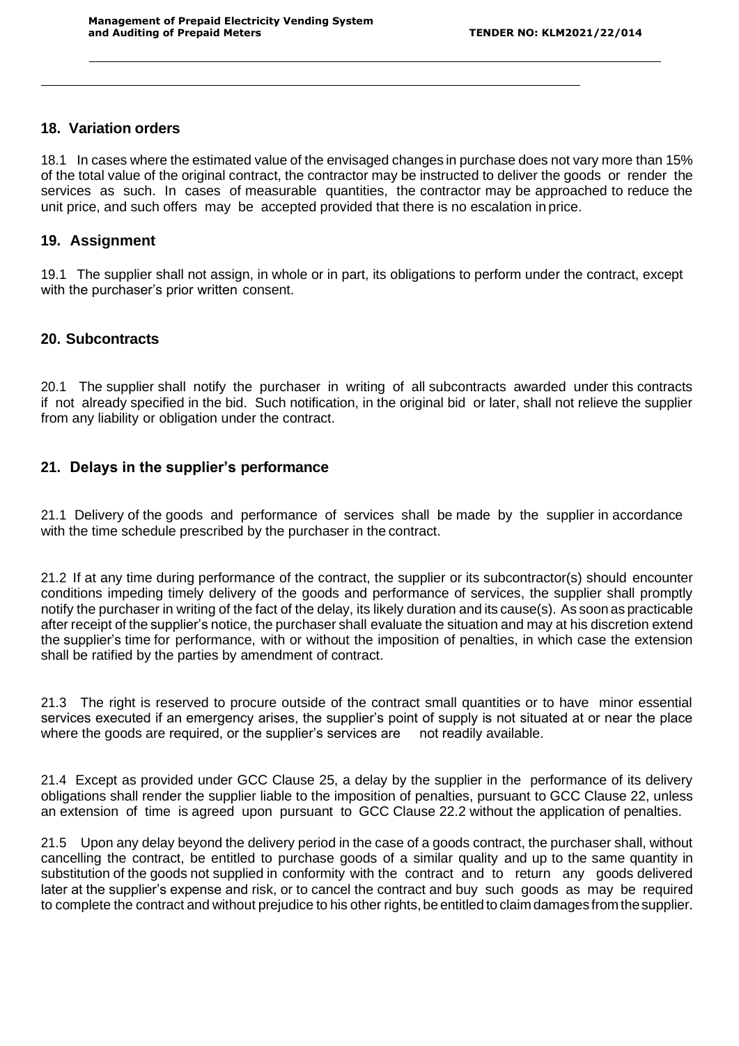## 18. Variation orders

18.1 In cases where the estimated value of the envisaged changes in purchase does not vary more than 15% of the total value of the original contract, the contractor may be instructed to deliver the goods or render the services as such. In cases of measurable quantities, the contractor may be approached to reduce the unit price, and such offers may be accepted provided that there is no escalation in price.

## 19. Assignment

19.1 The supplier shall not assign, in whole or in part, its obligations to perform under the contract, except with the purchaser's prior written consent.

## 20. Subcontracts

20.1 The supplier shall notify the purchaser in writing of all subcontracts awarded under this contracts if not already specified in the bid. Such notification, in the original bid or later, shall not relieve the supplier from any liability or obligation under the contract.

## 21. Delays in the supplier's performance

21.1 Delivery of the goods and performance of services shall be made by the supplier in accordance with the time schedule prescribed by the purchaser in the contract.

21.2 If at any time during performance of the contract, the supplier or its subcontractor(s) should encounter conditions impeding timely delivery of the goods and performance of services, the supplier shall promptly notify the purchaser in writing of the fact of the delay, its likely duration and its cause(s). As soon as practicable after receipt of the supplier's notice, the purchaser shall evaluate the situation and may at his discretion extend the supplier's time for performance, with or without the imposition of penalties, in which case the extension shall be ratified by the parties by amendment of contract.

21.3 The right is reserved to procure outside of the contract small quantities or to have minor essential services executed if an emergency arises, the supplier's point of supply is not situated at or near the place where the goods are required, or the supplier's services are not readily available.

21.4 Except as provided under GCC Clause 25, a delay by the supplier in the performance of its delivery obligations shall render the supplier liable to the imposition of penalties, pursuant to GCC Clause 22, unless an extension of time is agreed upon pursuant to GCC Clause 22.2 without the application of penalties.

21.5 Upon any delay beyond the delivery period in the case of a goods contract, the purchaser shall, without cancelling the contract, be entitled to purchase goods of a similar quality and up to the same quantity in substitution of the goods not supplied in conformity with the contract and to return any goods delivered later at the supplier's expense and risk, or to cancel the contract and buy such goods as may be required to complete the contract and without prejudice to his other rights, be entitled to claim damages from the supplier.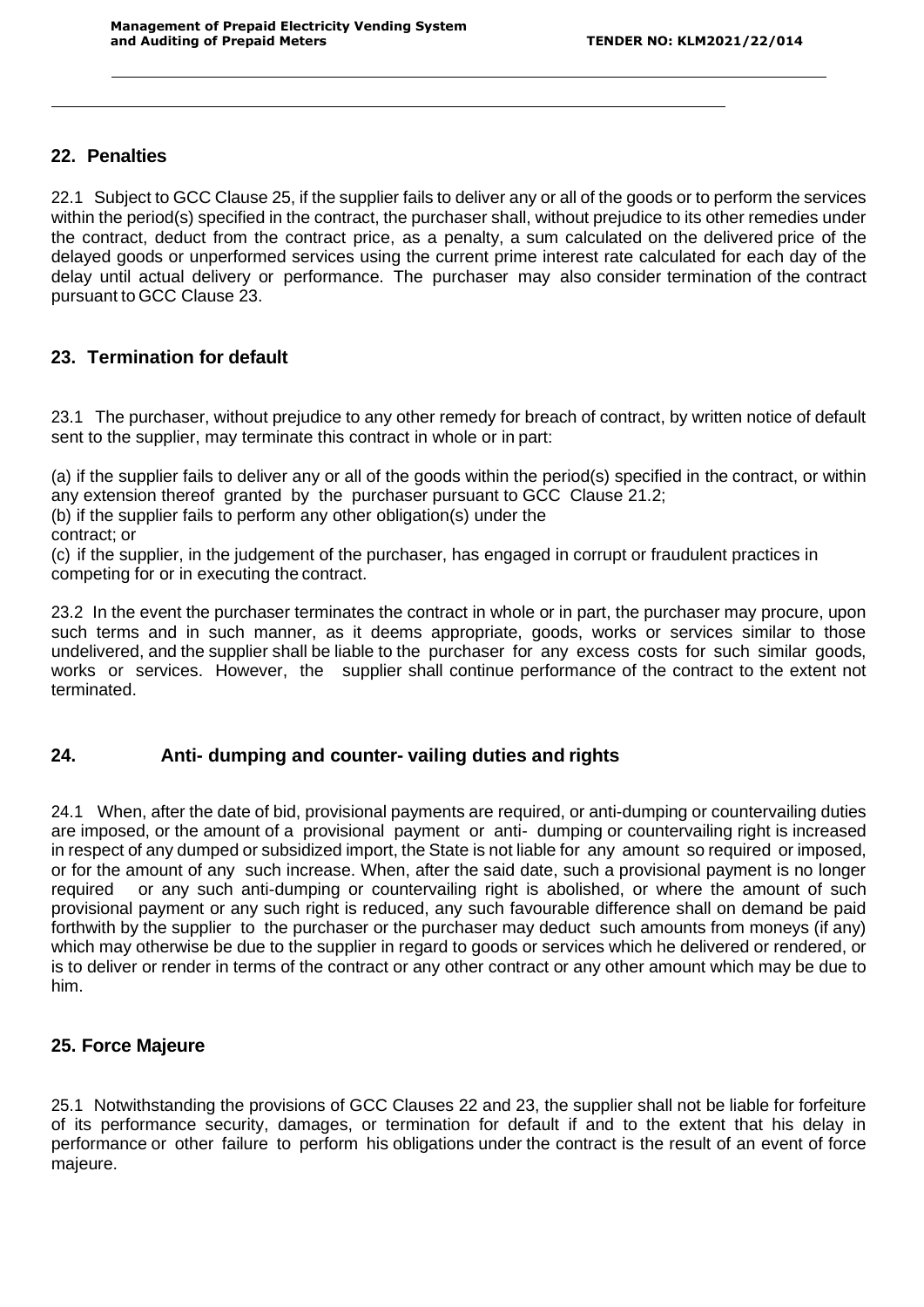## 22. Penalties

22.1 Subject to GCC Clause 25, if the supplier fails to deliver any or all of the goods or to perform the services within the period(s) specified in the contract, the purchaser shall, without prejudice to its other remedies under the contract, deduct from the contract price, as a penalty, a sum calculated on the delivered price of the delayed goods or unperformed services using the current prime interest rate calculated for each day of the delay until actual delivery or performance. The purchaser may also consider termination of the contract pursuant to GCC Clause 23.

## 23. Termination for default

23.1 The purchaser, without prejudice to any other remedy for breach of contract, by written notice of default sent to the supplier, may terminate this contract in whole or in part:

(a) if the supplier fails to deliver any or all of the goods within the period(s) specified in the contract, or within any extension thereof granted by the purchaser pursuant to GCC Clause 21.2;
(b) if the supplier fails to perform any other obligation(s) under the contract; or
(c) if the supplier, in the judgement of the purchaser, has engaged in corrupt or fraudulent practices in competing for or in executing the contract.

23.2 In the event the purchaser terminates the contract in whole or in part, the purchaser may procure, upon such terms and in such manner, as it deems appropriate, goods, works or services similar to those undelivered, and the supplier shall be liable to the purchaser for any excess costs for such similar goods, works or services. However, the supplier shall continue performance of the contract to the extent not terminated.

## 24. Anti- dumping and counter- vailing duties and rights

24.1 When, after the date of bid, provisional payments are required, or anti-dumping or countervailing duties are imposed, or the amount of a provisional payment or anti- dumping or countervailing right is increased in respect of any dumped or subsidized import, the State is not liable for any amount so required or imposed, or for the amount of any such increase. When, after the said date, such a provisional payment is no longer required or any such anti-dumping or countervailing right is abolished, or where the amount of such provisional payment or any such right is reduced, any such favourable difference shall on demand be paid forthwith by the supplier to the purchaser or the purchaser may deduct such amounts from moneys (if any) which may otherwise be due to the supplier in regard to goods or services which he delivered or rendered, or is to deliver or render in terms of the contract or any other contract or any other amount which may be due to him.

## 25. Force Majeure

25.1 Notwithstanding the provisions of GCC Clauses 22 and 23, the supplier shall not be liable for forfeiture of its performance security, damages, or termination for default if and to the extent that his delay in performance or other failure to perform his obligations under the contract is the result of an event of force majeure.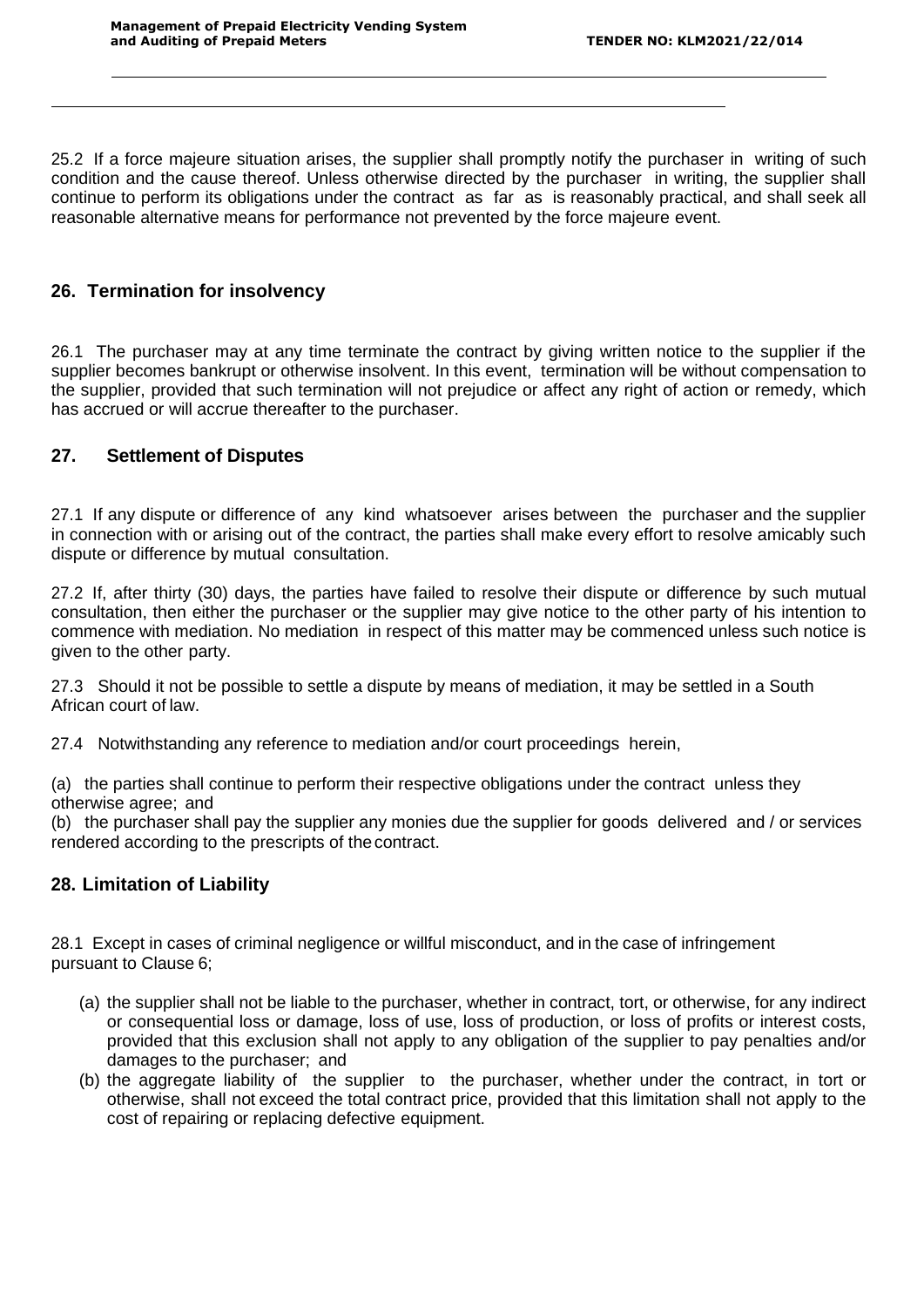25.2 If a force majeure situation arises, the supplier shall promptly notify the purchaser in writing of such condition and the cause thereof. Unless otherwise directed by the purchaser in writing, the supplier shall continue to perform its obligations under the contract as far as is reasonably practical, and shall seek all reasonable alternative means for performance not prevented by the force majeure event.

## 26. Termination for insolvency

26.1 The purchaser may at any time terminate the contract by giving written notice to the supplier if the supplier becomes bankrupt or otherwise insolvent. In this event, termination will be without compensation to the supplier, provided that such termination will not prejudice or affect any right of action or remedy, which has accrued or will accrue thereafter to the purchaser.

## 27. Settlement of Disputes

27.1 If any dispute or difference of any kind whatsoever arises between the purchaser and the supplier in connection with or arising out of the contract, the parties shall make every effort to resolve amicably such dispute or difference by mutual consultation.

27.2 If, after thirty (30) days, the parties have failed to resolve their dispute or difference by such mutual consultation, then either the purchaser or the supplier may give notice to the other party of his intention to commence with mediation. No mediation in respect of this matter may be commenced unless such notice is given to the other party.

27.3 Should it not be possible to settle a dispute by means of mediation, it may be settled in a South African court of law.

27.4 Notwithstanding any reference to mediation and/or court proceedings herein,

(a) the parties shall continue to perform their respective obligations under the contract unless they otherwise agree; and
(b) the purchaser shall pay the supplier any monies due the supplier for goods delivered and / or services rendered according to the prescripts of the contract.

## 28. Limitation of Liability

28.1 Except in cases of criminal negligence or willful misconduct, and in the case of infringement pursuant to Clause 6;

(a) the supplier shall not be liable to the purchaser, whether in contract, tort, or otherwise, for any indirect or consequential loss or damage, loss of use, loss of production, or loss of profits or interest costs, provided that this exclusion shall not apply to any obligation of the supplier to pay penalties and/or damages to the purchaser; and
(b) the aggregate liability of the supplier to the purchaser, whether under the contract, in tort or otherwise, shall not exceed the total contract price, provided that this limitation shall not apply to the cost of repairing or replacing defective equipment.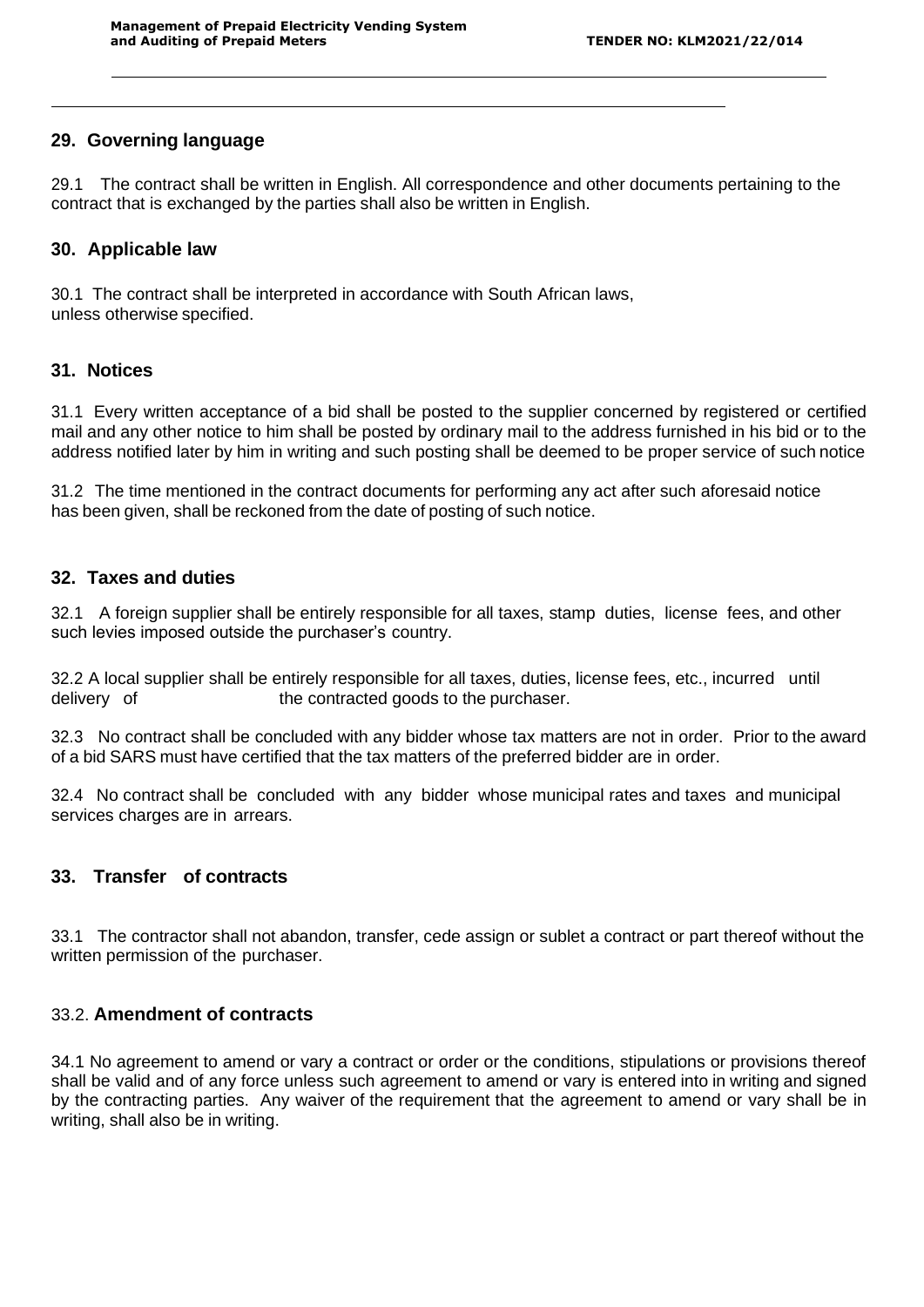## 29. Governing language

29.1 The contract shall be written in English. All correspondence and other documents pertaining to the contract that is exchanged by the parties shall also be written in English.

## 30. Applicable law

30.1 The contract shall be interpreted in accordance with South African laws, unless otherwise specified.

## 31. Notices

31.1 Every written acceptance of a bid shall be posted to the supplier concerned by registered or certified mail and any other notice to him shall be posted by ordinary mail to the address furnished in his bid or to the address notified later by him in writing and such posting shall be deemed to be proper service of such notice

31.2 The time mentioned in the contract documents for performing any act after such aforesaid notice has been given, shall be reckoned from the date of posting of such notice.

## 32. Taxes and duties

32.1 A foreign supplier shall be entirely responsible for all taxes, stamp duties, license fees, and other such levies imposed outside the purchaser's country.

32.2 A local supplier shall be entirely responsible for all taxes, duties, license fees, etc., incurred until delivery of the contracted goods to the purchaser.

32.3 No contract shall be concluded with any bidder whose tax matters are not in order. Prior to the award of a bid SARS must have certified that the tax matters of the preferred bidder are in order.

32.4 No contract shall be concluded with any bidder whose municipal rates and taxes and municipal services charges are in arrears.

## 33. Transfer of contracts

33.1 The contractor shall not abandon, transfer, cede assign or sublet a contract or part thereof without the written permission of the purchaser.

### 33.2. Amendment of contracts

34.1 No agreement to amend or vary a contract or order or the conditions, stipulations or provisions thereof shall be valid and of any force unless such agreement to amend or vary is entered into in writing and signed by the contracting parties. Any waiver of the requirement that the agreement to amend or vary shall be in writing, shall also be in writing.